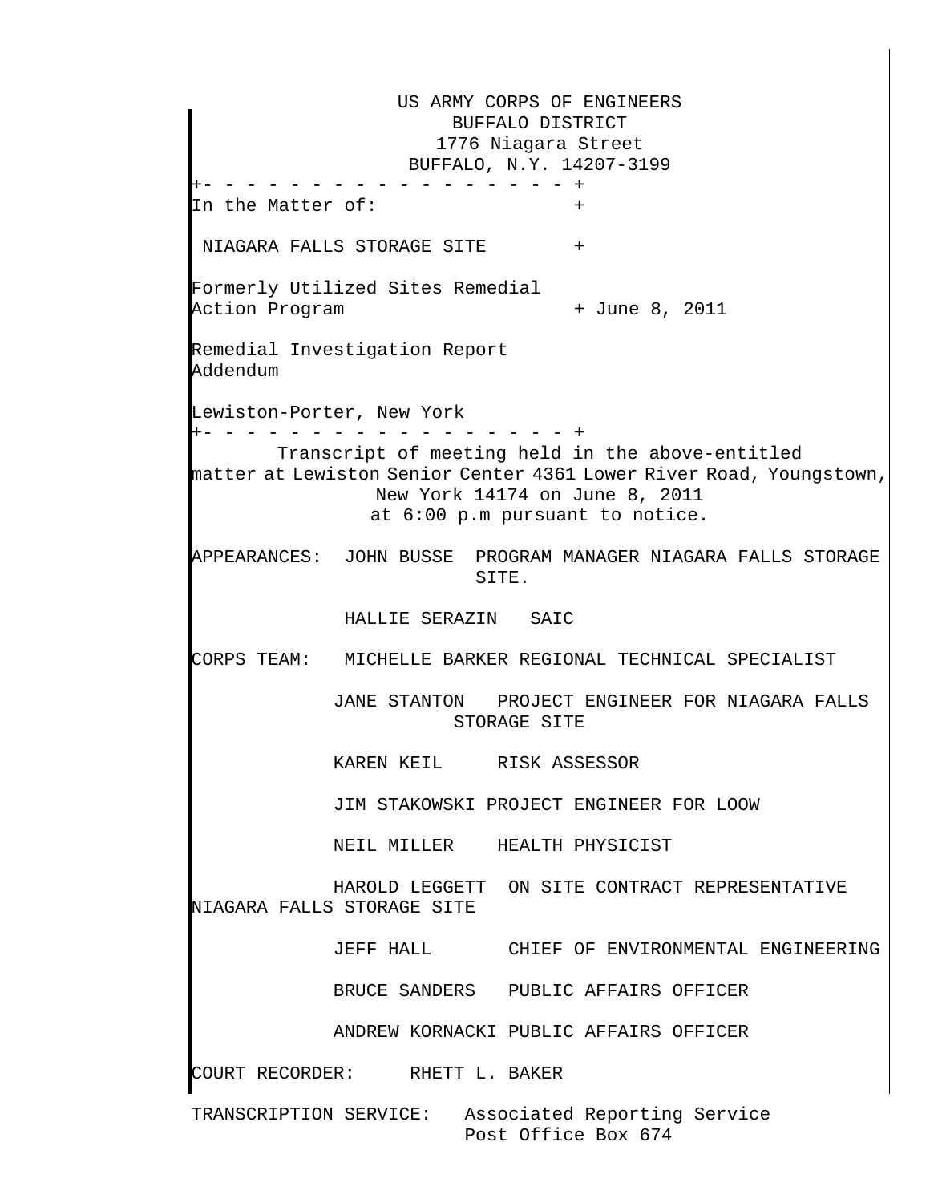US ARMY CORPS OF ENGINEERS
BUFFALO DISTRICT
1776 Niagara Street
BUFFALO, N.Y. 14207-3199

+- - - - - - - - - - - - - - - - - - +

In the Matter of: +

NIAGARA FALLS STORAGE SITE +

Formerly Utilized Sites Remedial Action Program + June 8, 2011

Remedial Investigation Report Addendum

Lewiston-Porter, New York

+- - - - - - - - - - - - - - - - - - +

Transcript of meeting held in the above-entitled matter at Lewiston Senior Center 4361 Lower River Road, Youngstown, New York 14174 on June 8, 2011 at 6:00 p.m pursuant to notice.

APPEARANCES: JOHN BUSSE PROGRAM MANAGER NIAGARA FALLS STORAGE SITE.

HALLIE SERAZIN SAIC

CORPS TEAM: MICHELLE BARKER REGIONAL TECHNICAL SPECIALIST

JANE STANTON PROJECT ENGINEER FOR NIAGARA FALLS STORAGE SITE

KAREN KEIL RISK ASSESSOR

JIM STAKOWSKI PROJECT ENGINEER FOR LOOW

NEIL MILLER HEALTH PHYSICIST

HAROLD LEGGETT ON SITE CONTRACT REPRESENTATIVE NIAGARA FALLS STORAGE SITE

JEFF HALL CHIEF OF ENVIRONMENTAL ENGINEERING

BRUCE SANDERS PUBLIC AFFAIRS OFFICER

ANDREW KORNACKI PUBLIC AFFAIRS OFFICER

COURT RECORDER: RHETT L. BAKER

TRANSCRIPTION SERVICE: Associated Reporting Service
Post Office Box 674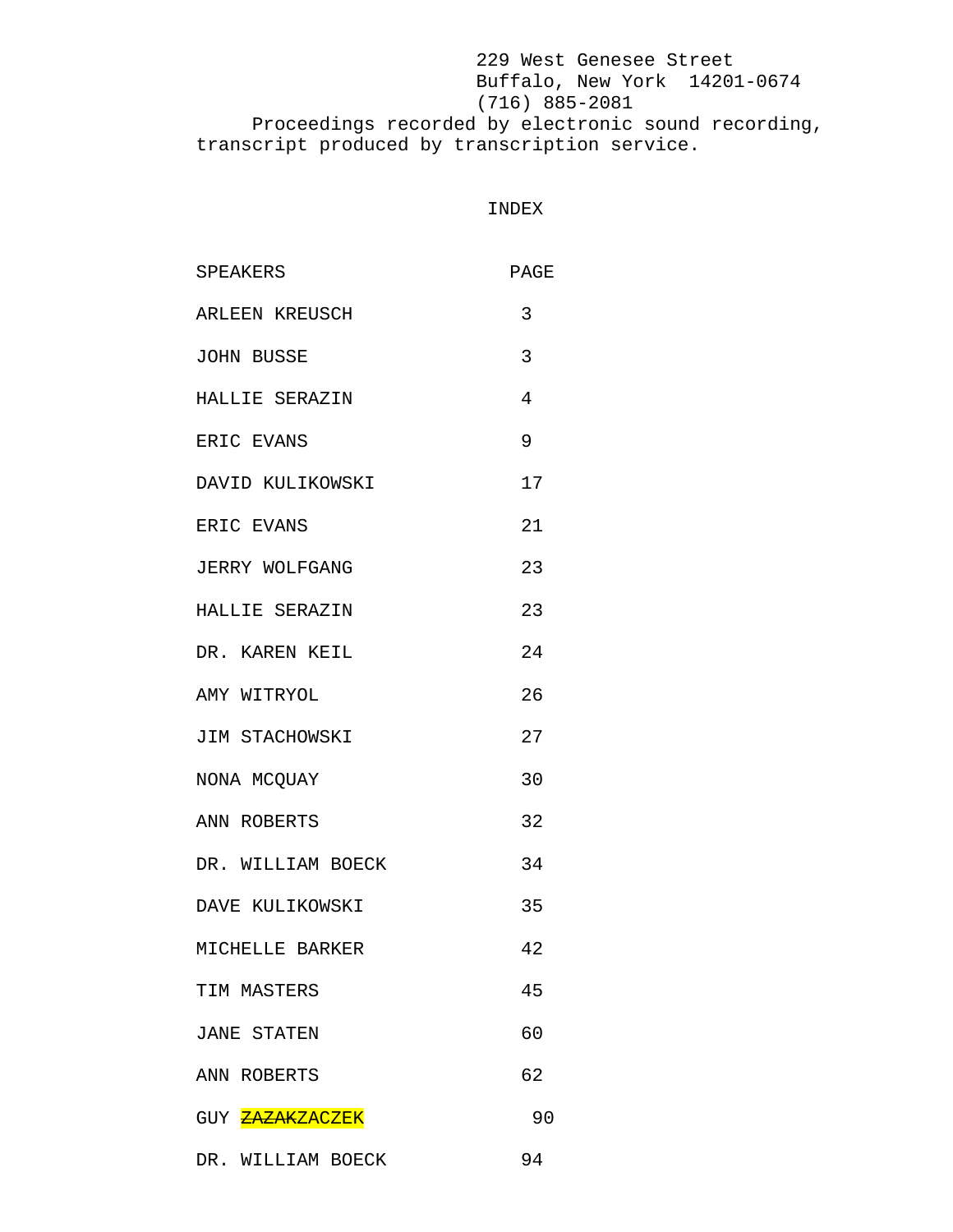229 West Genesee Street
Buffalo, New York 14201-0674
(716) 885-2081

Proceedings recorded by electronic sound recording, transcript produced by transcription service.

# INDEX

| SPEAKERS | PAGE |
|---|---|
| ARLEEN KREUSCH | 3 |
| JOHN BUSSE | 3 |
| HALLIE SERAZIN | 4 |
| ERIC EVANS | 9 |
| DAVID KULIKOWSKI | 17 |
| ERIC EVANS | 21 |
| JERRY WOLFGANG | 23 |
| HALLIE SERAZIN | 23 |
| DR. KAREN KEIL | 24 |
| AMY WITRYOL | 26 |
| JIM STACHOWSKI | 27 |
| NONA MCQUAY | 30 |
| ANN ROBERTS | 32 |
| DR. WILLIAM BOECK | 34 |
| DAVE KULIKOWSKI | 35 |
| MICHELLE BARKER | 42 |
| TIM MASTERS | 45 |
| JANE STATEN | 60 |
| ANN ROBERTS | 62 |
| GUY ~~ZAZAK~~ZACZEK | 90 |
| DR. WILLIAM BOECK | 94 |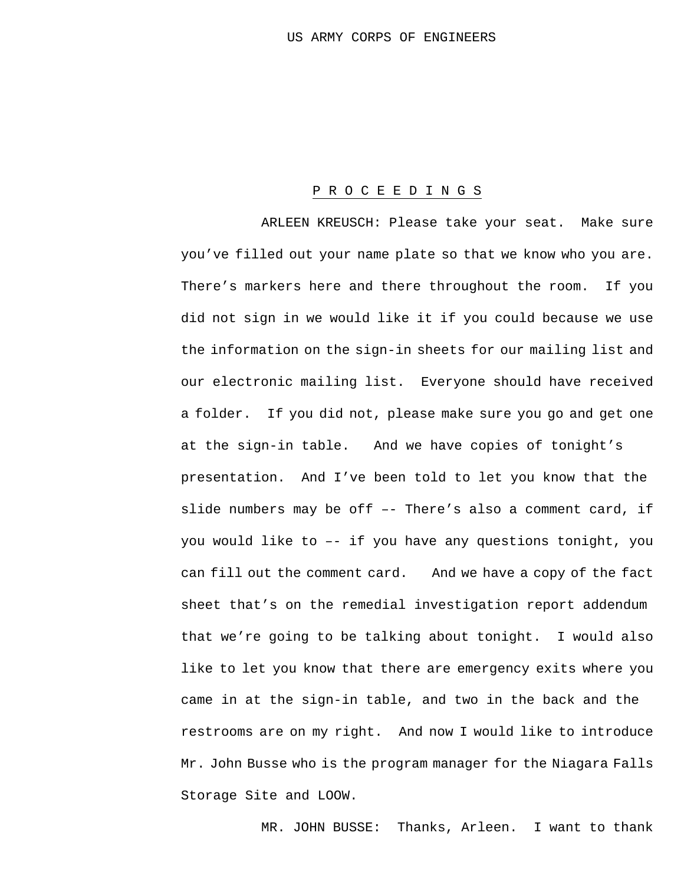P R O C E E D I N G S

ARLEEN KREUSCH: Please take your seat. Make sure you've filled out your name plate so that we know who you are. There's markers here and there throughout the room. If you did not sign in we would like it if you could because we use the information on the sign-in sheets for our mailing list and our electronic mailing list. Everyone should have received a folder. If you did not, please make sure you go and get one at the sign-in table. And we have copies of tonight's presentation. And I've been told to let you know that the slide numbers may be off –- There's also a comment card, if you would like to –- if you have any questions tonight, you can fill out the comment card. And we have a copy of the fact sheet that's on the remedial investigation report addendum that we're going to be talking about tonight. I would also like to let you know that there are emergency exits where you came in at the sign-in table, and two in the back and the restrooms are on my right. And now I would like to introduce Mr. John Busse who is the program manager for the Niagara Falls Storage Site and LOOW.

MR. JOHN BUSSE: Thanks, Arleen. I want to thank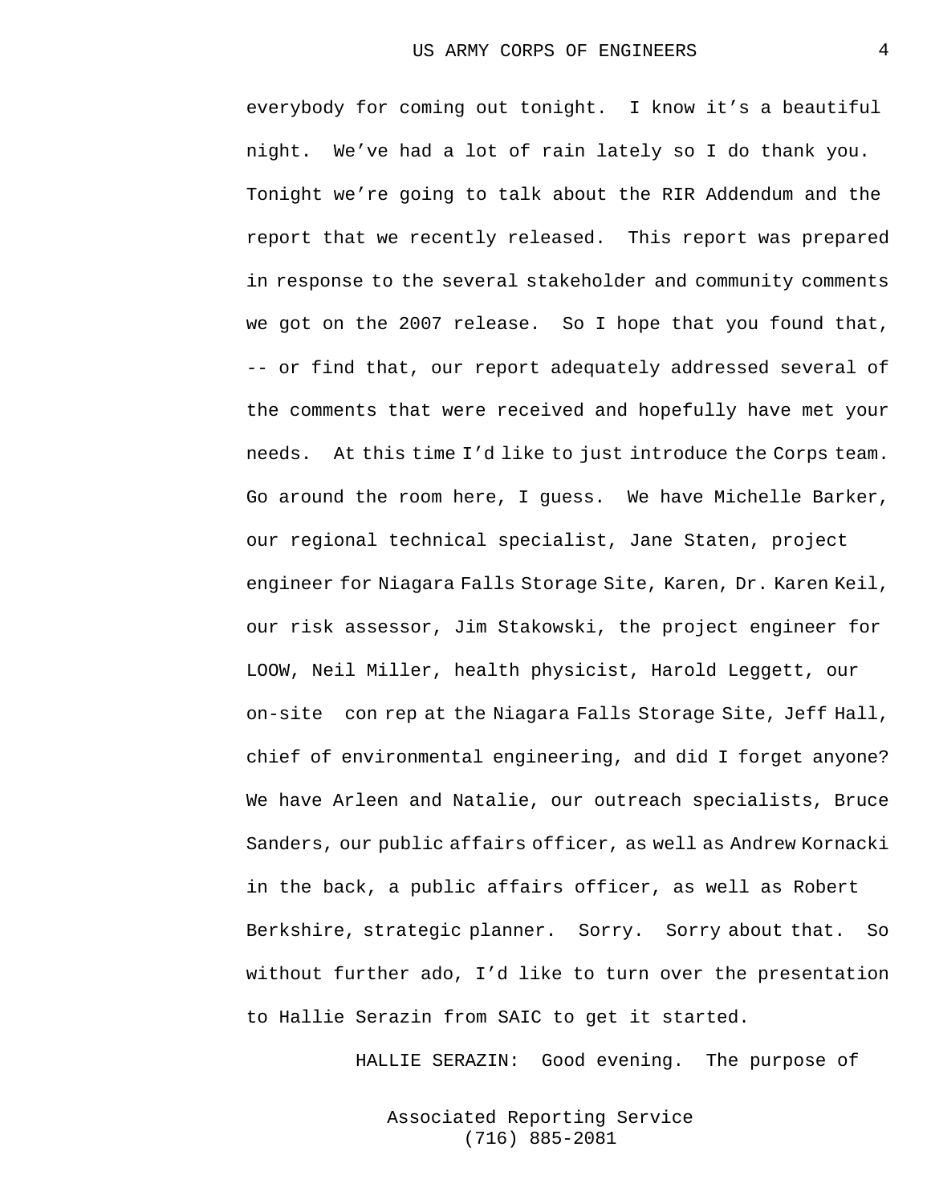everybody for coming out tonight. I know it's a beautiful night. We've had a lot of rain lately so I do thank you. Tonight we're going to talk about the RIR Addendum and the report that we recently released. This report was prepared in response to the several stakeholder and community comments we got on the 2007 release. So I hope that you found that, -- or find that, our report adequately addressed several of the comments that were received and hopefully have met your needs. At this time I'd like to just introduce the Corps team. Go around the room here, I guess. We have Michelle Barker, our regional technical specialist, Jane Staten, project engineer for Niagara Falls Storage Site, Karen, Dr. Karen Keil, our risk assessor, Jim Stakowski, the project engineer for LOOW, Neil Miller, health physicist, Harold Leggett, our on-site con rep at the Niagara Falls Storage Site, Jeff Hall, chief of environmental engineering, and did I forget anyone? We have Arleen and Natalie, our outreach specialists, Bruce Sanders, our public affairs officer, as well as Andrew Kornacki in the back, a public affairs officer, as well as Robert Berkshire, strategic planner. Sorry. Sorry about that. So without further ado, I'd like to turn over the presentation to Hallie Serazin from SAIC to get it started.

HALLIE SERAZIN: Good evening. The purpose of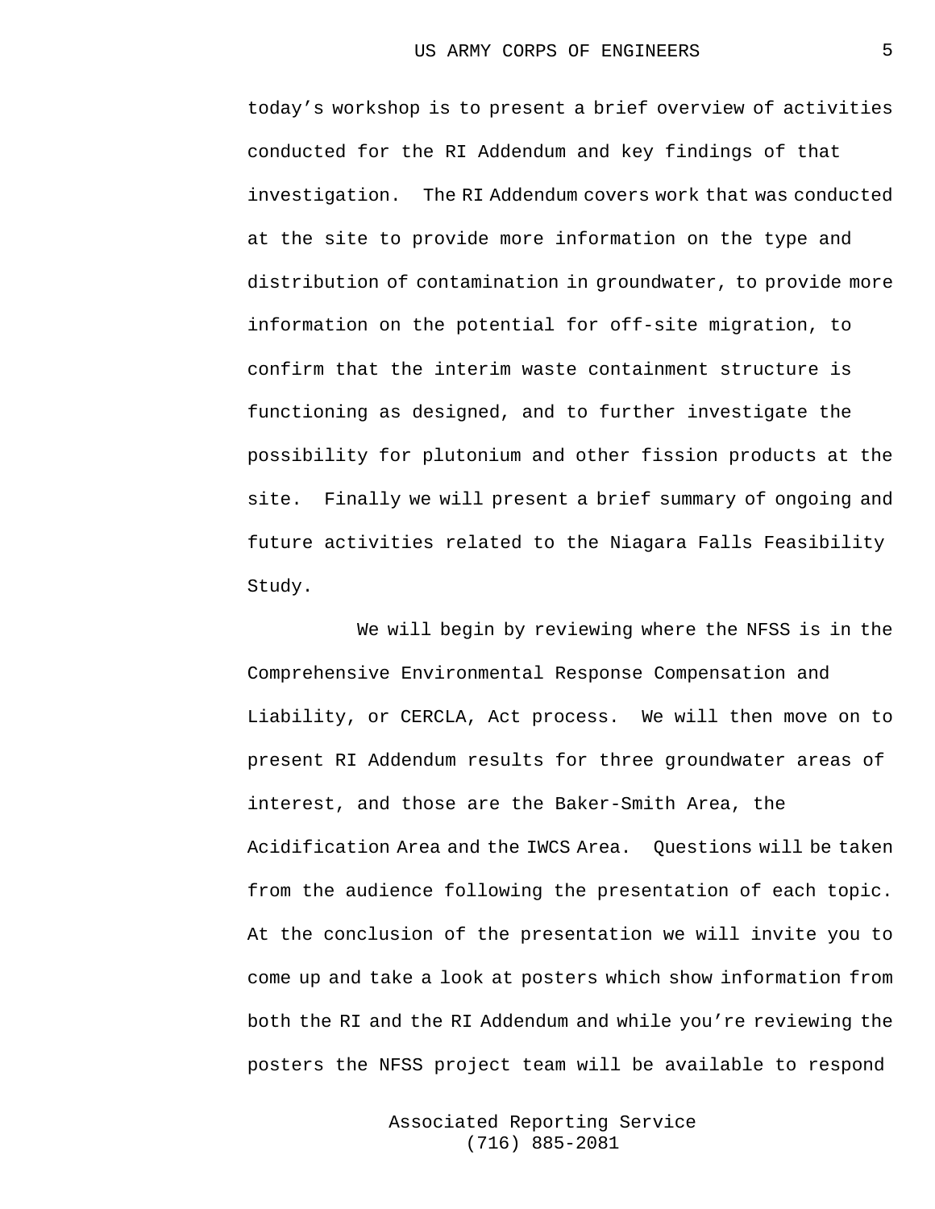today's workshop is to present a brief overview of activities conducted for the RI Addendum and key findings of that investigation. The RI Addendum covers work that was conducted at the site to provide more information on the type and distribution of contamination in groundwater, to provide more information on the potential for off-site migration, to confirm that the interim waste containment structure is functioning as designed, and to further investigate the possibility for plutonium and other fission products at the site. Finally we will present a brief summary of ongoing and future activities related to the Niagara Falls Feasibility Study.

We will begin by reviewing where the NFSS is in the Comprehensive Environmental Response Compensation and Liability, or CERCLA, Act process. We will then move on to present RI Addendum results for three groundwater areas of interest, and those are the Baker-Smith Area, the Acidification Area and the IWCS Area. Questions will be taken from the audience following the presentation of each topic. At the conclusion of the presentation we will invite you to come up and take a look at posters which show information from both the RI and the RI Addendum and while you're reviewing the posters the NFSS project team will be available to respond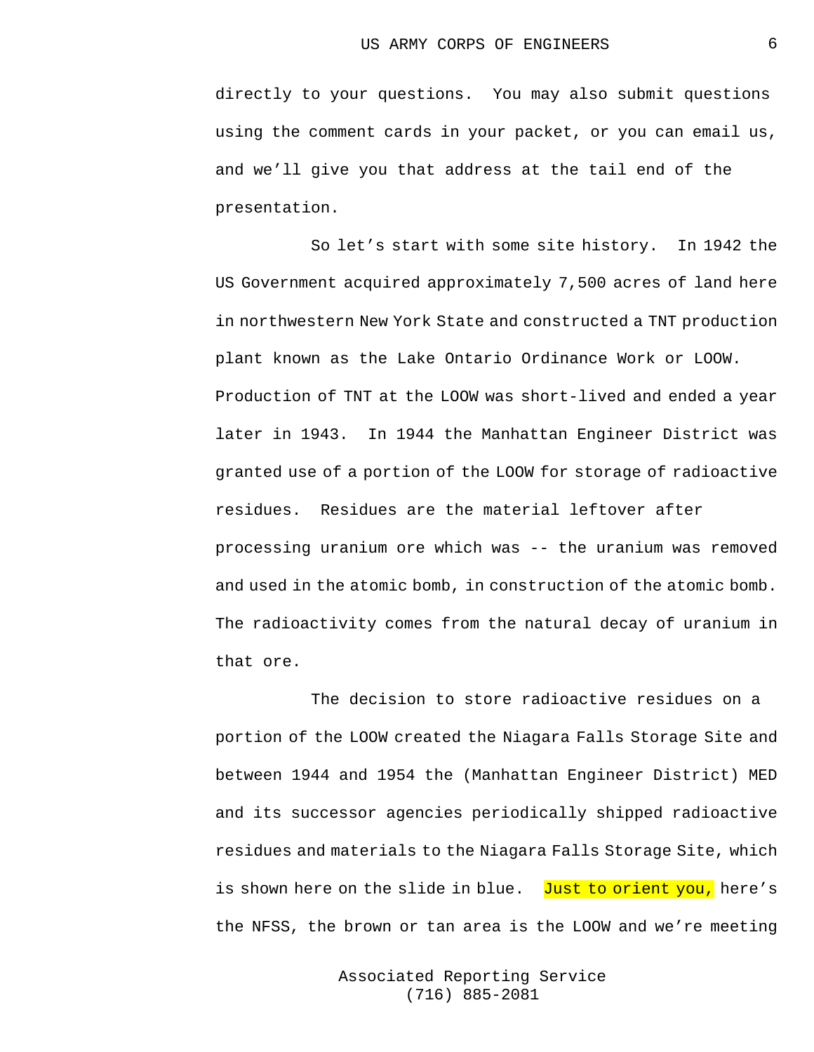directly to your questions. You may also submit questions using the comment cards in your packet, or you can email us, and we’ll give you that address at the tail end of the presentation.

So let’s start with some site history. In 1942 the US Government acquired approximately 7,500 acres of land here in northwestern New York State and constructed a TNT production plant known as the Lake Ontario Ordinance Work or LOOW. Production of TNT at the LOOW was short-lived and ended a year later in 1943. In 1944 the Manhattan Engineer District was granted use of a portion of the LOOW for storage of radioactive residues. Residues are the material leftover after processing uranium ore which was -- the uranium was removed and used in the atomic bomb, in construction of the atomic bomb. The radioactivity comes from the natural decay of uranium in that ore.

The decision to store radioactive residues on a portion of the LOOW created the Niagara Falls Storage Site and between 1944 and 1954 the (Manhattan Engineer District) MED and its successor agencies periodically shipped radioactive residues and materials to the Niagara Falls Storage Site, which is shown here on the slide in blue. Just to orient you, here’s the NFSS, the brown or tan area is the LOOW and we’re meeting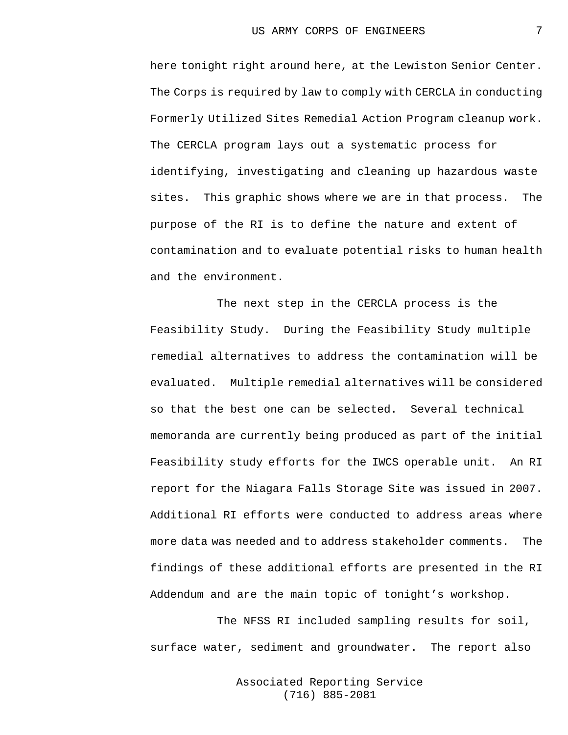here tonight right around here, at the Lewiston Senior Center. The Corps is required by law to comply with CERCLA in conducting Formerly Utilized Sites Remedial Action Program cleanup work. The CERCLA program lays out a systematic process for identifying, investigating and cleaning up hazardous waste sites. This graphic shows where we are in that process. The purpose of the RI is to define the nature and extent of contamination and to evaluate potential risks to human health and the environment.

The next step in the CERCLA process is the Feasibility Study. During the Feasibility Study multiple remedial alternatives to address the contamination will be evaluated. Multiple remedial alternatives will be considered so that the best one can be selected. Several technical memoranda are currently being produced as part of the initial Feasibility study efforts for the IWCS operable unit. An RI report for the Niagara Falls Storage Site was issued in 2007. Additional RI efforts were conducted to address areas where more data was needed and to address stakeholder comments. The findings of these additional efforts are presented in the RI Addendum and are the main topic of tonight’s workshop.

The NFSS RI included sampling results for soil, surface water, sediment and groundwater. The report also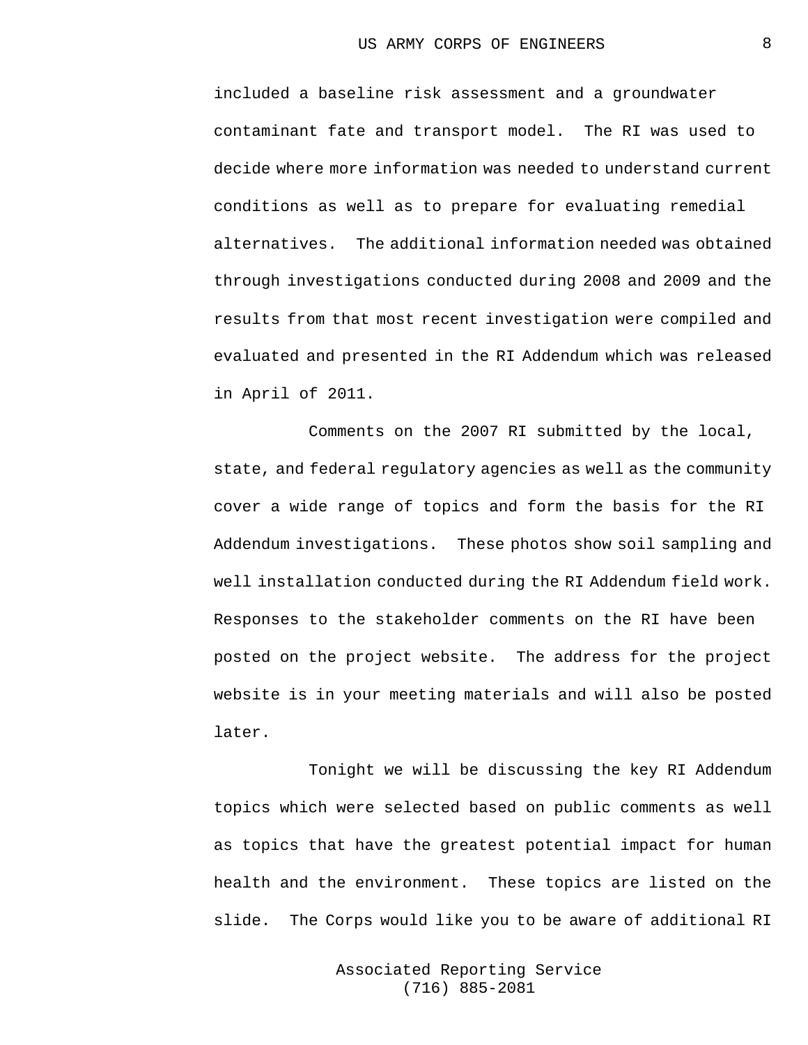included a baseline risk assessment and a groundwater contaminant fate and transport model. The RI was used to decide where more information was needed to understand current conditions as well as to prepare for evaluating remedial alternatives. The additional information needed was obtained through investigations conducted during 2008 and 2009 and the results from that most recent investigation were compiled and evaluated and presented in the RI Addendum which was released in April of 2011.

Comments on the 2007 RI submitted by the local, state, and federal regulatory agencies as well as the community cover a wide range of topics and form the basis for the RI Addendum investigations. These photos show soil sampling and well installation conducted during the RI Addendum field work. Responses to the stakeholder comments on the RI have been posted on the project website. The address for the project website is in your meeting materials and will also be posted later.

Tonight we will be discussing the key RI Addendum topics which were selected based on public comments as well as topics that have the greatest potential impact for human health and the environment. These topics are listed on the slide. The Corps would like you to be aware of additional RI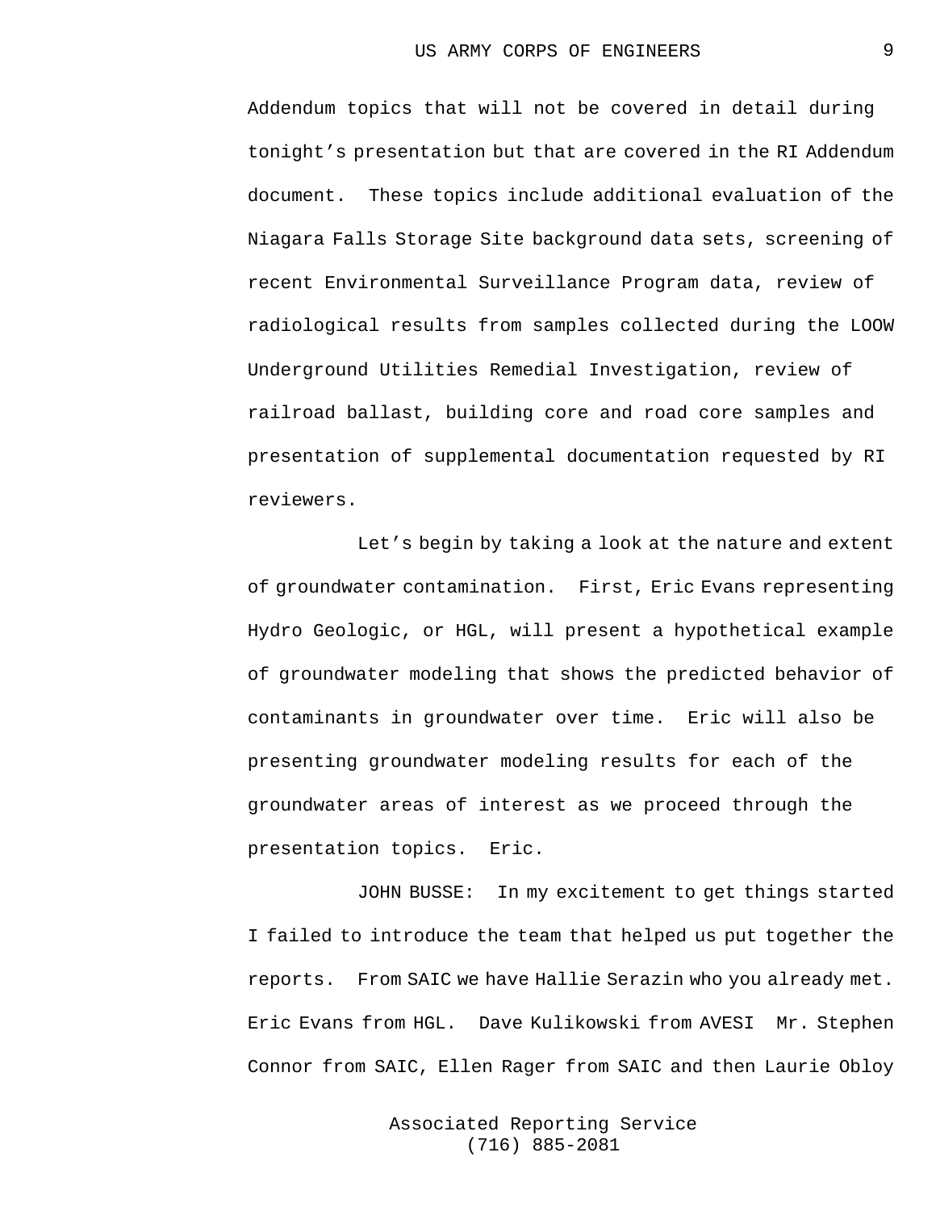Addendum topics that will not be covered in detail during tonight's presentation but that are covered in the RI Addendum document. These topics include additional evaluation of the Niagara Falls Storage Site background data sets, screening of recent Environmental Surveillance Program data, review of radiological results from samples collected during the LOOW Underground Utilities Remedial Investigation, review of railroad ballast, building core and road core samples and presentation of supplemental documentation requested by RI reviewers.

Let's begin by taking a look at the nature and extent of groundwater contamination. First, Eric Evans representing Hydro Geologic, or HGL, will present a hypothetical example of groundwater modeling that shows the predicted behavior of contaminants in groundwater over time. Eric will also be presenting groundwater modeling results for each of the groundwater areas of interest as we proceed through the presentation topics. Eric.

JOHN BUSSE: In my excitement to get things started I failed to introduce the team that helped us put together the reports. From SAIC we have Hallie Serazin who you already met. Eric Evans from HGL. Dave Kulikowski from AVESI Mr. Stephen Connor from SAIC, Ellen Rager from SAIC and then Laurie Obloy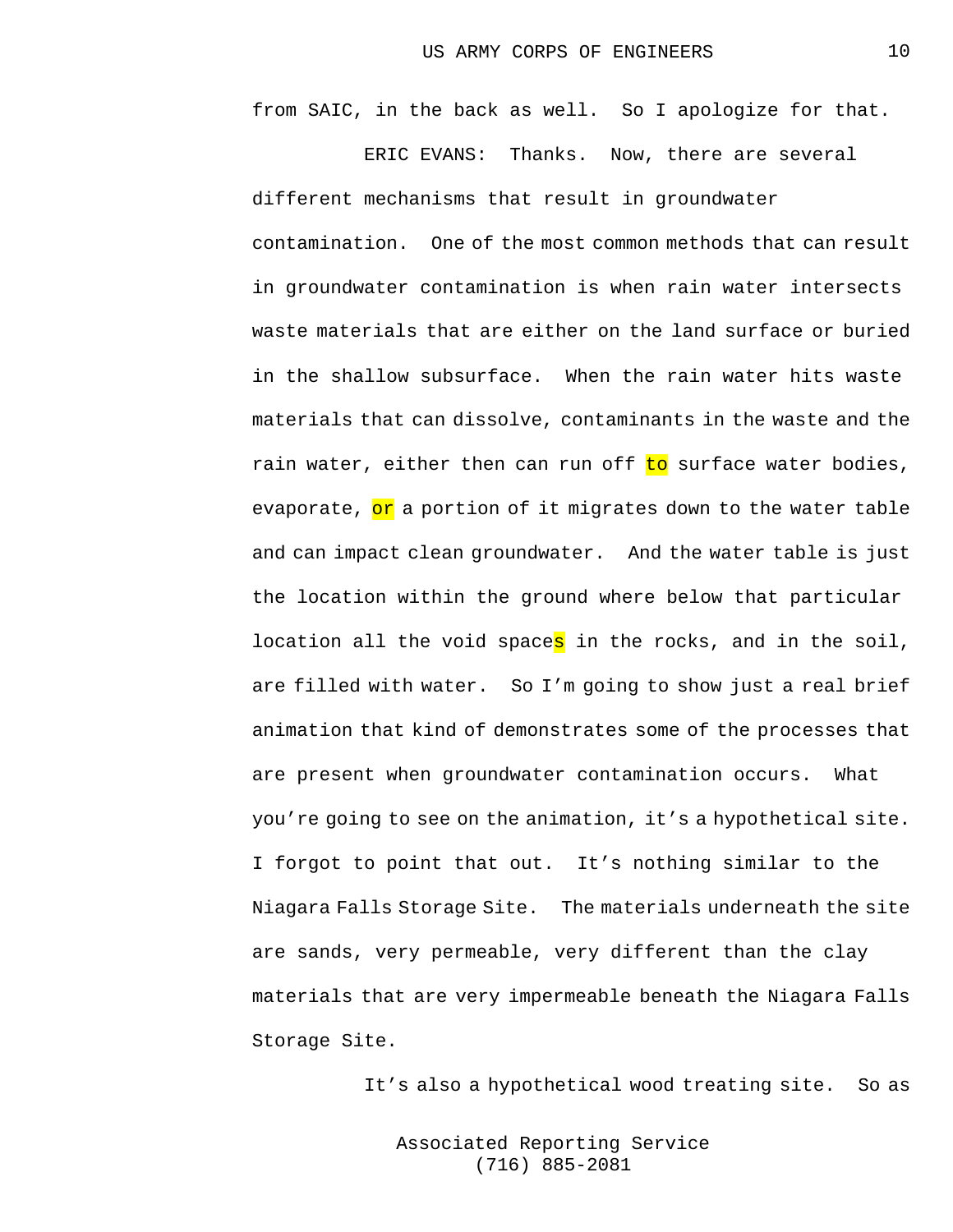from SAIC, in the back as well. So I apologize for that.

ERIC EVANS: Thanks. Now, there are several different mechanisms that result in groundwater contamination. One of the most common methods that can result in groundwater contamination is when rain water intersects waste materials that are either on the land surface or buried in the shallow subsurface. When the rain water hits waste materials that can dissolve, contaminants in the waste and the rain water, either then can run off to surface water bodies, evaporate, or a portion of it migrates down to the water table and can impact clean groundwater. And the water table is just the location within the ground where below that particular location all the void spaces in the rocks, and in the soil, are filled with water. So I'm going to show just a real brief animation that kind of demonstrates some of the processes that are present when groundwater contamination occurs. What you're going to see on the animation, it's a hypothetical site. I forgot to point that out. It's nothing similar to the Niagara Falls Storage Site. The materials underneath the site are sands, very permeable, very different than the clay materials that are very impermeable beneath the Niagara Falls Storage Site.

It's also a hypothetical wood treating site. So as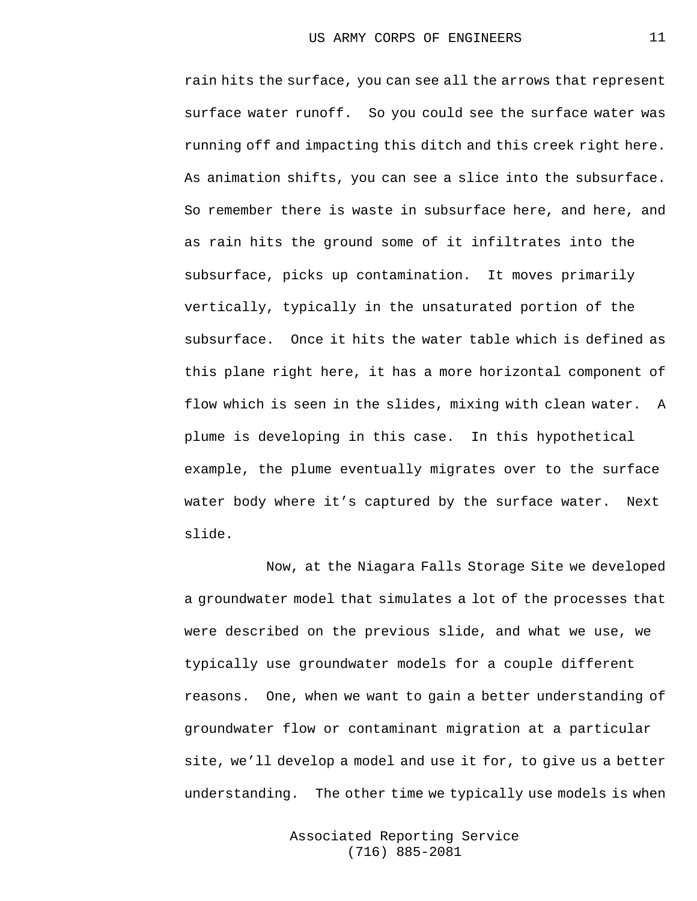rain hits the surface, you can see all the arrows that represent surface water runoff. So you could see the surface water was running off and impacting this ditch and this creek right here. As animation shifts, you can see a slice into the subsurface. So remember there is waste in subsurface here, and here, and as rain hits the ground some of it infiltrates into the subsurface, picks up contamination. It moves primarily vertically, typically in the unsaturated portion of the subsurface. Once it hits the water table which is defined as this plane right here, it has a more horizontal component of flow which is seen in the slides, mixing with clean water. A plume is developing in this case. In this hypothetical example, the plume eventually migrates over to the surface water body where it’s captured by the surface water. Next slide.

Now, at the Niagara Falls Storage Site we developed a groundwater model that simulates a lot of the processes that were described on the previous slide, and what we use, we typically use groundwater models for a couple different reasons. One, when we want to gain a better understanding of groundwater flow or contaminant migration at a particular site, we’ll develop a model and use it for, to give us a better understanding. The other time we typically use models is when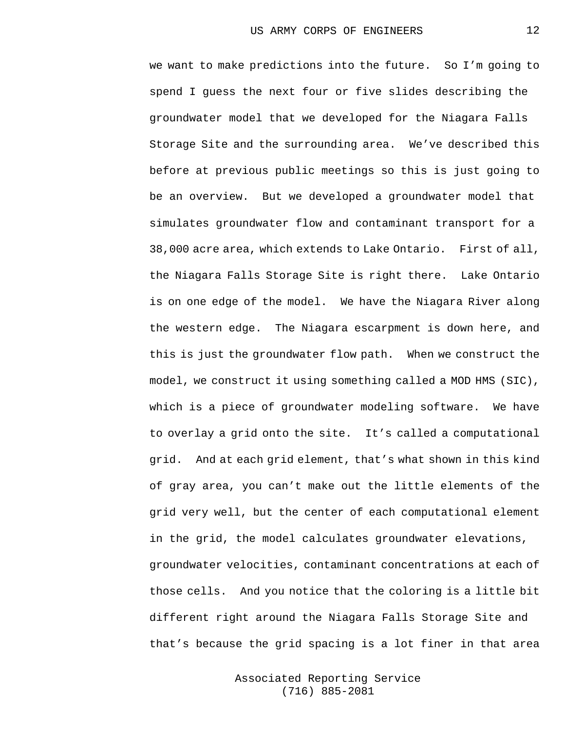we want to make predictions into the future. So I'm going to spend I guess the next four or five slides describing the groundwater model that we developed for the Niagara Falls Storage Site and the surrounding area. We've described this before at previous public meetings so this is just going to be an overview. But we developed a groundwater model that simulates groundwater flow and contaminant transport for a 38,000 acre area, which extends to Lake Ontario. First of all, the Niagara Falls Storage Site is right there. Lake Ontario is on one edge of the model. We have the Niagara River along the western edge. The Niagara escarpment is down here, and this is just the groundwater flow path. When we construct the model, we construct it using something called a MOD HMS (SIC), which is a piece of groundwater modeling software. We have to overlay a grid onto the site. It's called a computational grid. And at each grid element, that's what shown in this kind of gray area, you can't make out the little elements of the grid very well, but the center of each computational element in the grid, the model calculates groundwater elevations, groundwater velocities, contaminant concentrations at each of those cells. And you notice that the coloring is a little bit different right around the Niagara Falls Storage Site and that's because the grid spacing is a lot finer in that area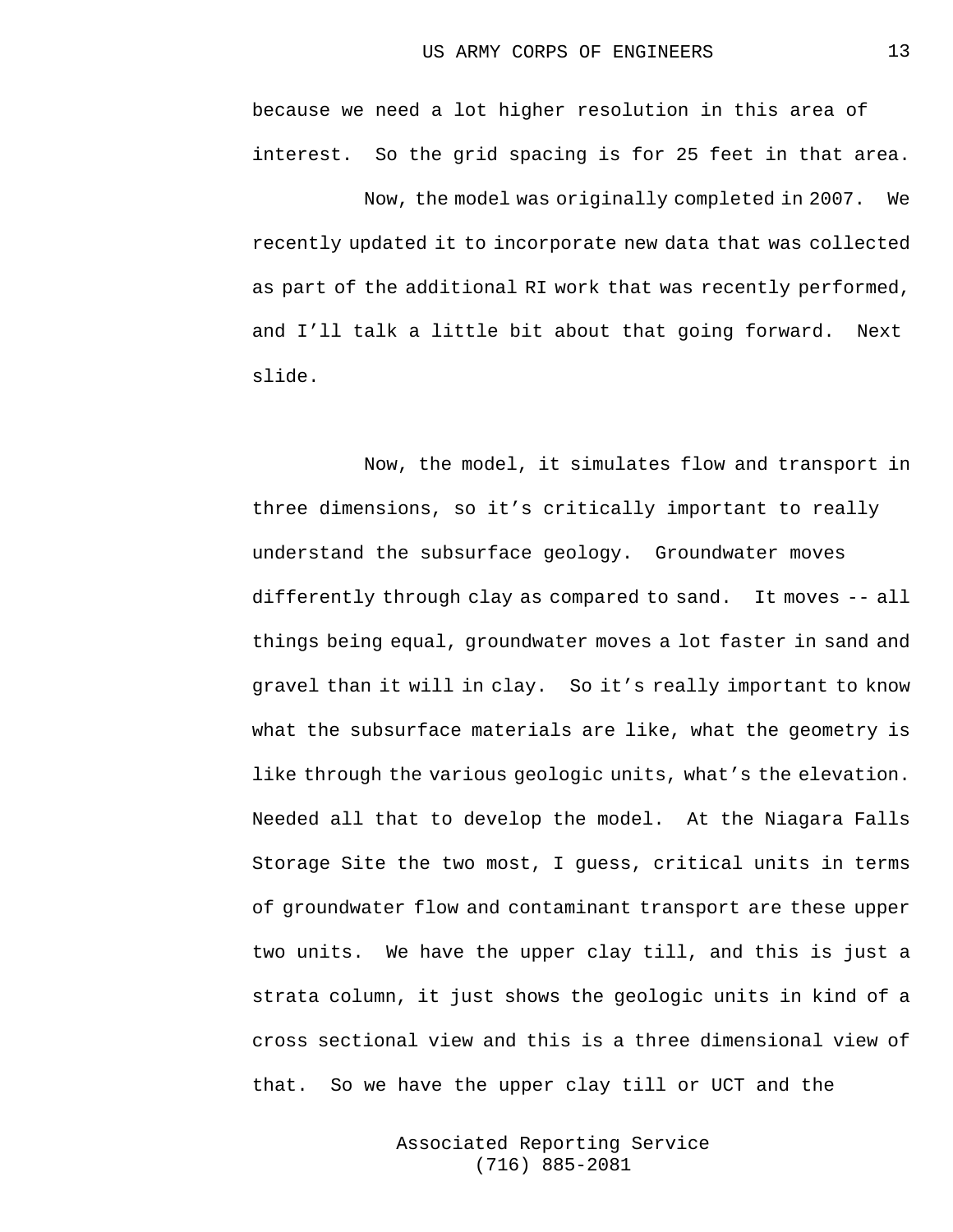because we need a lot higher resolution in this area of interest. So the grid spacing is for 25 feet in that area.

Now, the model was originally completed in 2007. We recently updated it to incorporate new data that was collected as part of the additional RI work that was recently performed, and I'll talk a little bit about that going forward. Next slide.

Now, the model, it simulates flow and transport in three dimensions, so it's critically important to really understand the subsurface geology. Groundwater moves differently through clay as compared to sand. It moves -- all things being equal, groundwater moves a lot faster in sand and gravel than it will in clay. So it's really important to know what the subsurface materials are like, what the geometry is like through the various geologic units, what's the elevation. Needed all that to develop the model. At the Niagara Falls Storage Site the two most, I guess, critical units in terms of groundwater flow and contaminant transport are these upper two units. We have the upper clay till, and this is just a strata column, it just shows the geologic units in kind of a cross sectional view and this is a three dimensional view of that. So we have the upper clay till or UCT and the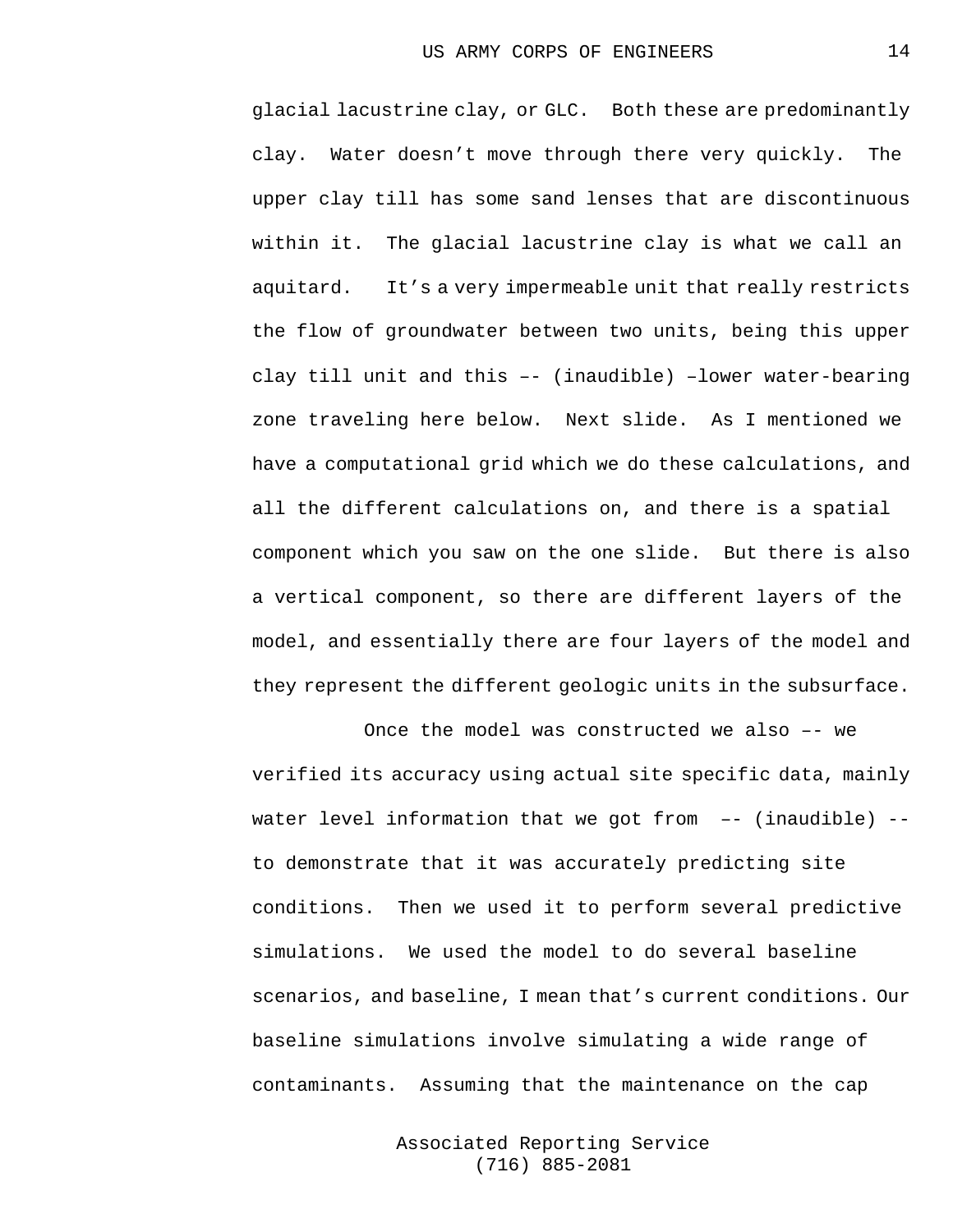glacial lacustrine clay, or GLC. Both these are predominantly clay. Water doesn't move through there very quickly. The upper clay till has some sand lenses that are discontinuous within it. The glacial lacustrine clay is what we call an aquitard. It's a very impermeable unit that really restricts the flow of groundwater between two units, being this upper clay till unit and this –- (inaudible) –lower water-bearing zone traveling here below. Next slide. As I mentioned we have a computational grid which we do these calculations, and all the different calculations on, and there is a spatial component which you saw on the one slide. But there is also a vertical component, so there are different layers of the model, and essentially there are four layers of the model and they represent the different geologic units in the subsurface.

Once the model was constructed we also –- we verified its accuracy using actual site specific data, mainly water level information that we got from –- (inaudible) -- to demonstrate that it was accurately predicting site conditions. Then we used it to perform several predictive simulations. We used the model to do several baseline scenarios, and baseline, I mean that's current conditions. Our baseline simulations involve simulating a wide range of contaminants. Assuming that the maintenance on the cap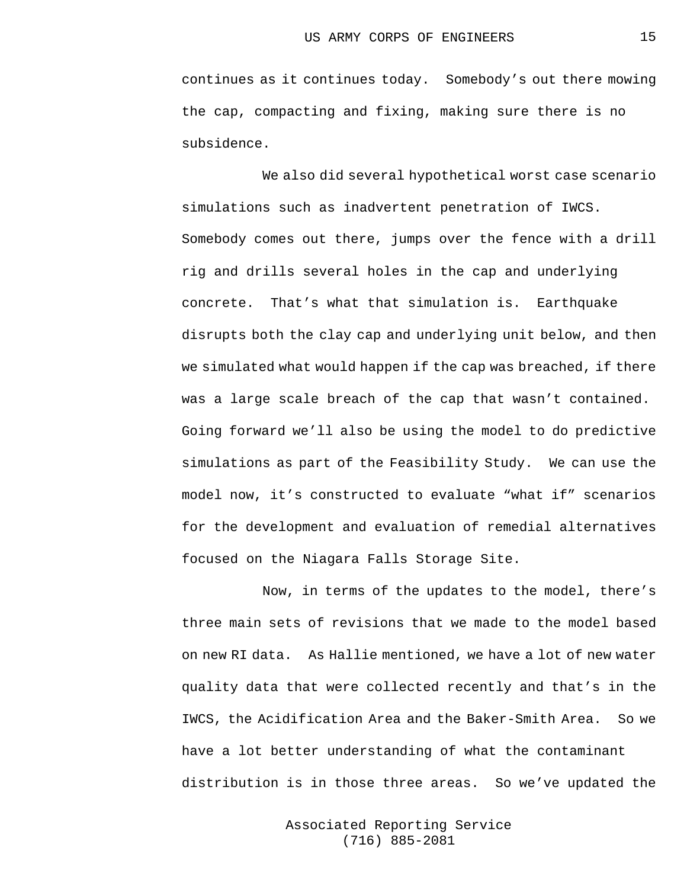continues as it continues today. Somebody's out there mowing the cap, compacting and fixing, making sure there is no subsidence.

We also did several hypothetical worst case scenario simulations such as inadvertent penetration of IWCS. Somebody comes out there, jumps over the fence with a drill rig and drills several holes in the cap and underlying concrete. That's what that simulation is. Earthquake disrupts both the clay cap and underlying unit below, and then we simulated what would happen if the cap was breached, if there was a large scale breach of the cap that wasn't contained. Going forward we'll also be using the model to do predictive simulations as part of the Feasibility Study. We can use the model now, it's constructed to evaluate "what if" scenarios for the development and evaluation of remedial alternatives focused on the Niagara Falls Storage Site.

Now, in terms of the updates to the model, there's three main sets of revisions that we made to the model based on new RI data. As Hallie mentioned, we have a lot of new water quality data that were collected recently and that's in the IWCS, the Acidification Area and the Baker-Smith Area. So we have a lot better understanding of what the contaminant distribution is in those three areas. So we've updated the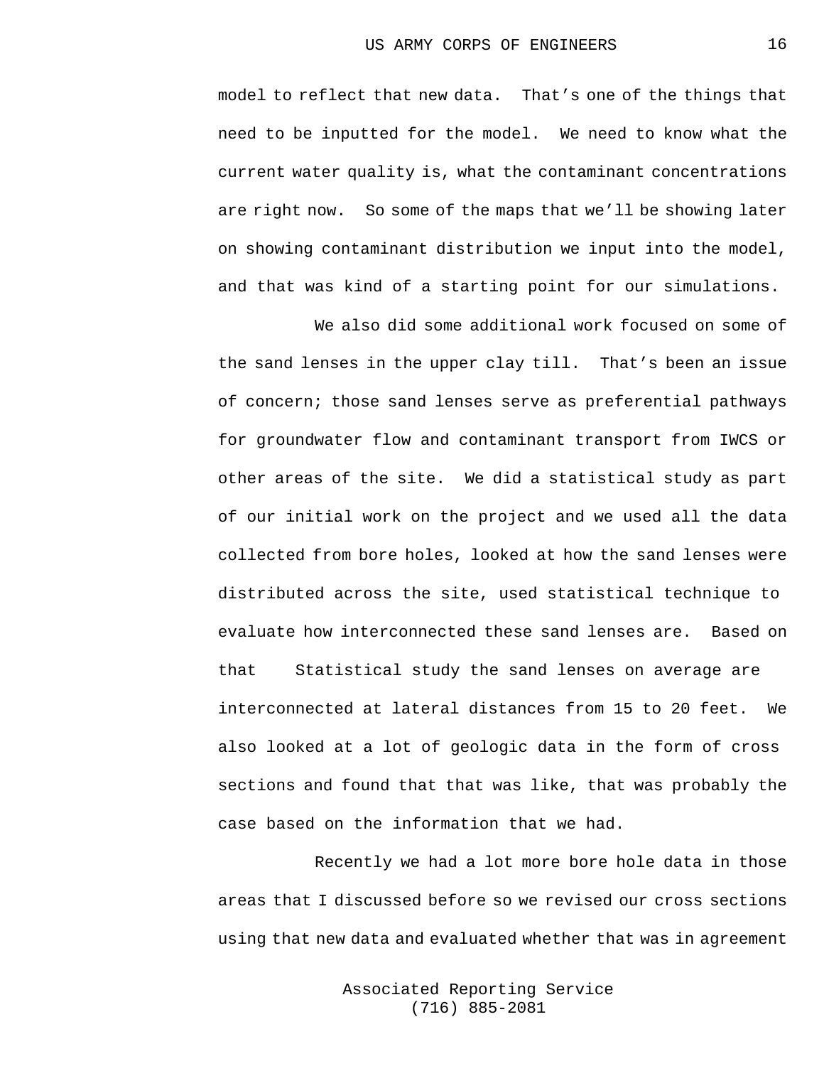model to reflect that new data. That's one of the things that need to be inputted for the model. We need to know what the current water quality is, what the contaminant concentrations are right now. So some of the maps that we'll be showing later on showing contaminant distribution we input into the model, and that was kind of a starting point for our simulations.

We also did some additional work focused on some of the sand lenses in the upper clay till. That's been an issue of concern; those sand lenses serve as preferential pathways for groundwater flow and contaminant transport from IWCS or other areas of the site. We did a statistical study as part of our initial work on the project and we used all the data collected from bore holes, looked at how the sand lenses were distributed across the site, used statistical technique to evaluate how interconnected these sand lenses are. Based on that Statistical study the sand lenses on average are interconnected at lateral distances from 15 to 20 feet. We also looked at a lot of geologic data in the form of cross sections and found that that was like, that was probably the case based on the information that we had.

Recently we had a lot more bore hole data in those areas that I discussed before so we revised our cross sections using that new data and evaluated whether that was in agreement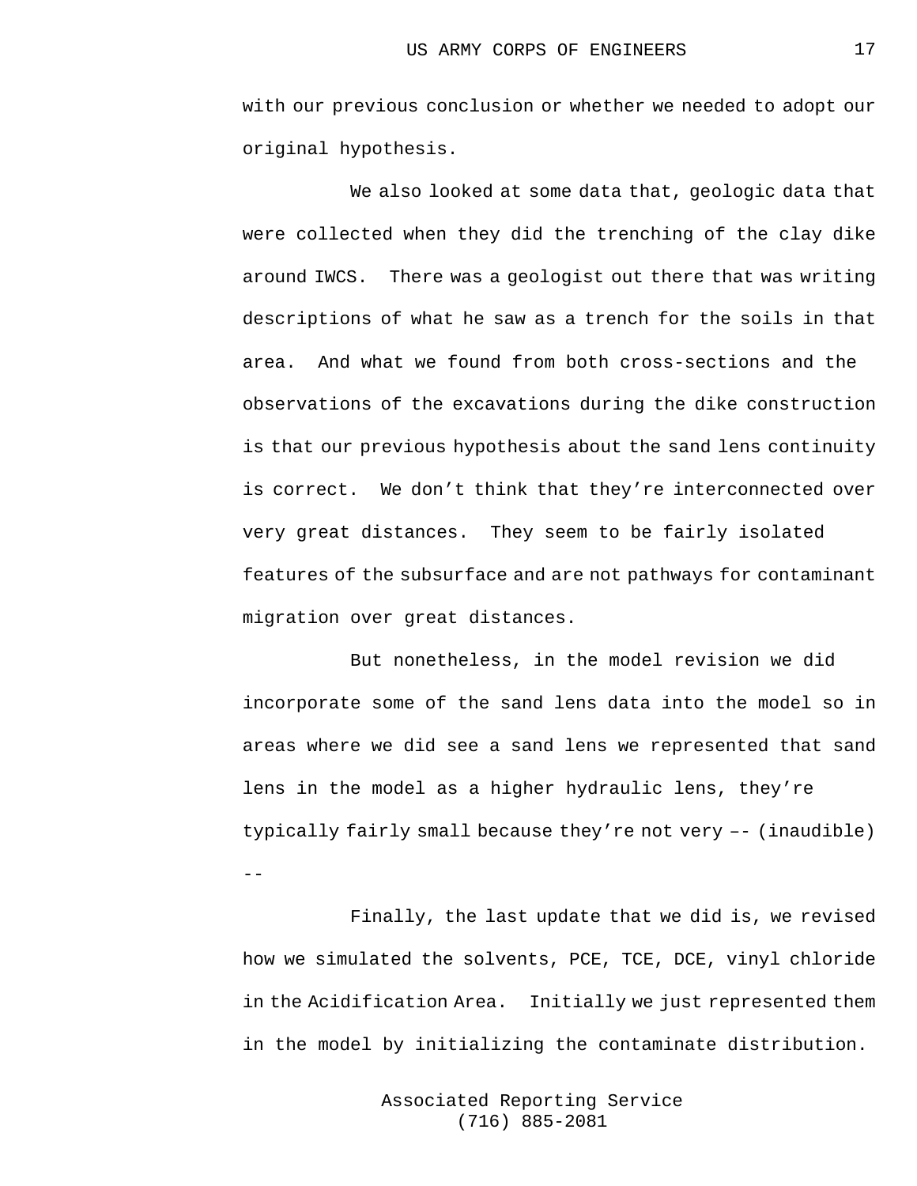with our previous conclusion or whether we needed to adopt our original hypothesis.

We also looked at some data that, geologic data that were collected when they did the trenching of the clay dike around IWCS. There was a geologist out there that was writing descriptions of what he saw as a trench for the soils in that area. And what we found from both cross-sections and the observations of the excavations during the dike construction is that our previous hypothesis about the sand lens continuity is correct. We don't think that they're interconnected over very great distances. They seem to be fairly isolated features of the subsurface and are not pathways for contaminant migration over great distances.

But nonetheless, in the model revision we did incorporate some of the sand lens data into the model so in areas where we did see a sand lens we represented that sand lens in the model as a higher hydraulic lens, they're typically fairly small because they're not very –- (inaudible) --

Finally, the last update that we did is, we revised how we simulated the solvents, PCE, TCE, DCE, vinyl chloride in the Acidification Area. Initially we just represented them in the model by initializing the contaminate distribution.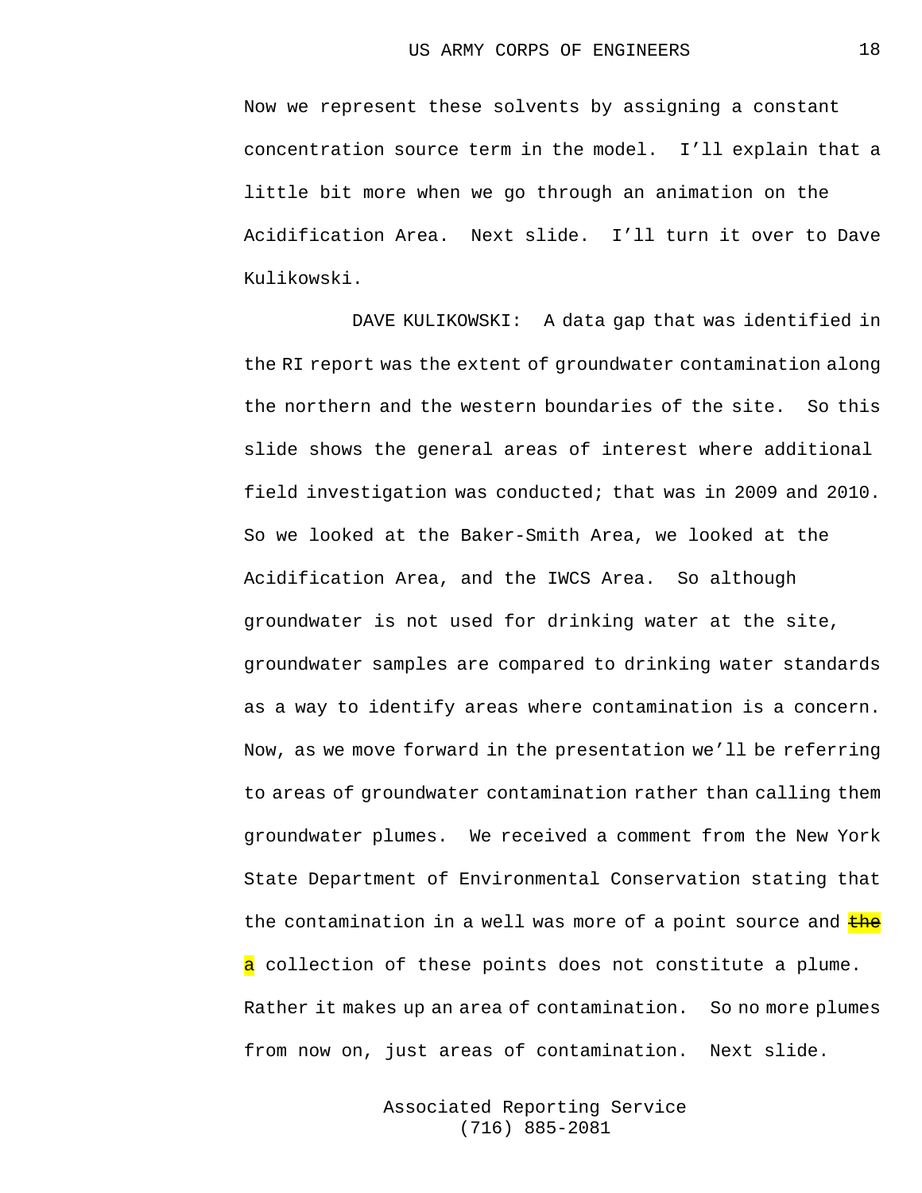Now we represent these solvents by assigning a constant concentration source term in the model. I'll explain that a little bit more when we go through an animation on the Acidification Area. Next slide. I'll turn it over to Dave Kulikowski.

DAVE KULIKOWSKI: A data gap that was identified in the RI report was the extent of groundwater contamination along the northern and the western boundaries of the site. So this slide shows the general areas of interest where additional field investigation was conducted; that was in 2009 and 2010. So we looked at the Baker-Smith Area, we looked at the Acidification Area, and the IWCS Area. So although groundwater is not used for drinking water at the site, groundwater samples are compared to drinking water standards as a way to identify areas where contamination is a concern. Now, as we move forward in the presentation we'll be referring to areas of groundwater contamination rather than calling them groundwater plumes. We received a comment from the New York State Department of Environmental Conservation stating that the contamination in a well was more of a point source and ~~the~~ a collection of these points does not constitute a plume. Rather it makes up an area of contamination. So no more plumes from now on, just areas of contamination. Next slide.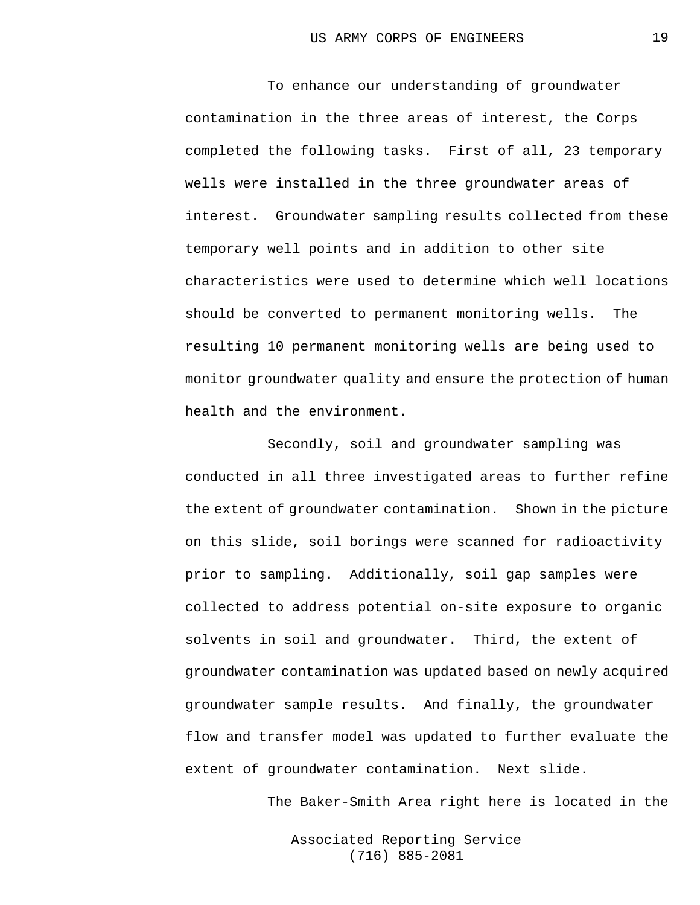To enhance our understanding of groundwater contamination in the three areas of interest, the Corps completed the following tasks. First of all, 23 temporary wells were installed in the three groundwater areas of interest. Groundwater sampling results collected from these temporary well points and in addition to other site characteristics were used to determine which well locations should be converted to permanent monitoring wells. The resulting 10 permanent monitoring wells are being used to monitor groundwater quality and ensure the protection of human health and the environment.

Secondly, soil and groundwater sampling was conducted in all three investigated areas to further refine the extent of groundwater contamination. Shown in the picture on this slide, soil borings were scanned for radioactivity prior to sampling. Additionally, soil gap samples were collected to address potential on-site exposure to organic solvents in soil and groundwater. Third, the extent of groundwater contamination was updated based on newly acquired groundwater sample results. And finally, the groundwater flow and transfer model was updated to further evaluate the extent of groundwater contamination. Next slide.

The Baker-Smith Area right here is located in the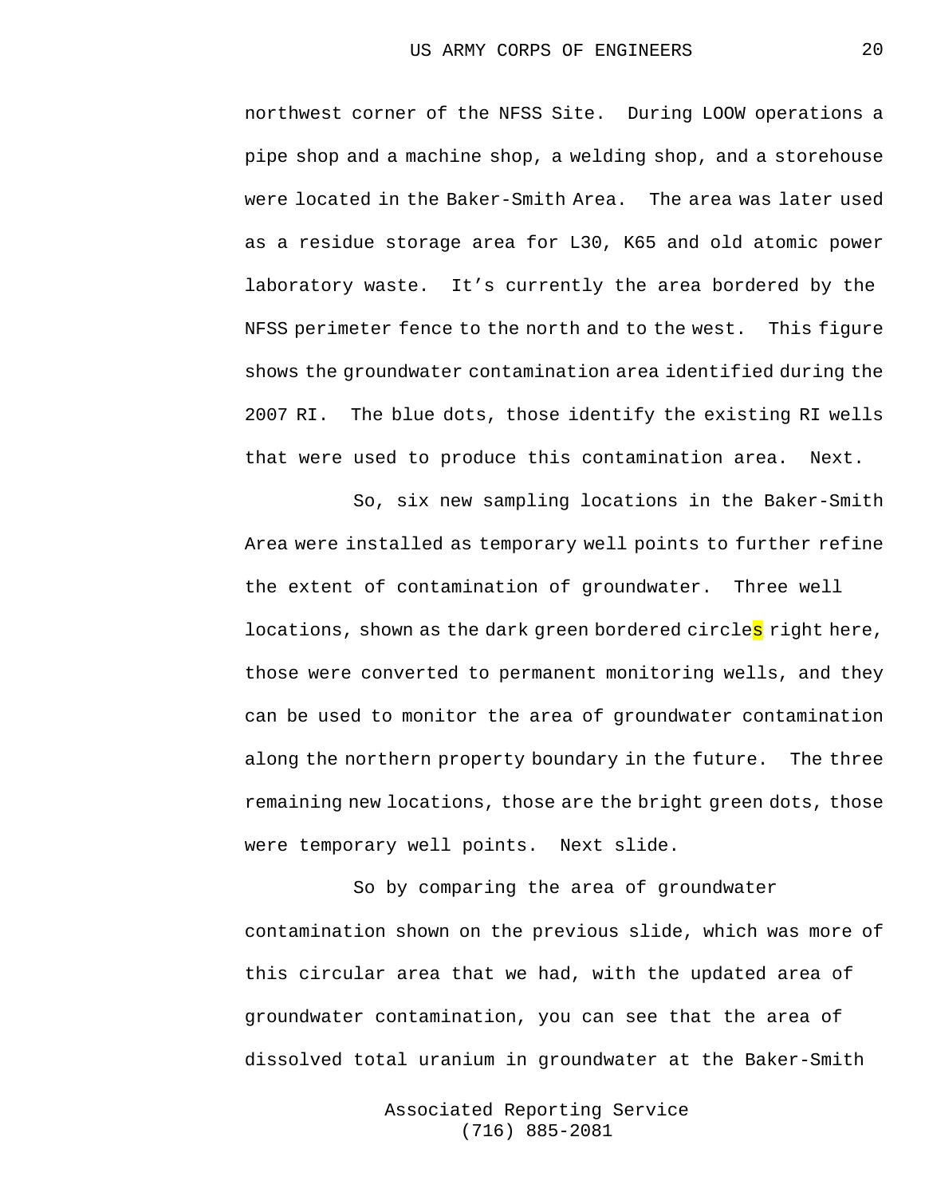northwest corner of the NFSS Site. During LOOW operations a pipe shop and a machine shop, a welding shop, and a storehouse were located in the Baker-Smith Area. The area was later used as a residue storage area for L30, K65 and old atomic power laboratory waste. It's currently the area bordered by the NFSS perimeter fence to the north and to the west. This figure shows the groundwater contamination area identified during the 2007 RI. The blue dots, those identify the existing RI wells that were used to produce this contamination area. Next.

So, six new sampling locations in the Baker-Smith Area were installed as temporary well points to further refine the extent of contamination of groundwater. Three well locations, shown as the dark green bordered circles right here, those were converted to permanent monitoring wells, and they can be used to monitor the area of groundwater contamination along the northern property boundary in the future. The three remaining new locations, those are the bright green dots, those were temporary well points. Next slide.

So by comparing the area of groundwater contamination shown on the previous slide, which was more of this circular area that we had, with the updated area of groundwater contamination, you can see that the area of dissolved total uranium in groundwater at the Baker-Smith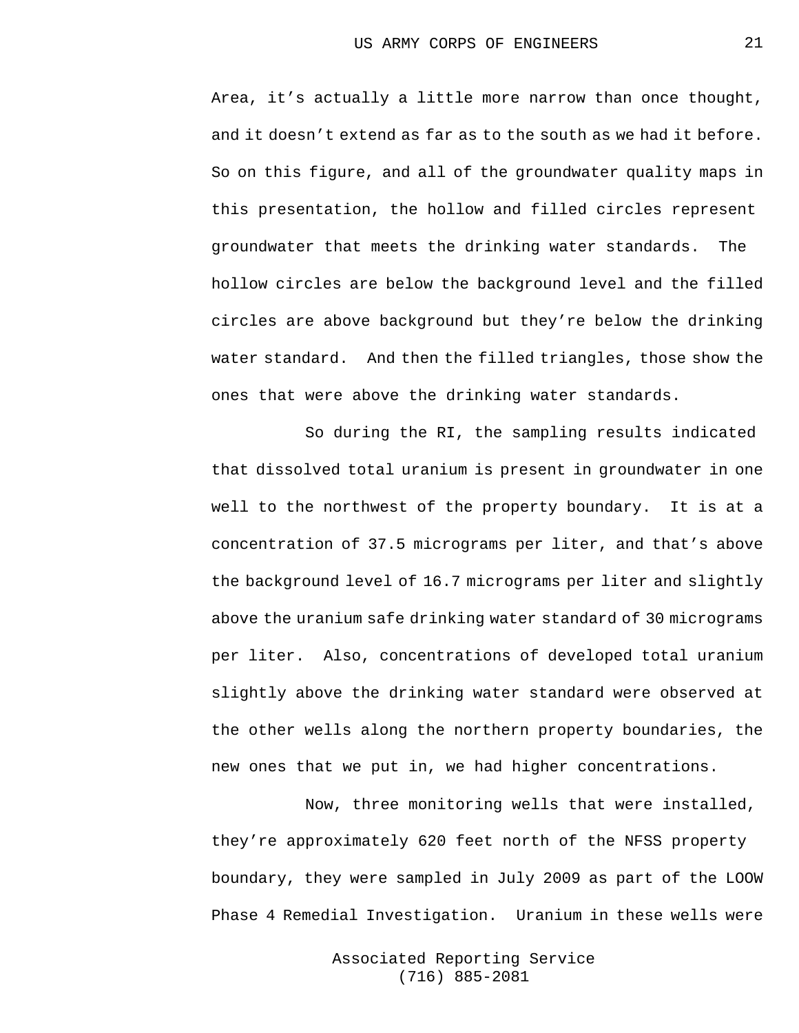Area, it’s actually a little more narrow than once thought, and it doesn’t extend as far as to the south as we had it before. So on this figure, and all of the groundwater quality maps in this presentation, the hollow and filled circles represent groundwater that meets the drinking water standards. The hollow circles are below the background level and the filled circles are above background but they’re below the drinking water standard. And then the filled triangles, those show the ones that were above the drinking water standards.

So during the RI, the sampling results indicated that dissolved total uranium is present in groundwater in one well to the northwest of the property boundary. It is at a concentration of 37.5 micrograms per liter, and that’s above the background level of 16.7 micrograms per liter and slightly above the uranium safe drinking water standard of 30 micrograms per liter. Also, concentrations of developed total uranium slightly above the drinking water standard were observed at the other wells along the northern property boundaries, the new ones that we put in, we had higher concentrations.

Now, three monitoring wells that were installed, they’re approximately 620 feet north of the NFSS property boundary, they were sampled in July 2009 as part of the LOOW Phase 4 Remedial Investigation. Uranium in these wells were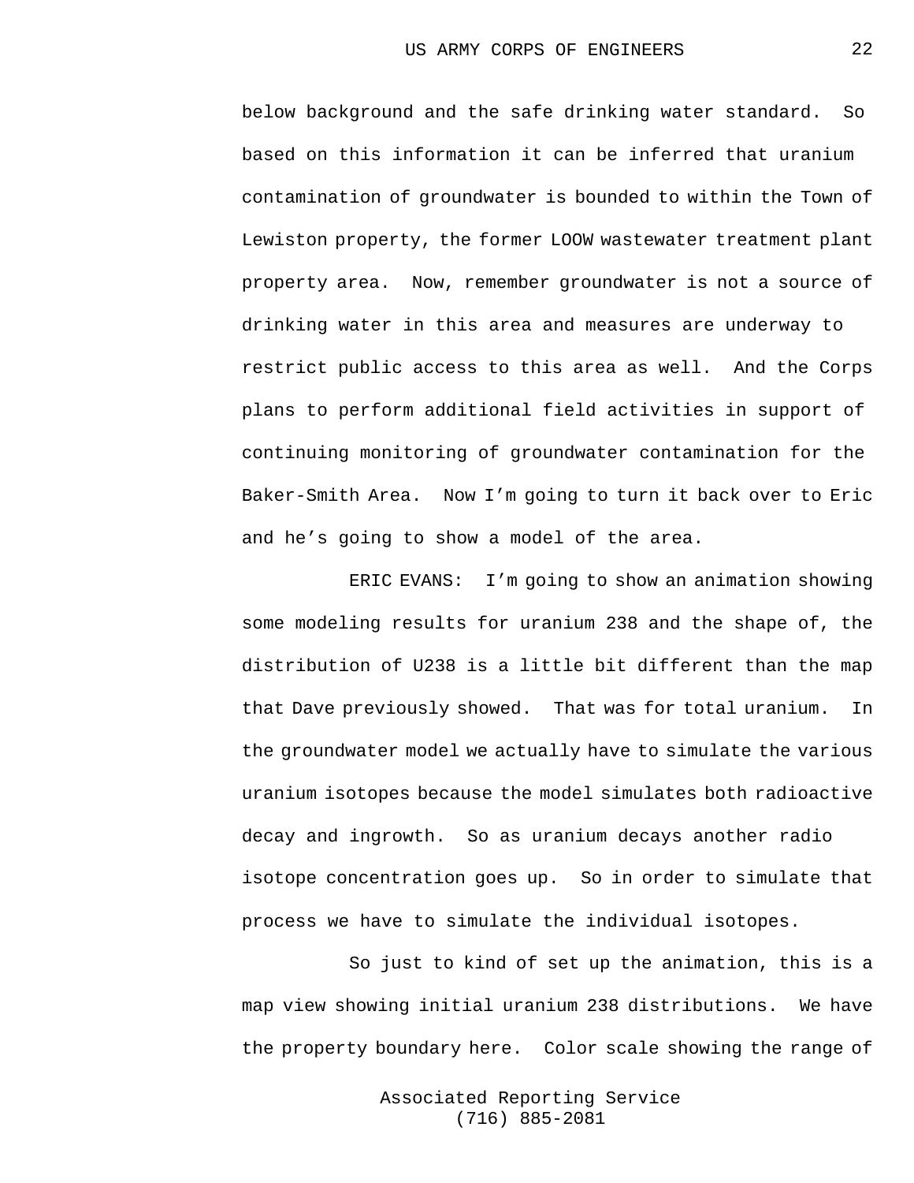below background and the safe drinking water standard. So based on this information it can be inferred that uranium contamination of groundwater is bounded to within the Town of Lewiston property, the former LOOW wastewater treatment plant property area. Now, remember groundwater is not a source of drinking water in this area and measures are underway to restrict public access to this area as well. And the Corps plans to perform additional field activities in support of continuing monitoring of groundwater contamination for the Baker-Smith Area. Now I'm going to turn it back over to Eric and he's going to show a model of the area.

ERIC EVANS: I'm going to show an animation showing some modeling results for uranium 238 and the shape of, the distribution of U238 is a little bit different than the map that Dave previously showed. That was for total uranium. In the groundwater model we actually have to simulate the various uranium isotopes because the model simulates both radioactive decay and ingrowth. So as uranium decays another radio isotope concentration goes up. So in order to simulate that process we have to simulate the individual isotopes.

So just to kind of set up the animation, this is a map view showing initial uranium 238 distributions. We have the property boundary here. Color scale showing the range of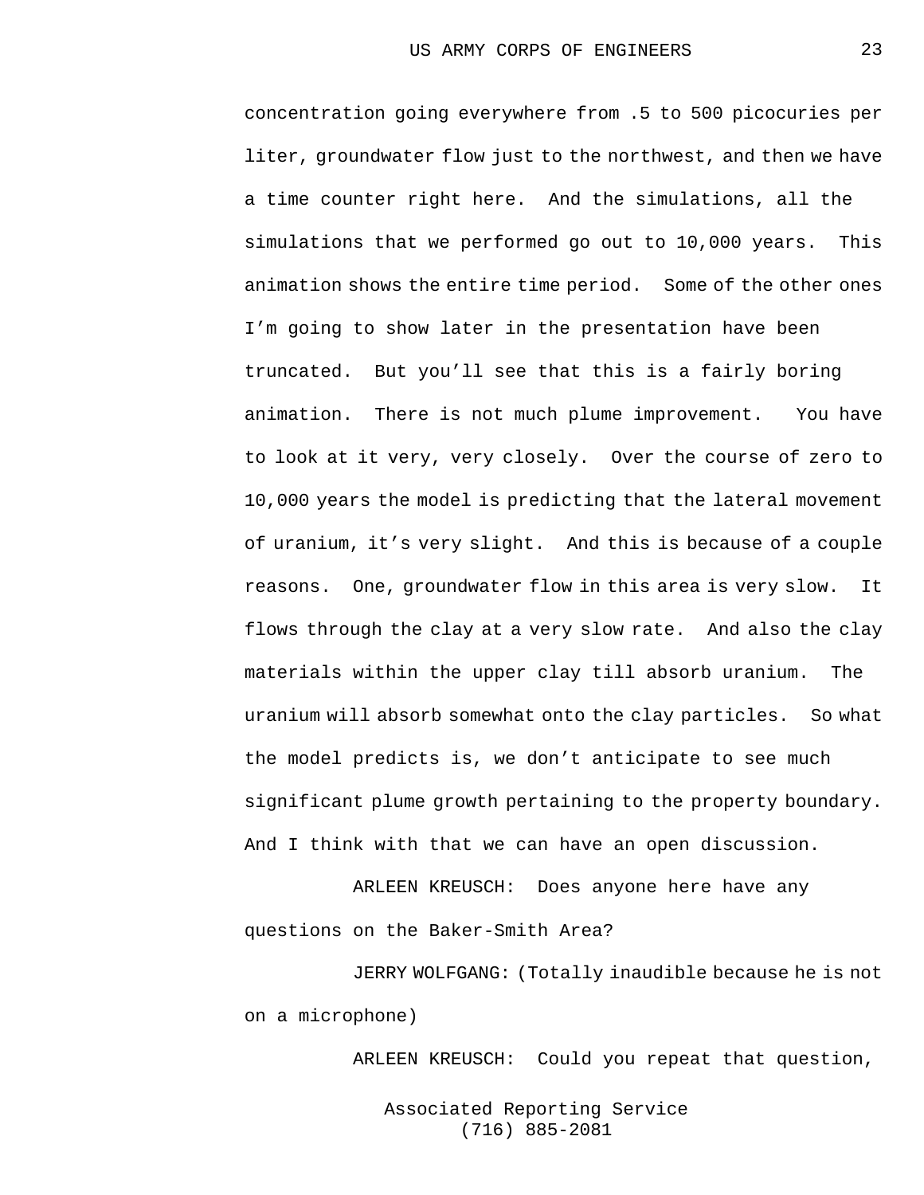concentration going everywhere from .5 to 500 picocuries per liter, groundwater flow just to the northwest, and then we have a time counter right here. And the simulations, all the simulations that we performed go out to 10,000 years. This animation shows the entire time period. Some of the other ones I'm going to show later in the presentation have been truncated. But you'll see that this is a fairly boring animation. There is not much plume improvement. You have to look at it very, very closely. Over the course of zero to 10,000 years the model is predicting that the lateral movement of uranium, it's very slight. And this is because of a couple reasons. One, groundwater flow in this area is very slow. It flows through the clay at a very slow rate. And also the clay materials within the upper clay till absorb uranium. The uranium will absorb somewhat onto the clay particles. So what the model predicts is, we don't anticipate to see much significant plume growth pertaining to the property boundary. And I think with that we can have an open discussion.

ARLEEN KREUSCH: Does anyone here have any questions on the Baker-Smith Area?

JERRY WOLFGANG: (Totally inaudible because he is not on a microphone)

ARLEEN KREUSCH: Could you repeat that question,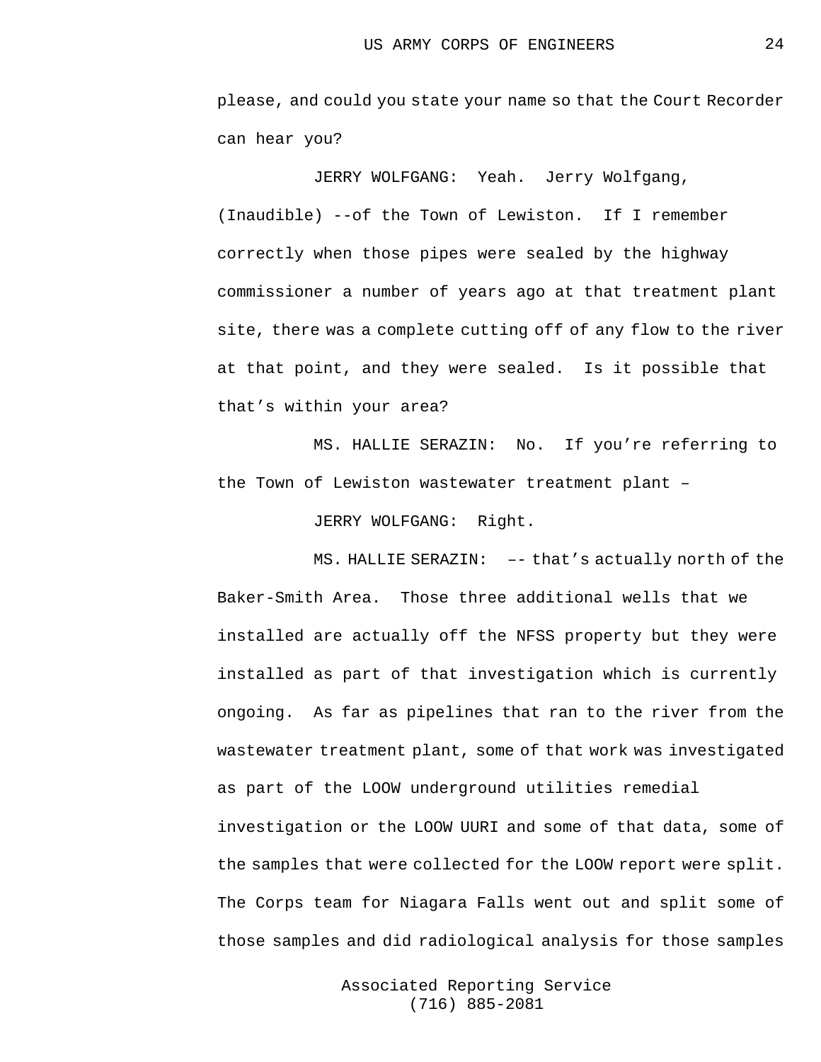please, and could you state your name so that the Court Recorder can hear you?

JERRY WOLFGANG: Yeah. Jerry Wolfgang, (Inaudible) --of the Town of Lewiston. If I remember correctly when those pipes were sealed by the highway commissioner a number of years ago at that treatment plant site, there was a complete cutting off of any flow to the river at that point, and they were sealed. Is it possible that that's within your area?

MS. HALLIE SERAZIN: No. If you're referring to the Town of Lewiston wastewater treatment plant –

JERRY WOLFGANG: Right.

MS. HALLIE SERAZIN: –- that's actually north of the Baker-Smith Area. Those three additional wells that we installed are actually off the NFSS property but they were installed as part of that investigation which is currently ongoing. As far as pipelines that ran to the river from the wastewater treatment plant, some of that work was investigated as part of the LOOW underground utilities remedial investigation or the LOOW UURI and some of that data, some of the samples that were collected for the LOOW report were split. The Corps team for Niagara Falls went out and split some of those samples and did radiological analysis for those samples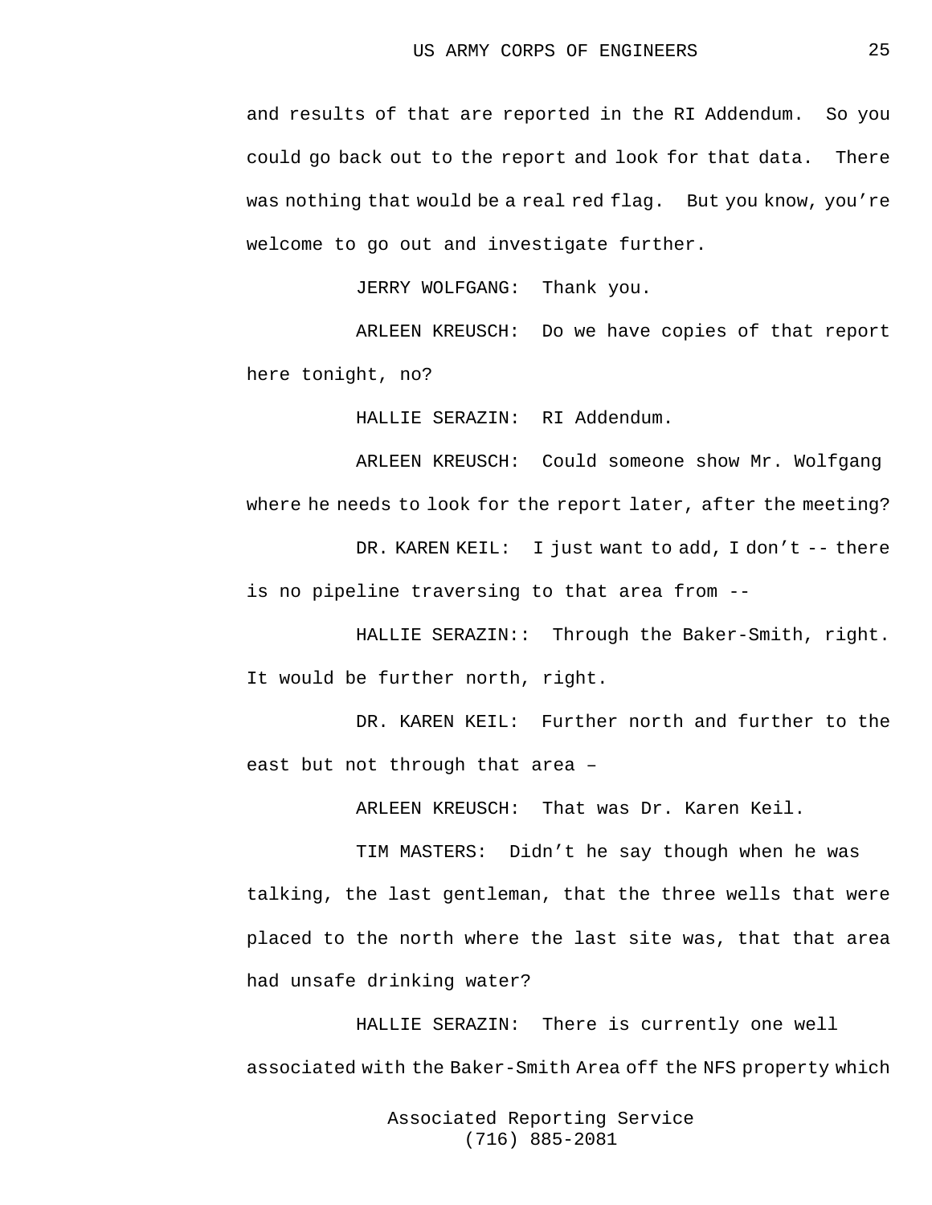and results of that are reported in the RI Addendum. So you could go back out to the report and look for that data. There was nothing that would be a real red flag. But you know, you're welcome to go out and investigate further.

JERRY WOLFGANG: Thank you.

ARLEEN KREUSCH: Do we have copies of that report here tonight, no?

HALLIE SERAZIN: RI Addendum.

ARLEEN KREUSCH: Could someone show Mr. Wolfgang where he needs to look for the report later, after the meeting?

DR. KAREN KEIL: I just want to add, I don't -- there is no pipeline traversing to that area from --

HALLIE SERAZIN:: Through the Baker-Smith, right. It would be further north, right.

DR. KAREN KEIL: Further north and further to the east but not through that area –

ARLEEN KREUSCH: That was Dr. Karen Keil.

TIM MASTERS: Didn't he say though when he was talking, the last gentleman, that the three wells that were placed to the north where the last site was, that that area had unsafe drinking water?

HALLIE SERAZIN: There is currently one well associated with the Baker-Smith Area off the NFS property which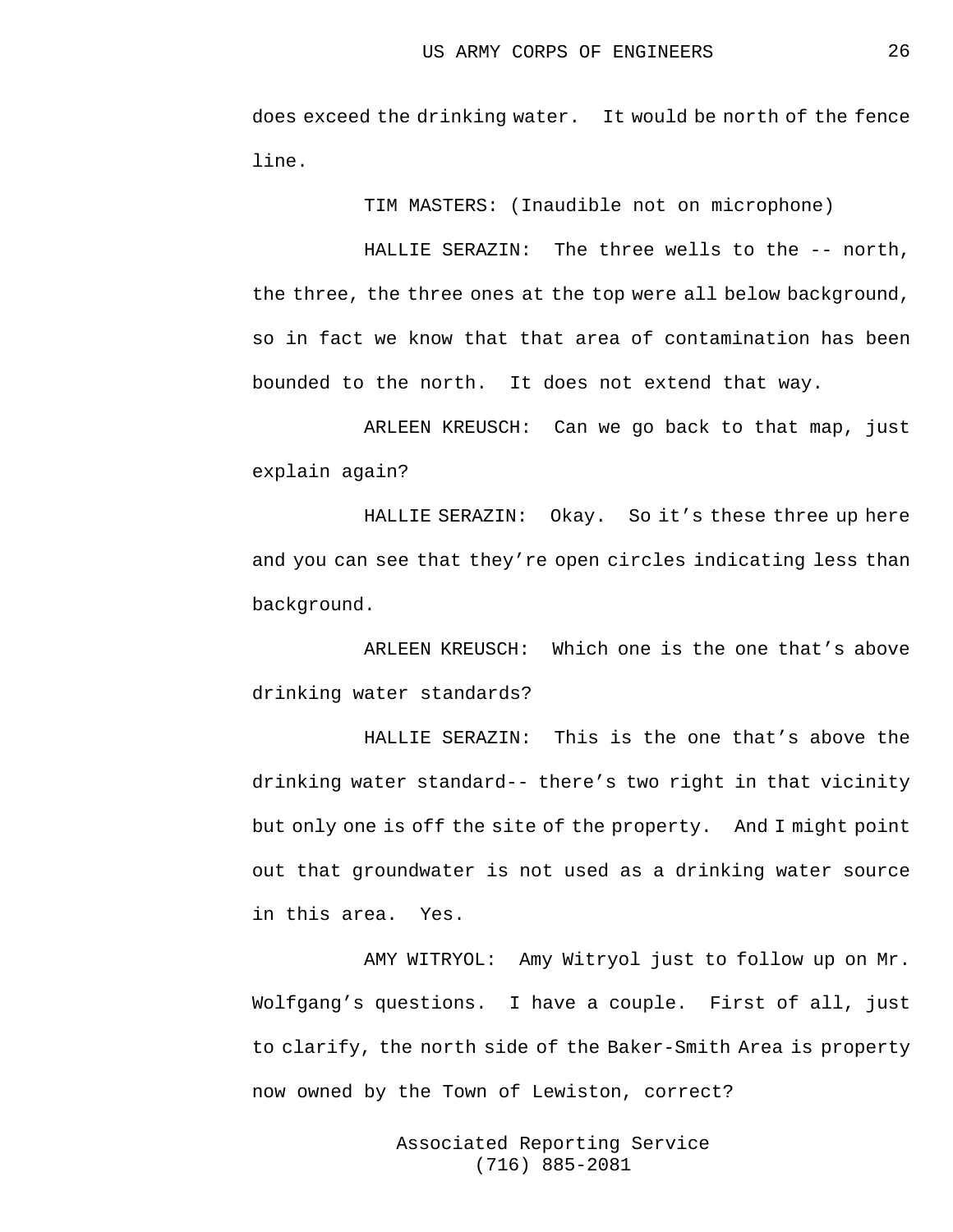does exceed the drinking water. It would be north of the fence line.

TIM MASTERS: (Inaudible not on microphone)

HALLIE SERAZIN: The three wells to the -- north, the three, the three ones at the top were all below background, so in fact we know that that area of contamination has been bounded to the north. It does not extend that way.

ARLEEN KREUSCH: Can we go back to that map, just explain again?

HALLIE SERAZIN: Okay. So it’s these three up here and you can see that they’re open circles indicating less than background.

ARLEEN KREUSCH: Which one is the one that’s above drinking water standards?

HALLIE SERAZIN: This is the one that’s above the drinking water standard-- there’s two right in that vicinity but only one is off the site of the property. And I might point out that groundwater is not used as a drinking water source in this area. Yes.

AMY WITRYOL: Amy Witryol just to follow up on Mr. Wolfgang’s questions. I have a couple. First of all, just to clarify, the north side of the Baker-Smith Area is property now owned by the Town of Lewiston, correct?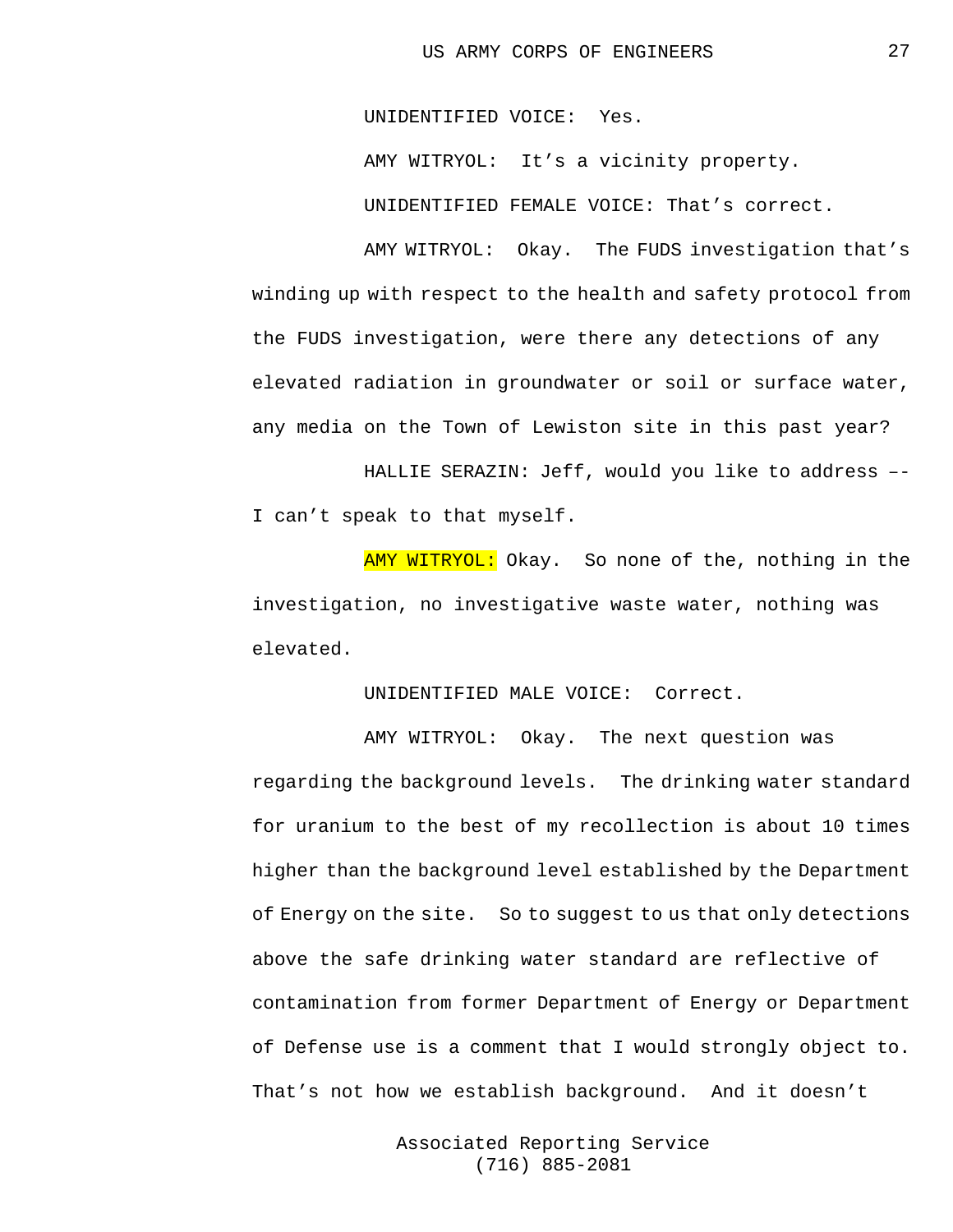UNIDENTIFIED VOICE: Yes.

AMY WITRYOL: It’s a vicinity property.

UNIDENTIFIED FEMALE VOICE: That’s correct.

AMY WITRYOL: Okay. The FUDS investigation that’s winding up with respect to the health and safety protocol from the FUDS investigation, were there any detections of any elevated radiation in groundwater or soil or surface water, any media on the Town of Lewiston site in this past year?

HALLIE SERAZIN: Jeff, would you like to address –- I can’t speak to that myself.

AMY WITRYOL: Okay. So none of the, nothing in the investigation, no investigative waste water, nothing was elevated.

UNIDENTIFIED MALE VOICE: Correct.

AMY WITRYOL: Okay. The next question was regarding the background levels. The drinking water standard for uranium to the best of my recollection is about 10 times higher than the background level established by the Department of Energy on the site. So to suggest to us that only detections above the safe drinking water standard are reflective of contamination from former Department of Energy or Department of Defense use is a comment that I would strongly object to. That’s not how we establish background. And it doesn’t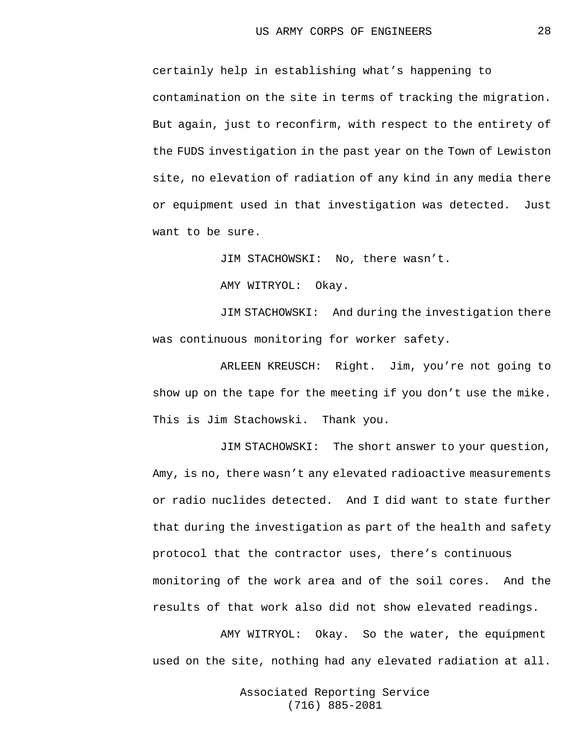certainly help in establishing what's happening to contamination on the site in terms of tracking the migration. But again, just to reconfirm, with respect to the entirety of the FUDS investigation in the past year on the Town of Lewiston site, no elevation of radiation of any kind in any media there or equipment used in that investigation was detected. Just want to be sure.

JIM STACHOWSKI: No, there wasn't.

AMY WITRYOL: Okay.

JIM STACHOWSKI: And during the investigation there was continuous monitoring for worker safety.

ARLEEN KREUSCH: Right. Jim, you're not going to show up on the tape for the meeting if you don't use the mike. This is Jim Stachowski. Thank you.

JIM STACHOWSKI: The short answer to your question, Amy, is no, there wasn't any elevated radioactive measurements or radio nuclides detected. And I did want to state further that during the investigation as part of the health and safety protocol that the contractor uses, there's continuous monitoring of the work area and of the soil cores. And the results of that work also did not show elevated readings.

AMY WITRYOL: Okay. So the water, the equipment used on the site, nothing had any elevated radiation at all.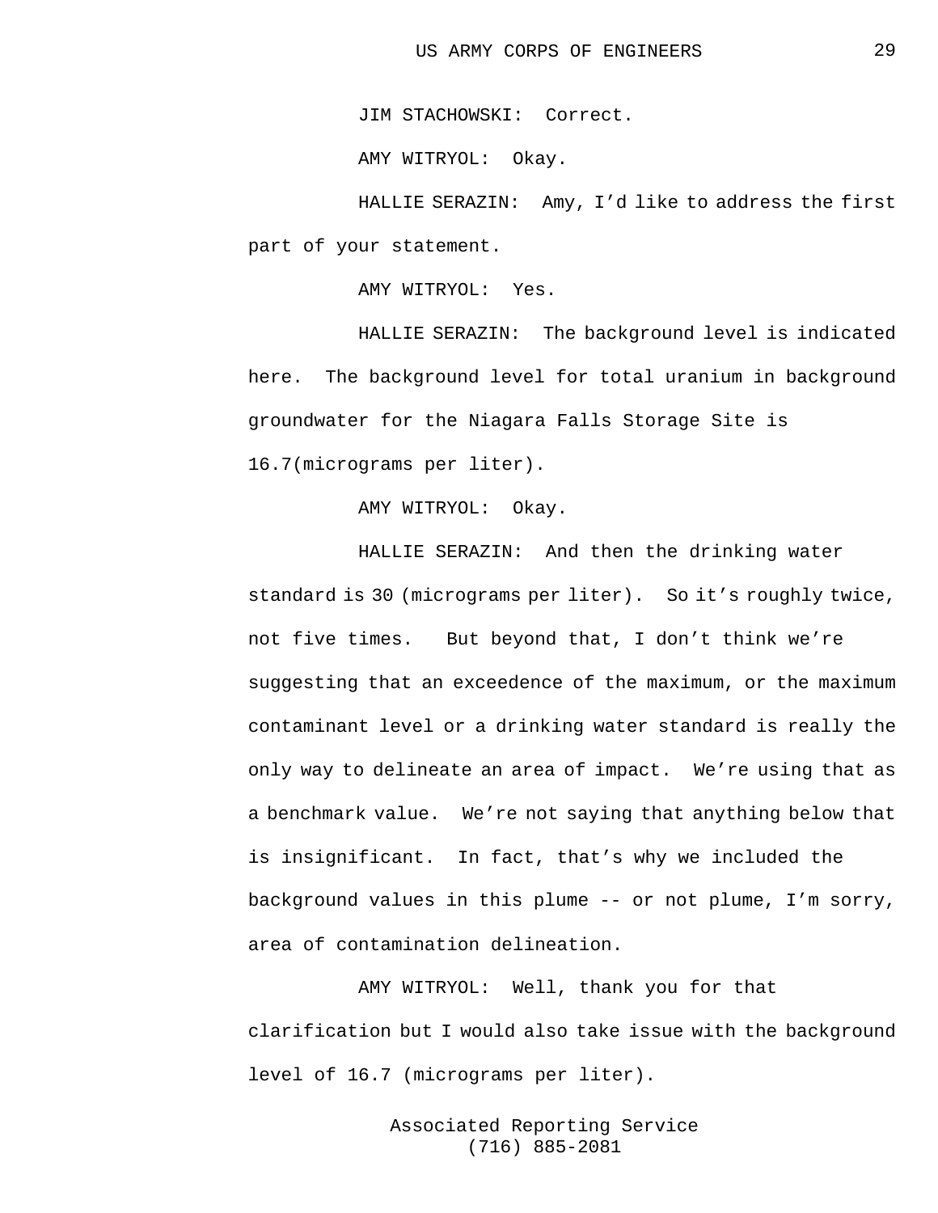JIM STACHOWSKI: Correct.

AMY WITRYOL: Okay.

HALLIE SERAZIN: Amy, I'd like to address the first part of your statement.

AMY WITRYOL: Yes.

HALLIE SERAZIN: The background level is indicated here. The background level for total uranium in background groundwater for the Niagara Falls Storage Site is 16.7(micrograms per liter).

AMY WITRYOL: Okay.

HALLIE SERAZIN: And then the drinking water standard is 30 (micrograms per liter). So it's roughly twice, not five times. But beyond that, I don't think we're suggesting that an exceedence of the maximum, or the maximum contaminant level or a drinking water standard is really the only way to delineate an area of impact. We're using that as a benchmark value. We're not saying that anything below that is insignificant. In fact, that's why we included the background values in this plume -- or not plume, I'm sorry, area of contamination delineation.

AMY WITRYOL: Well, thank you for that clarification but I would also take issue with the background level of 16.7 (micrograms per liter).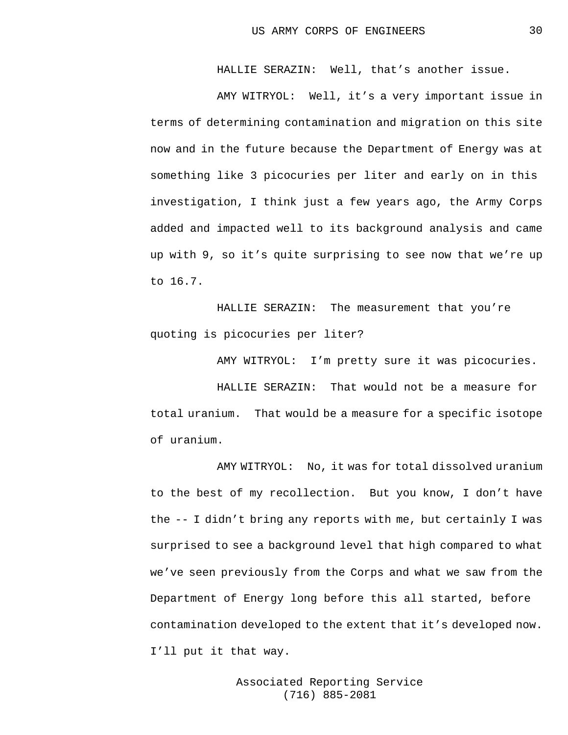HALLIE SERAZIN: Well, that's another issue.

AMY WITRYOL: Well, it's a very important issue in terms of determining contamination and migration on this site now and in the future because the Department of Energy was at something like 3 picocuries per liter and early on in this investigation, I think just a few years ago, the Army Corps added and impacted well to its background analysis and came up with 9, so it's quite surprising to see now that we're up to 16.7.

HALLIE SERAZIN: The measurement that you're quoting is picocuries per liter?

AMY WITRYOL: I'm pretty sure it was picocuries.

HALLIE SERAZIN: That would not be a measure for total uranium. That would be a measure for a specific isotope of uranium.

AMY WITRYOL: No, it was for total dissolved uranium to the best of my recollection. But you know, I don't have the -- I didn't bring any reports with me, but certainly I was surprised to see a background level that high compared to what we've seen previously from the Corps and what we saw from the Department of Energy long before this all started, before contamination developed to the extent that it's developed now. I'll put it that way.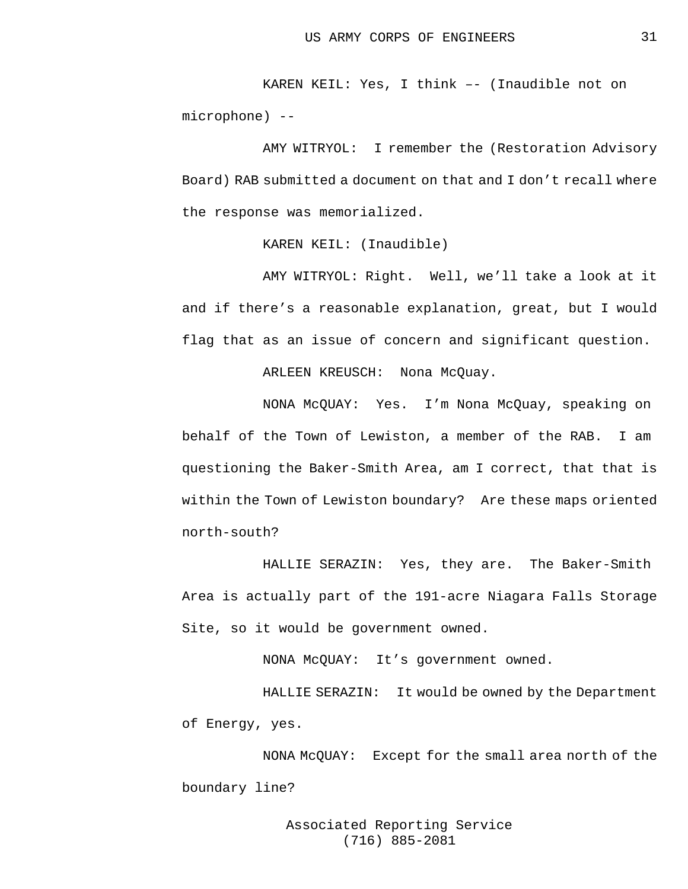KAREN KEIL: Yes, I think –- (Inaudible not on microphone) --

AMY WITRYOL: I remember the (Restoration Advisory Board) RAB submitted a document on that and I don’t recall where the response was memorialized.

KAREN KEIL: (Inaudible)

AMY WITRYOL: Right. Well, we’ll take a look at it and if there’s a reasonable explanation, great, but I would flag that as an issue of concern and significant question.

ARLEEN KREUSCH: Nona McQuay.

NONA McQUAY: Yes. I’m Nona McQuay, speaking on behalf of the Town of Lewiston, a member of the RAB. I am questioning the Baker-Smith Area, am I correct, that that is within the Town of Lewiston boundary? Are these maps oriented north-south?

HALLIE SERAZIN: Yes, they are. The Baker-Smith Area is actually part of the 191-acre Niagara Falls Storage Site, so it would be government owned.

NONA McQUAY: It’s government owned.

HALLIE SERAZIN: It would be owned by the Department of Energy, yes.

NONA McQUAY: Except for the small area north of the boundary line?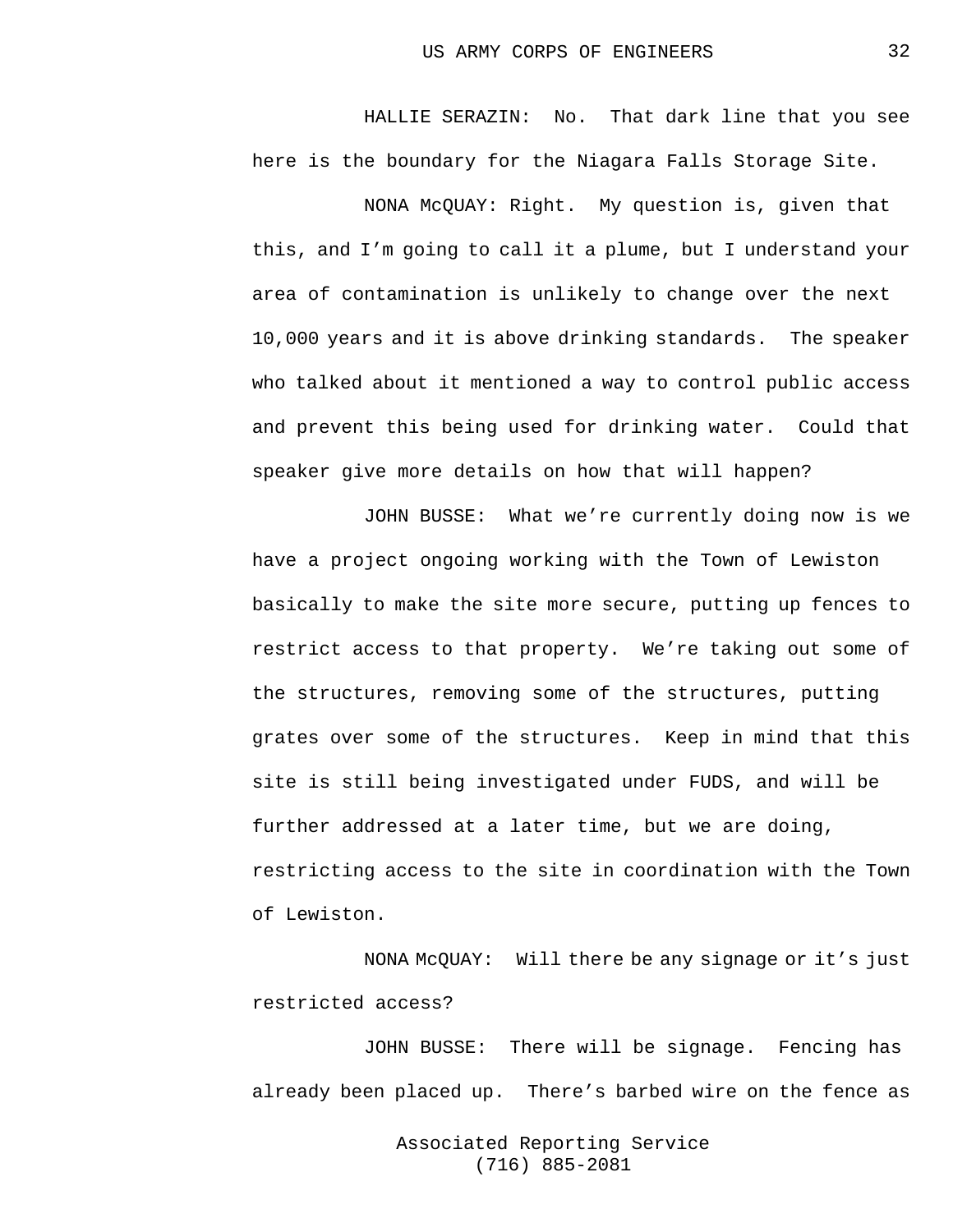HALLIE SERAZIN: No. That dark line that you see here is the boundary for the Niagara Falls Storage Site.

NONA McQUAY: Right. My question is, given that this, and I'm going to call it a plume, but I understand your area of contamination is unlikely to change over the next 10,000 years and it is above drinking standards. The speaker who talked about it mentioned a way to control public access and prevent this being used for drinking water. Could that speaker give more details on how that will happen?

JOHN BUSSE: What we're currently doing now is we have a project ongoing working with the Town of Lewiston basically to make the site more secure, putting up fences to restrict access to that property. We're taking out some of the structures, removing some of the structures, putting grates over some of the structures. Keep in mind that this site is still being investigated under FUDS, and will be further addressed at a later time, but we are doing, restricting access to the site in coordination with the Town of Lewiston.

NONA McQUAY: Will there be any signage or it's just restricted access?

JOHN BUSSE: There will be signage. Fencing has already been placed up. There's barbed wire on the fence as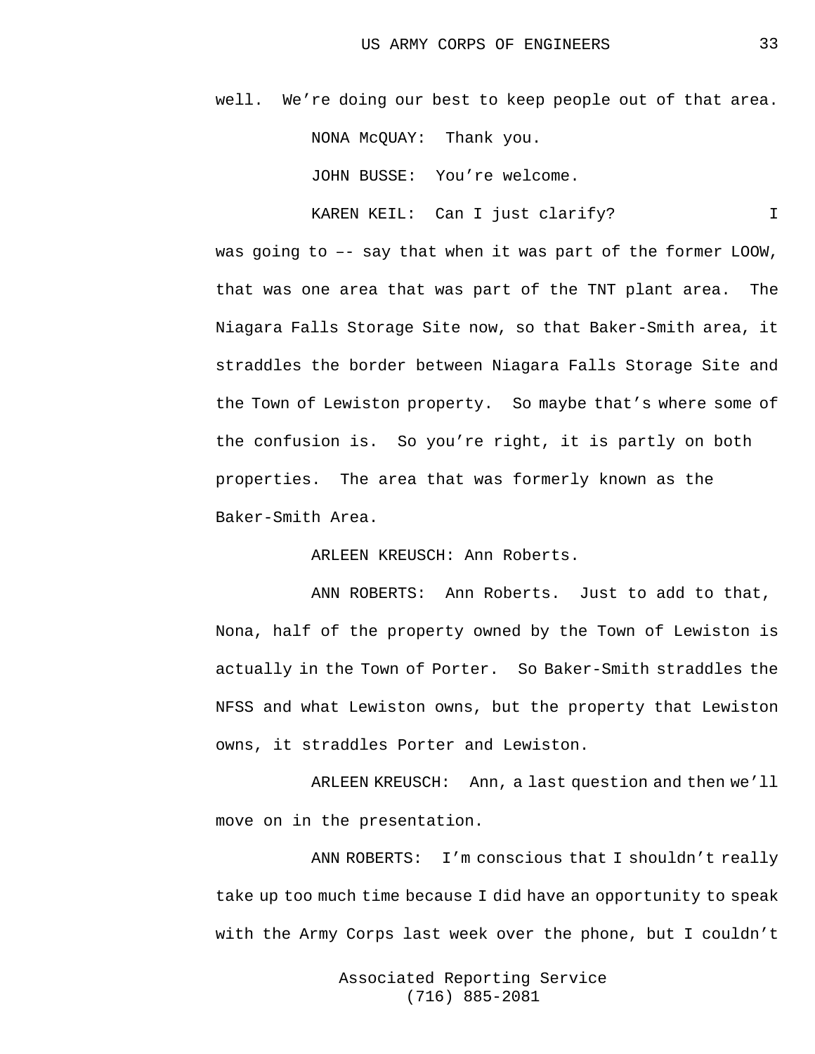well. We’re doing our best to keep people out of that area.

NONA McQUAY: Thank you.

JOHN BUSSE: You’re welcome.

KAREN KEIL: Can I just clarify? I was going to –- say that when it was part of the former LOOW, that was one area that was part of the TNT plant area. The Niagara Falls Storage Site now, so that Baker-Smith area, it straddles the border between Niagara Falls Storage Site and the Town of Lewiston property. So maybe that’s where some of the confusion is. So you’re right, it is partly on both properties. The area that was formerly known as the Baker-Smith Area.

ARLEEN KREUSCH: Ann Roberts.

ANN ROBERTS: Ann Roberts. Just to add to that, Nona, half of the property owned by the Town of Lewiston is actually in the Town of Porter. So Baker-Smith straddles the NFSS and what Lewiston owns, but the property that Lewiston owns, it straddles Porter and Lewiston.

ARLEEN KREUSCH: Ann, a last question and then we’ll move on in the presentation.

ANN ROBERTS: I’m conscious that I shouldn’t really take up too much time because I did have an opportunity to speak with the Army Corps last week over the phone, but I couldn’t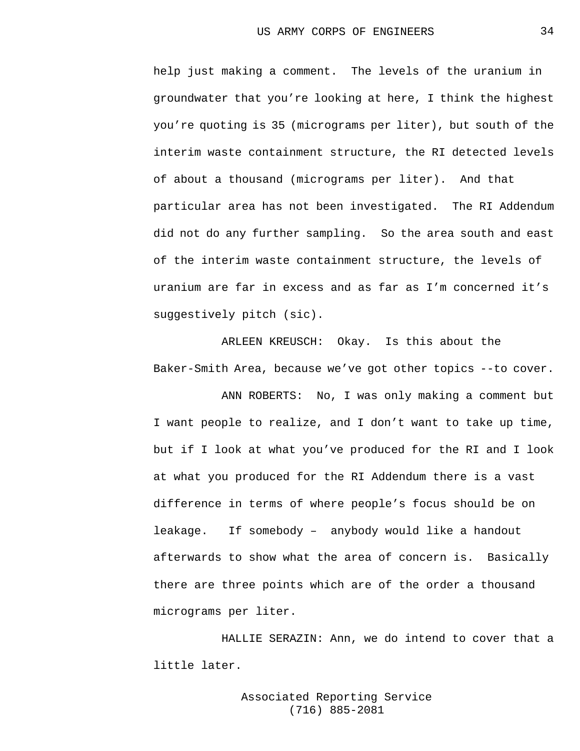help just making a comment. The levels of the uranium in groundwater that you're looking at here, I think the highest you're quoting is 35 (micrograms per liter), but south of the interim waste containment structure, the RI detected levels of about a thousand (micrograms per liter). And that particular area has not been investigated. The RI Addendum did not do any further sampling. So the area south and east of the interim waste containment structure, the levels of uranium are far in excess and as far as I'm concerned it's suggestively pitch (sic).

ARLEEN KREUSCH: Okay. Is this about the Baker-Smith Area, because we've got other topics --to cover.

ANN ROBERTS: No, I was only making a comment but I want people to realize, and I don't want to take up time, but if I look at what you've produced for the RI and I look at what you produced for the RI Addendum there is a vast difference in terms of where people's focus should be on leakage. If somebody – anybody would like a handout afterwards to show what the area of concern is. Basically there are three points which are of the order a thousand micrograms per liter.

HALLIE SERAZIN: Ann, we do intend to cover that a little later.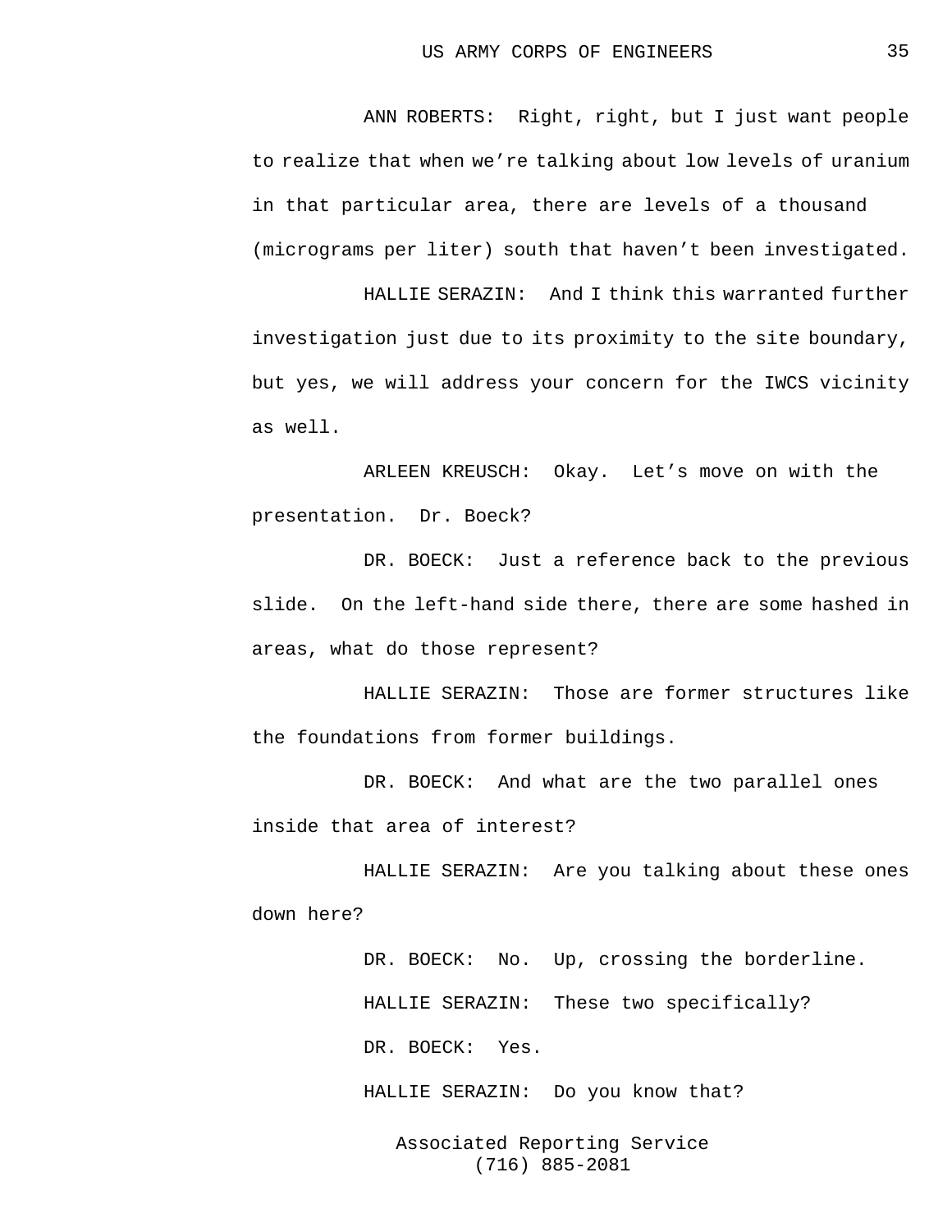ANN ROBERTS: Right, right, but I just want people to realize that when we're talking about low levels of uranium in that particular area, there are levels of a thousand (micrograms per liter) south that haven't been investigated.

HALLIE SERAZIN: And I think this warranted further investigation just due to its proximity to the site boundary, but yes, we will address your concern for the IWCS vicinity as well.

ARLEEN KREUSCH: Okay. Let's move on with the presentation. Dr. Boeck?

DR. BOECK: Just a reference back to the previous slide. On the left-hand side there, there are some hashed in areas, what do those represent?

HALLIE SERAZIN: Those are former structures like the foundations from former buildings.

DR. BOECK: And what are the two parallel ones inside that area of interest?

HALLIE SERAZIN: Are you talking about these ones down here?

DR. BOECK: No. Up, crossing the borderline.

HALLIE SERAZIN: These two specifically?

DR. BOECK: Yes.

HALLIE SERAZIN: Do you know that?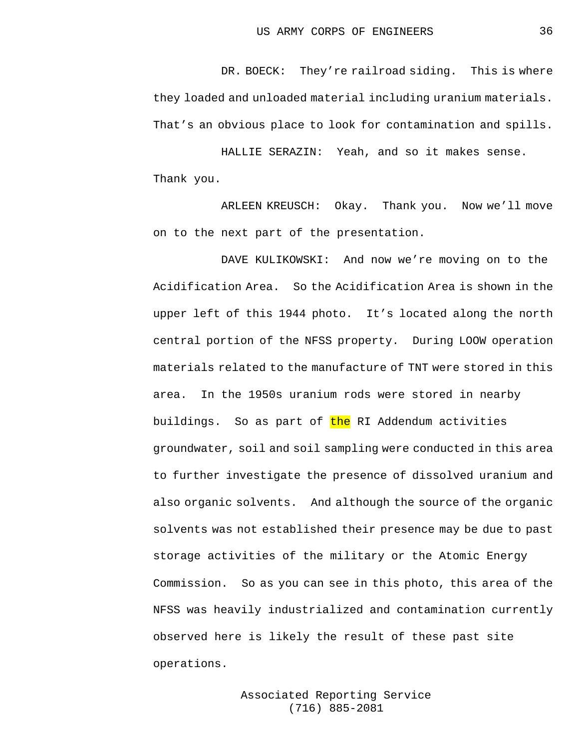DR. BOECK: They're railroad siding. This is where they loaded and unloaded material including uranium materials. That's an obvious place to look for contamination and spills.

HALLIE SERAZIN: Yeah, and so it makes sense. Thank you.

ARLEEN KREUSCH: Okay. Thank you. Now we'll move on to the next part of the presentation.

DAVE KULIKOWSKI: And now we're moving on to the Acidification Area. So the Acidification Area is shown in the upper left of this 1944 photo. It's located along the north central portion of the NFSS property. During LOOW operation materials related to the manufacture of TNT were stored in this area. In the 1950s uranium rods were stored in nearby buildings. So as part of the RI Addendum activities groundwater, soil and soil sampling were conducted in this area to further investigate the presence of dissolved uranium and also organic solvents. And although the source of the organic solvents was not established their presence may be due to past storage activities of the military or the Atomic Energy Commission. So as you can see in this photo, this area of the NFSS was heavily industrialized and contamination currently observed here is likely the result of these past site operations.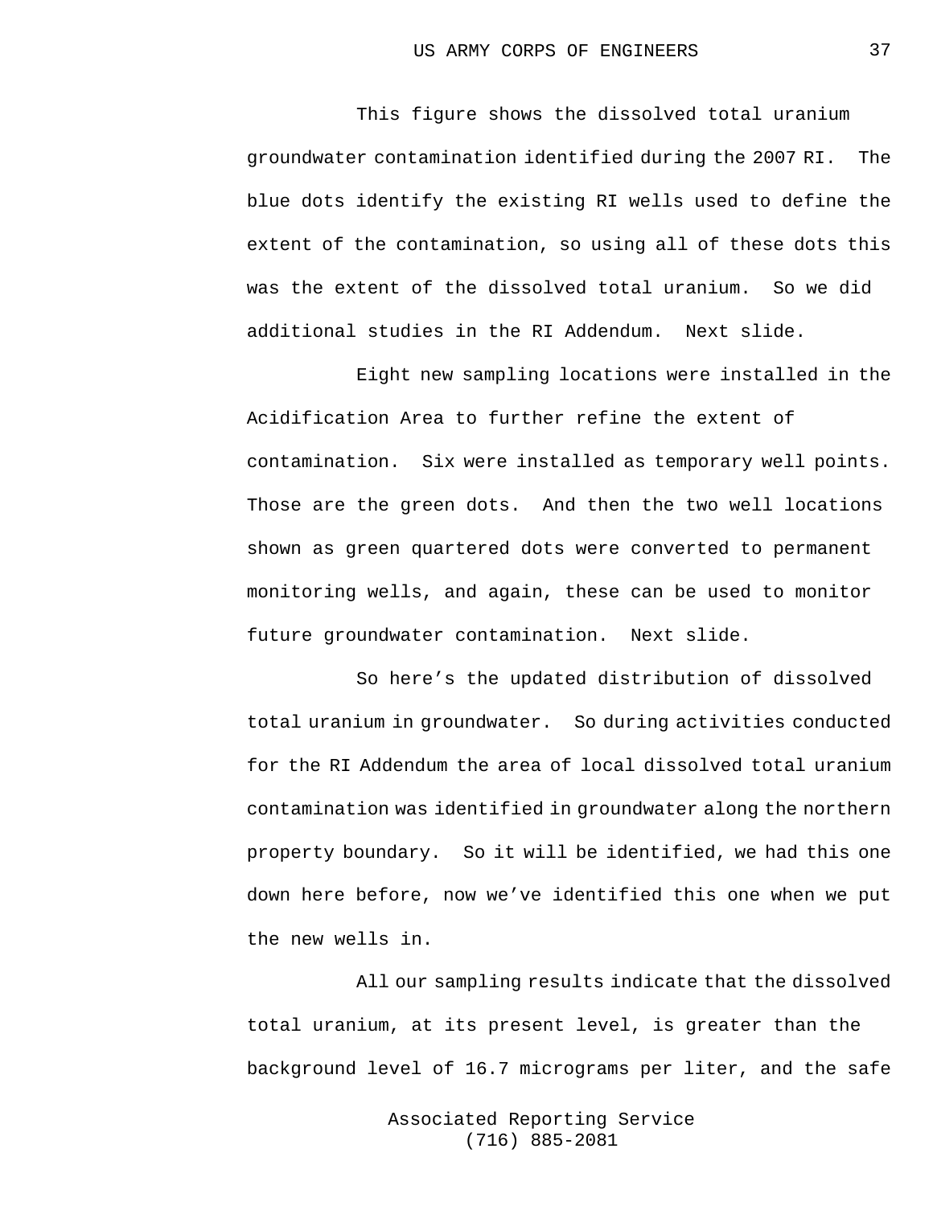This figure shows the dissolved total uranium groundwater contamination identified during the 2007 RI. The blue dots identify the existing RI wells used to define the extent of the contamination, so using all of these dots this was the extent of the dissolved total uranium. So we did additional studies in the RI Addendum. Next slide.

Eight new sampling locations were installed in the Acidification Area to further refine the extent of contamination. Six were installed as temporary well points. Those are the green dots. And then the two well locations shown as green quartered dots were converted to permanent monitoring wells, and again, these can be used to monitor future groundwater contamination. Next slide.

So here’s the updated distribution of dissolved total uranium in groundwater. So during activities conducted for the RI Addendum the area of local dissolved total uranium contamination was identified in groundwater along the northern property boundary. So it will be identified, we had this one down here before, now we’ve identified this one when we put the new wells in.

All our sampling results indicate that the dissolved total uranium, at its present level, is greater than the background level of 16.7 micrograms per liter, and the safe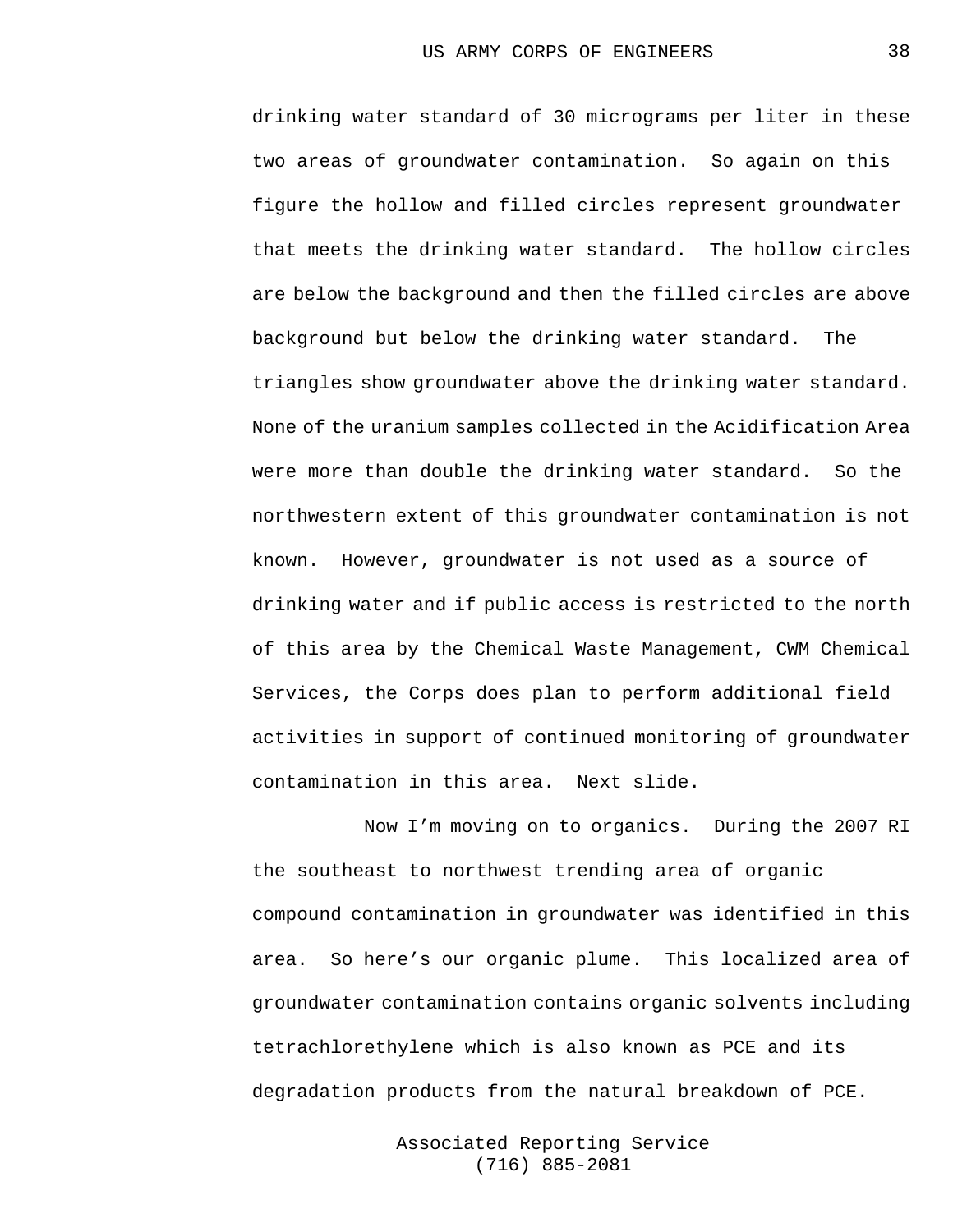drinking water standard of 30 micrograms per liter in these two areas of groundwater contamination. So again on this figure the hollow and filled circles represent groundwater that meets the drinking water standard. The hollow circles are below the background and then the filled circles are above background but below the drinking water standard. The triangles show groundwater above the drinking water standard. None of the uranium samples collected in the Acidification Area were more than double the drinking water standard. So the northwestern extent of this groundwater contamination is not known. However, groundwater is not used as a source of drinking water and if public access is restricted to the north of this area by the Chemical Waste Management, CWM Chemical Services, the Corps does plan to perform additional field activities in support of continued monitoring of groundwater contamination in this area. Next slide.

Now I'm moving on to organics. During the 2007 RI the southeast to northwest trending area of organic compound contamination in groundwater was identified in this area. So here's our organic plume. This localized area of groundwater contamination contains organic solvents including tetrachlorethylene which is also known as PCE and its degradation products from the natural breakdown of PCE.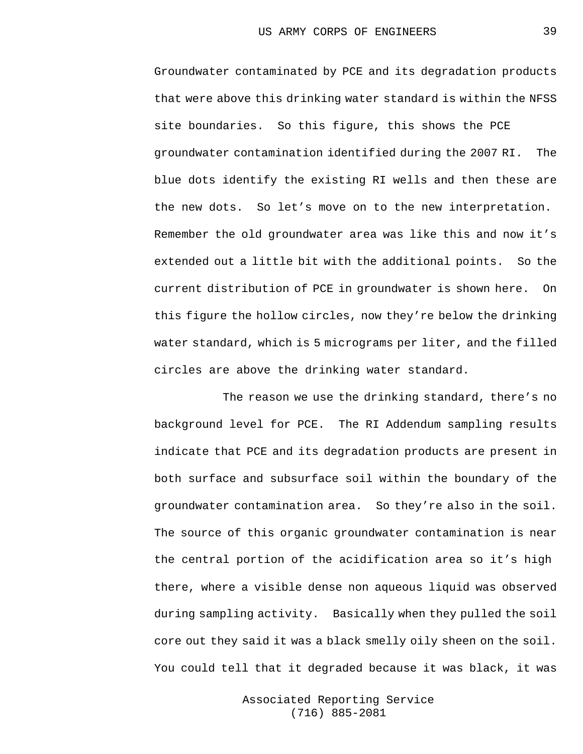Groundwater contaminated by PCE and its degradation products that were above this drinking water standard is within the NFSS site boundaries. So this figure, this shows the PCE groundwater contamination identified during the 2007 RI. The blue dots identify the existing RI wells and then these are the new dots. So let's move on to the new interpretation. Remember the old groundwater area was like this and now it's extended out a little bit with the additional points. So the current distribution of PCE in groundwater is shown here. On this figure the hollow circles, now they're below the drinking water standard, which is 5 micrograms per liter, and the filled circles are above the drinking water standard.

The reason we use the drinking standard, there's no background level for PCE. The RI Addendum sampling results indicate that PCE and its degradation products are present in both surface and subsurface soil within the boundary of the groundwater contamination area. So they're also in the soil. The source of this organic groundwater contamination is near the central portion of the acidification area so it's high there, where a visible dense non aqueous liquid was observed during sampling activity. Basically when they pulled the soil core out they said it was a black smelly oily sheen on the soil. You could tell that it degraded because it was black, it was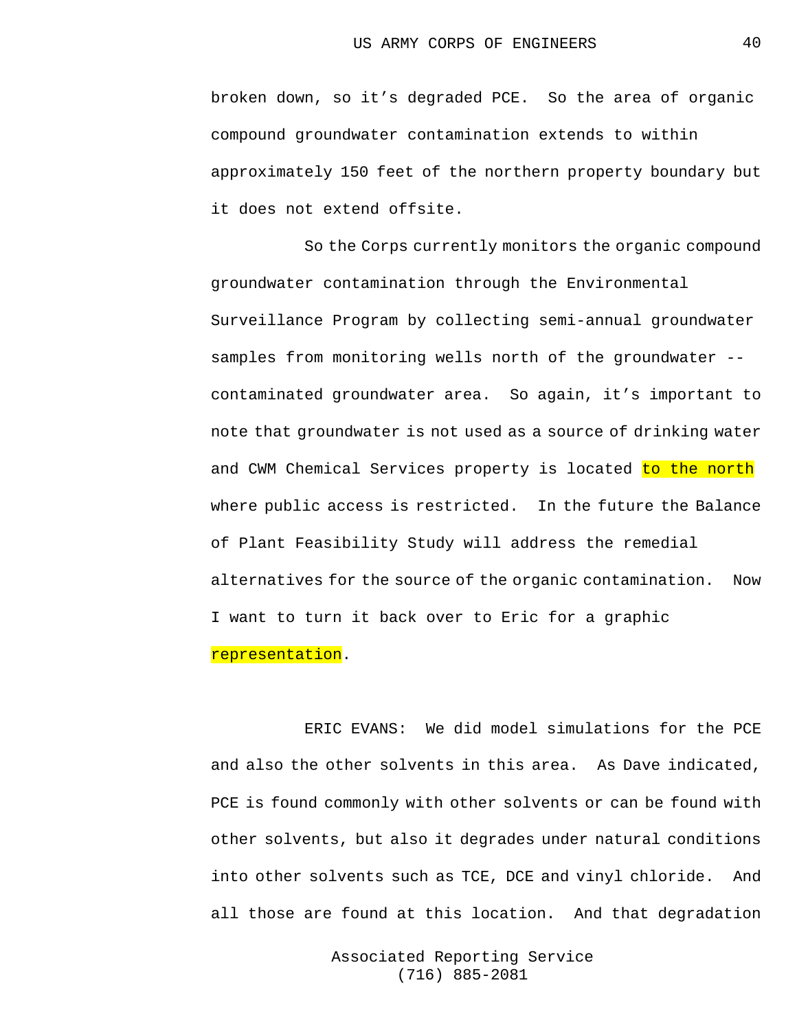broken down, so it's degraded PCE. So the area of organic compound groundwater contamination extends to within approximately 150 feet of the northern property boundary but it does not extend offsite.

So the Corps currently monitors the organic compound groundwater contamination through the Environmental Surveillance Program by collecting semi-annual groundwater samples from monitoring wells north of the groundwater -- contaminated groundwater area. So again, it's important to note that groundwater is not used as a source of drinking water and CWM Chemical Services property is located to the north where public access is restricted. In the future the Balance of Plant Feasibility Study will address the remedial alternatives for the source of the organic contamination. Now I want to turn it back over to Eric for a graphic representation.

ERIC EVANS: We did model simulations for the PCE and also the other solvents in this area. As Dave indicated, PCE is found commonly with other solvents or can be found with other solvents, but also it degrades under natural conditions into other solvents such as TCE, DCE and vinyl chloride. And all those are found at this location. And that degradation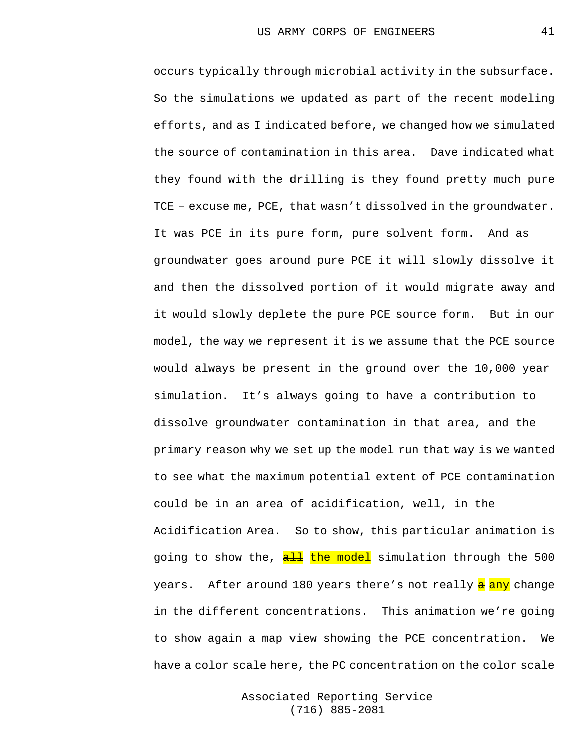occurs typically through microbial activity in the subsurface. So the simulations we updated as part of the recent modeling efforts, and as I indicated before, we changed how we simulated the source of contamination in this area. Dave indicated what they found with the drilling is they found pretty much pure TCE – excuse me, PCE, that wasn't dissolved in the groundwater. It was PCE in its pure form, pure solvent form. And as groundwater goes around pure PCE it will slowly dissolve it and then the dissolved portion of it would migrate away and it would slowly deplete the pure PCE source form. But in our model, the way we represent it is we assume that the PCE source would always be present in the ground over the 10,000 year simulation. It's always going to have a contribution to dissolve groundwater contamination in that area, and the primary reason why we set up the model run that way is we wanted to see what the maximum potential extent of PCE contamination could be in an area of acidification, well, in the Acidification Area. So to show, this particular animation is going to show the, ~~all~~ the model simulation through the 500 years. After around 180 years there's not really ~~a~~ any change in the different concentrations. This animation we're going to show again a map view showing the PCE concentration. We have a color scale here, the PC concentration on the color scale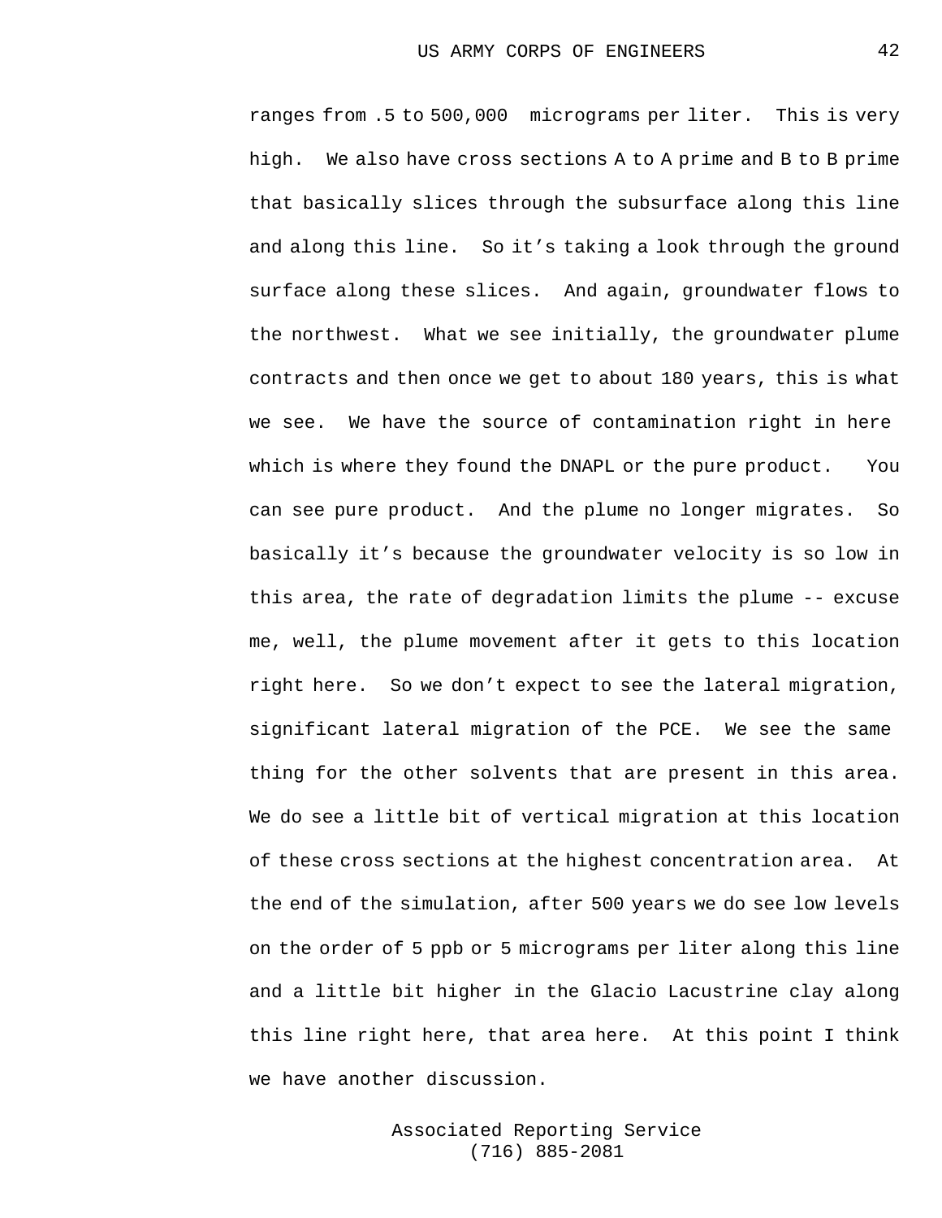ranges from .5 to 500,000 micrograms per liter. This is very high. We also have cross sections A to A prime and B to B prime that basically slices through the subsurface along this line and along this line. So it’s taking a look through the ground surface along these slices. And again, groundwater flows to the northwest. What we see initially, the groundwater plume contracts and then once we get to about 180 years, this is what we see. We have the source of contamination right in here which is where they found the DNAPL or the pure product. You can see pure product. And the plume no longer migrates. So basically it’s because the groundwater velocity is so low in this area, the rate of degradation limits the plume -- excuse me, well, the plume movement after it gets to this location right here. So we don’t expect to see the lateral migration, significant lateral migration of the PCE. We see the same thing for the other solvents that are present in this area. We do see a little bit of vertical migration at this location of these cross sections at the highest concentration area. At the end of the simulation, after 500 years we do see low levels on the order of 5 ppb or 5 micrograms per liter along this line and a little bit higher in the Glacio Lacustrine clay along this line right here, that area here. At this point I think we have another discussion.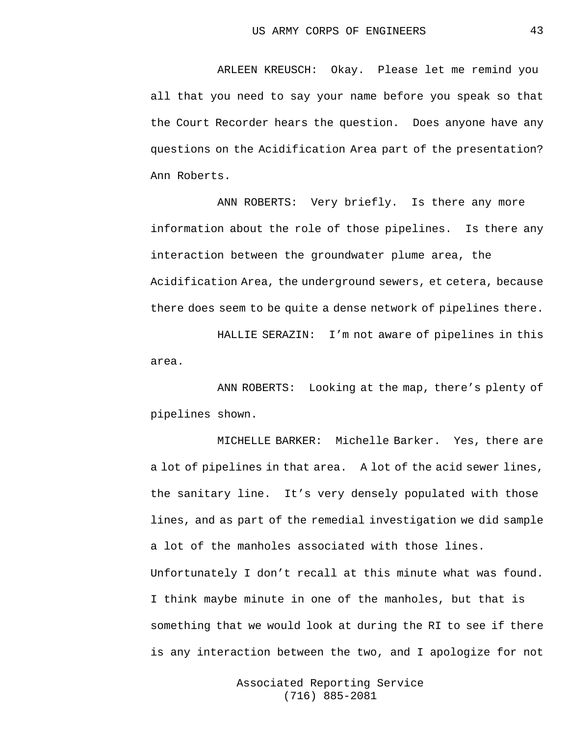ARLEEN KREUSCH: Okay. Please let me remind you all that you need to say your name before you speak so that the Court Recorder hears the question. Does anyone have any questions on the Acidification Area part of the presentation? Ann Roberts.

ANN ROBERTS: Very briefly. Is there any more information about the role of those pipelines. Is there any interaction between the groundwater plume area, the Acidification Area, the underground sewers, et cetera, because there does seem to be quite a dense network of pipelines there.

HALLIE SERAZIN: I'm not aware of pipelines in this area.

ANN ROBERTS: Looking at the map, there's plenty of pipelines shown.

MICHELLE BARKER: Michelle Barker. Yes, there are a lot of pipelines in that area. A lot of the acid sewer lines, the sanitary line. It's very densely populated with those lines, and as part of the remedial investigation we did sample a lot of the manholes associated with those lines. Unfortunately I don't recall at this minute what was found. I think maybe minute in one of the manholes, but that is something that we would look at during the RI to see if there is any interaction between the two, and I apologize for not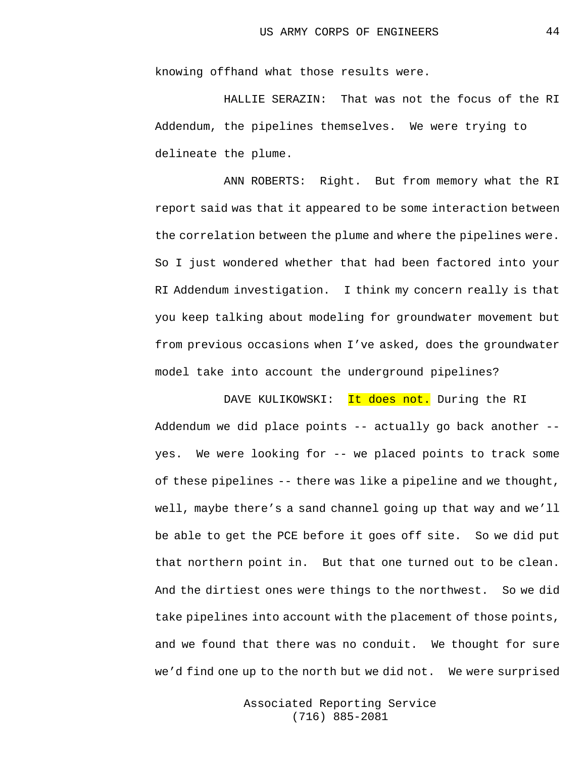knowing offhand what those results were.

HALLIE SERAZIN: That was not the focus of the RI Addendum, the pipelines themselves. We were trying to delineate the plume.

ANN ROBERTS: Right. But from memory what the RI report said was that it appeared to be some interaction between the correlation between the plume and where the pipelines were. So I just wondered whether that had been factored into your RI Addendum investigation. I think my concern really is that you keep talking about modeling for groundwater movement but from previous occasions when I've asked, does the groundwater model take into account the underground pipelines?

DAVE KULIKOWSKI: It does not. During the RI Addendum we did place points -- actually go back another -- yes. We were looking for -- we placed points to track some of these pipelines -- there was like a pipeline and we thought, well, maybe there's a sand channel going up that way and we'll be able to get the PCE before it goes off site. So we did put that northern point in. But that one turned out to be clean. And the dirtiest ones were things to the northwest. So we did take pipelines into account with the placement of those points, and we found that there was no conduit. We thought for sure we'd find one up to the north but we did not. We were surprised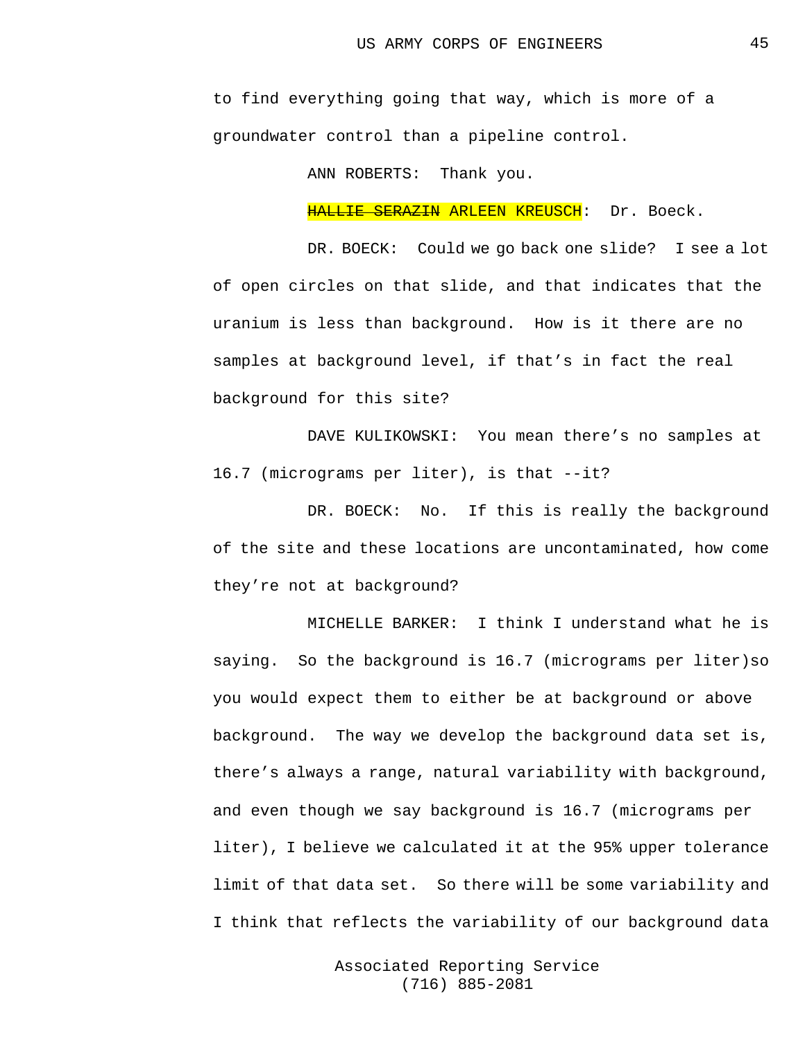to find everything going that way, which is more of a groundwater control than a pipeline control.

ANN ROBERTS: Thank you.

~~HALLIE SERAZIN~~ ARLEEN KREUSCH: Dr. Boeck.

DR. BOECK: Could we go back one slide? I see a lot of open circles on that slide, and that indicates that the uranium is less than background. How is it there are no samples at background level, if that's in fact the real background for this site?

DAVE KULIKOWSKI: You mean there's no samples at 16.7 (micrograms per liter), is that --it?

DR. BOECK: No. If this is really the background of the site and these locations are uncontaminated, how come they're not at background?

MICHELLE BARKER: I think I understand what he is saying. So the background is 16.7 (micrograms per liter)so you would expect them to either be at background or above background. The way we develop the background data set is, there's always a range, natural variability with background, and even though we say background is 16.7 (micrograms per liter), I believe we calculated it at the 95% upper tolerance limit of that data set. So there will be some variability and I think that reflects the variability of our background data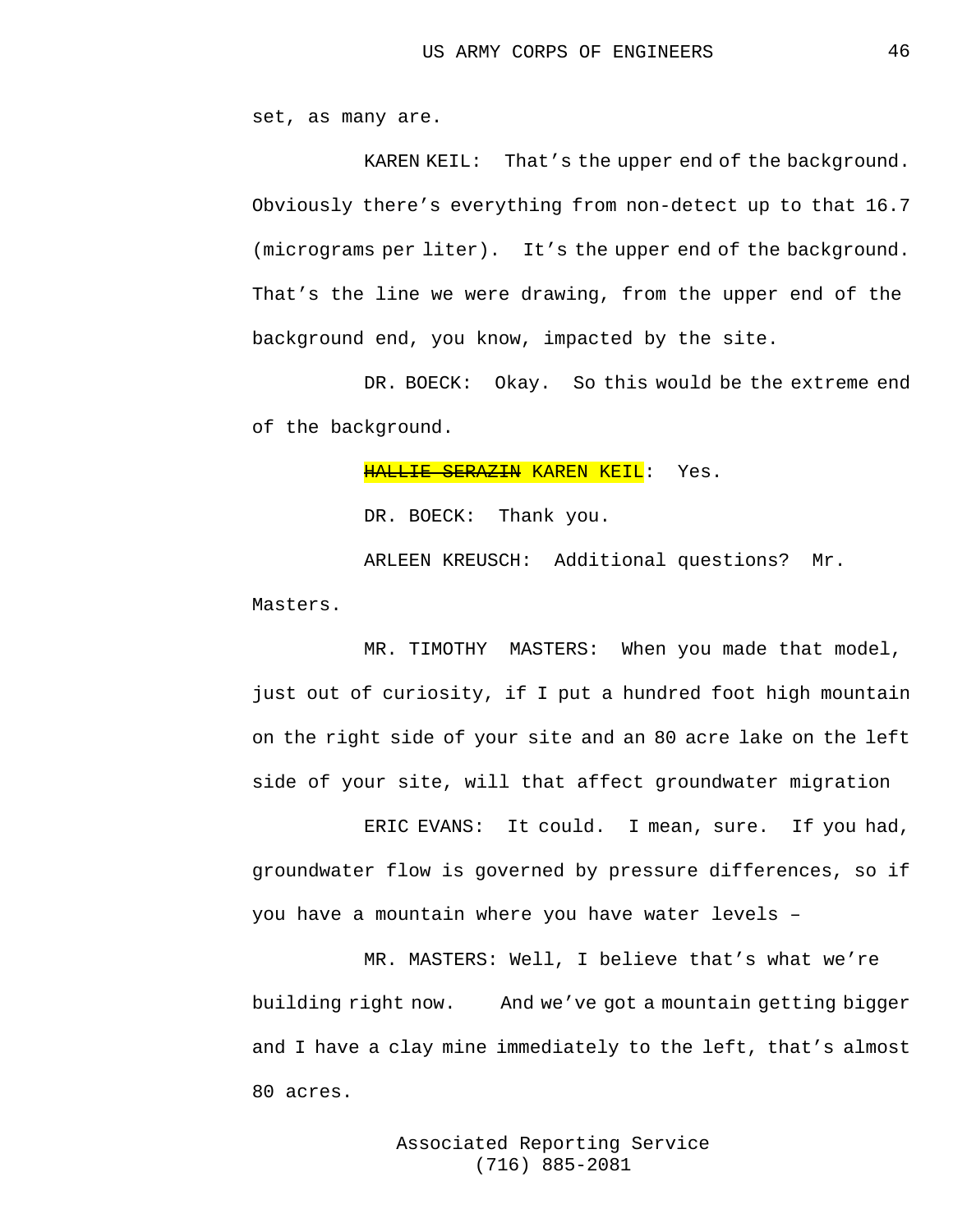set, as many are.

KAREN KEIL: That's the upper end of the background. Obviously there's everything from non-detect up to that 16.7 (micrograms per liter). It's the upper end of the background. That's the line we were drawing, from the upper end of the background end, you know, impacted by the site.

DR. BOECK: Okay. So this would be the extreme end of the background.

~~HALLIE SERAZIN~~ KAREN KEIL: Yes.

DR. BOECK: Thank you.

ARLEEN KREUSCH: Additional questions? Mr. Masters.

MR. TIMOTHY MASTERS: When you made that model, just out of curiosity, if I put a hundred foot high mountain on the right side of your site and an 80 acre lake on the left side of your site, will that affect groundwater migration

ERIC EVANS: It could. I mean, sure. If you had, groundwater flow is governed by pressure differences, so if you have a mountain where you have water levels –

MR. MASTERS: Well, I believe that's what we're building right now. And we've got a mountain getting bigger and I have a clay mine immediately to the left, that's almost 80 acres.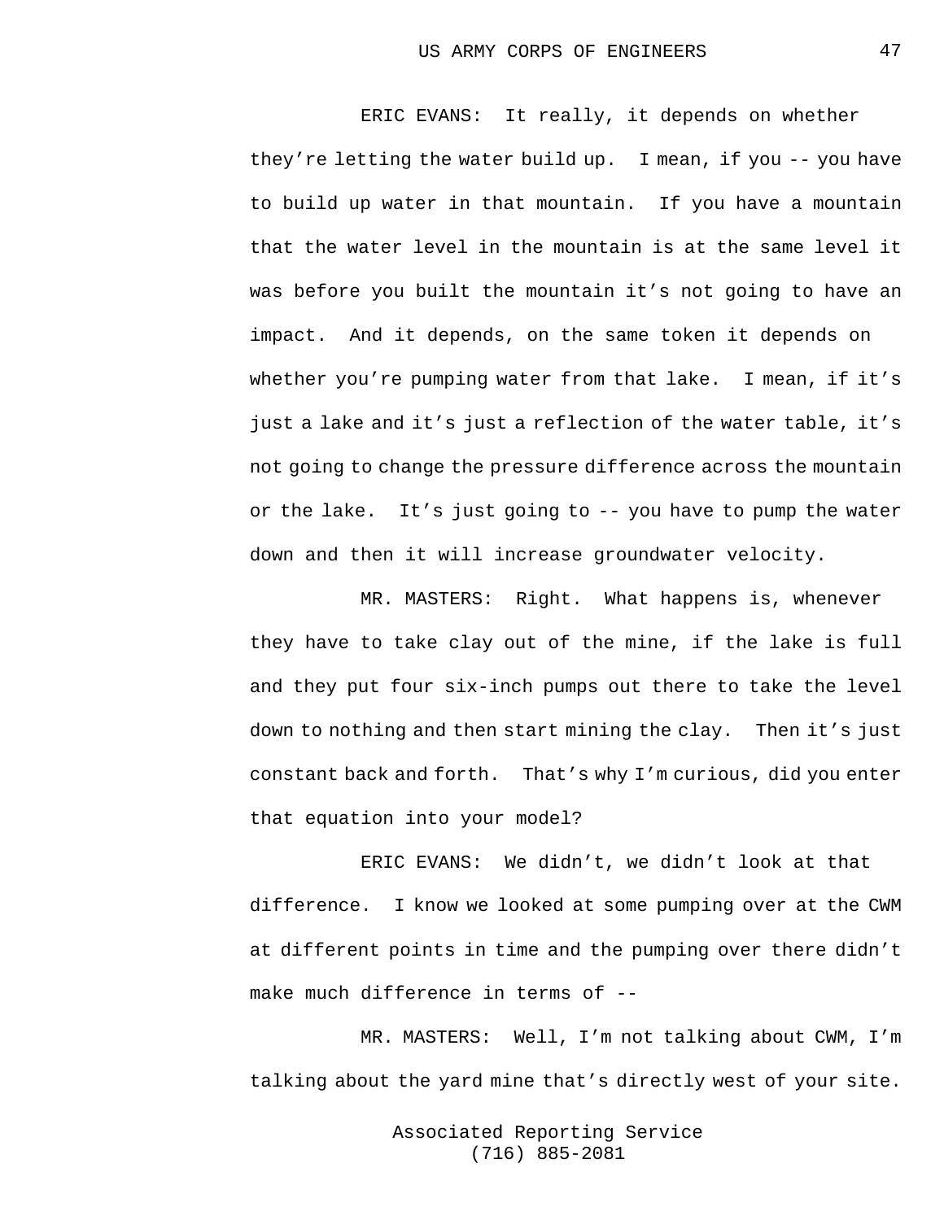ERIC EVANS: It really, it depends on whether they're letting the water build up. I mean, if you -- you have to build up water in that mountain. If you have a mountain that the water level in the mountain is at the same level it was before you built the mountain it's not going to have an impact. And it depends, on the same token it depends on whether you're pumping water from that lake. I mean, if it's just a lake and it's just a reflection of the water table, it's not going to change the pressure difference across the mountain or the lake. It's just going to -- you have to pump the water down and then it will increase groundwater velocity.

MR. MASTERS: Right. What happens is, whenever they have to take clay out of the mine, if the lake is full and they put four six-inch pumps out there to take the level down to nothing and then start mining the clay. Then it's just constant back and forth. That's why I'm curious, did you enter that equation into your model?

ERIC EVANS: We didn't, we didn't look at that difference. I know we looked at some pumping over at the CWM at different points in time and the pumping over there didn't make much difference in terms of --

MR. MASTERS: Well, I'm not talking about CWM, I'm talking about the yard mine that's directly west of your site.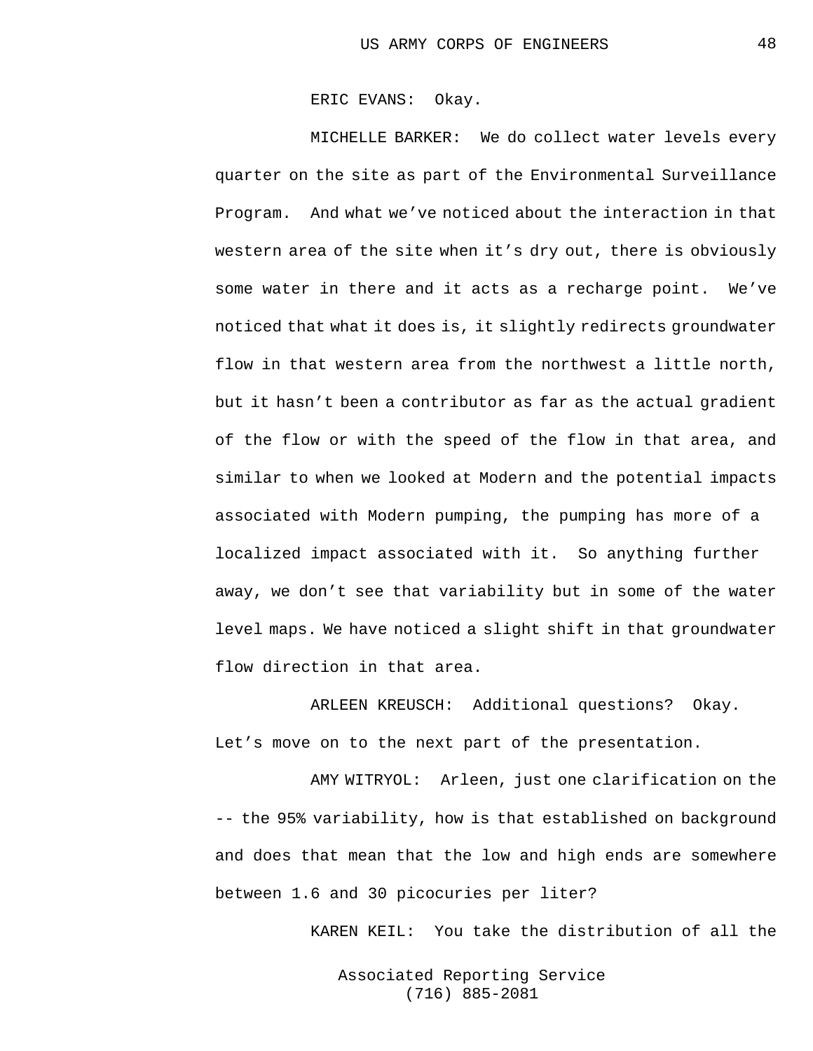ERIC EVANS: Okay.

MICHELLE BARKER: We do collect water levels every quarter on the site as part of the Environmental Surveillance Program. And what we’ve noticed about the interaction in that western area of the site when it’s dry out, there is obviously some water in there and it acts as a recharge point. We’ve noticed that what it does is, it slightly redirects groundwater flow in that western area from the northwest a little north, but it hasn’t been a contributor as far as the actual gradient of the flow or with the speed of the flow in that area, and similar to when we looked at Modern and the potential impacts associated with Modern pumping, the pumping has more of a localized impact associated with it. So anything further away, we don’t see that variability but in some of the water level maps. We have noticed a slight shift in that groundwater flow direction in that area.

ARLEEN KREUSCH: Additional questions? Okay. Let’s move on to the next part of the presentation.

AMY WITRYOL: Arleen, just one clarification on the -- the 95% variability, how is that established on background and does that mean that the low and high ends are somewhere between 1.6 and 30 picocuries per liter?

KAREN KEIL: You take the distribution of all the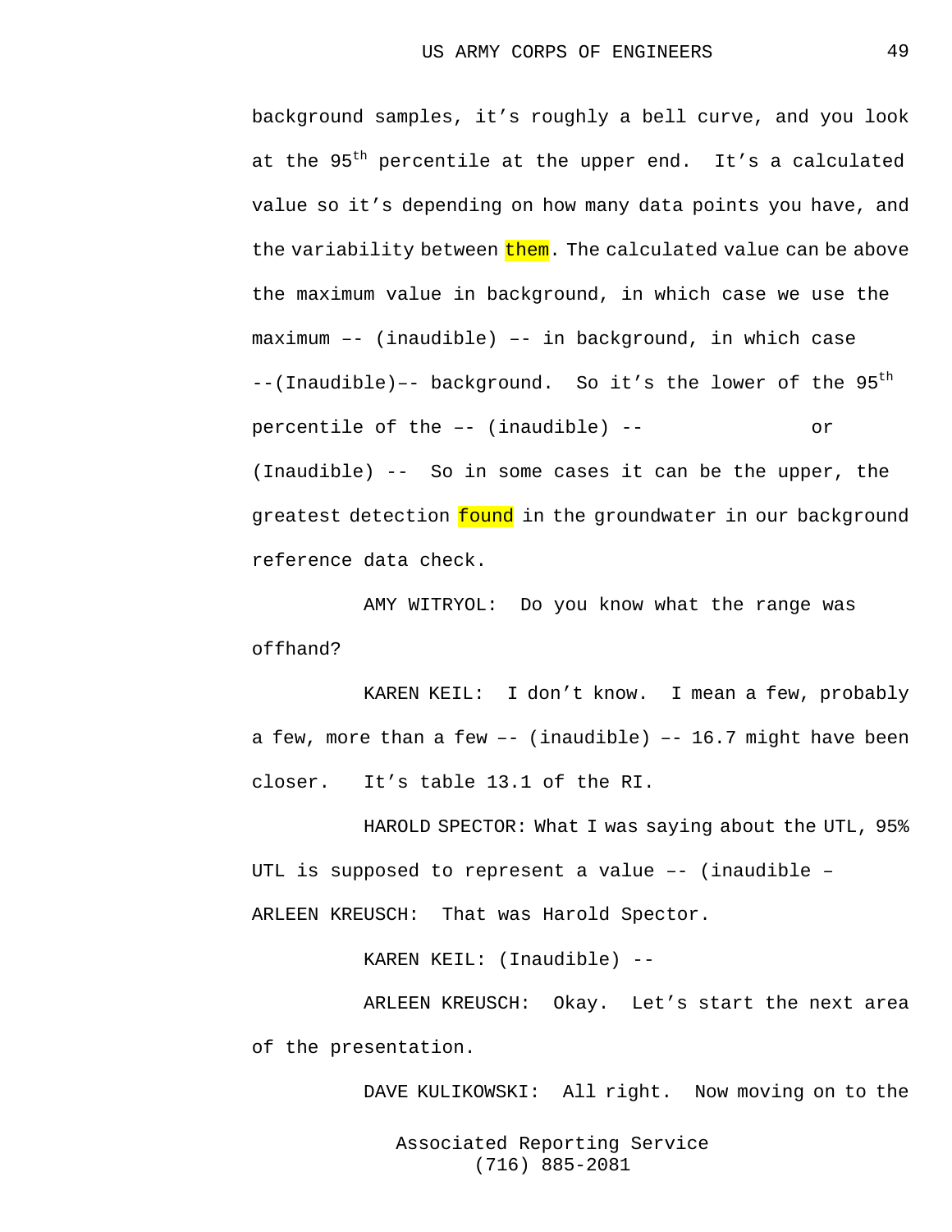background samples, it's roughly a bell curve, and you look at the 95th percentile at the upper end. It's a calculated value so it's depending on how many data points you have, and the variability between them. The calculated value can be above the maximum value in background, in which case we use the maximum –- (inaudible) –- in background, in which case --(Inaudible)–- background. So it's the lower of the 95th percentile of the –- (inaudible) -- or (Inaudible) -- So in some cases it can be the upper, the greatest detection found in the groundwater in our background reference data check.

AMY WITRYOL: Do you know what the range was offhand?

KAREN KEIL: I don't know. I mean a few, probably a few, more than a few –- (inaudible) –- 16.7 might have been closer. It's table 13.1 of the RI.

HAROLD SPECTOR: What I was saying about the UTL, 95% UTL is supposed to represent a value –- (inaudible –

ARLEEN KREUSCH: That was Harold Spector.

KAREN KEIL: (Inaudible) --

ARLEEN KREUSCH: Okay. Let's start the next area of the presentation.

DAVE KULIKOWSKI: All right. Now moving on to the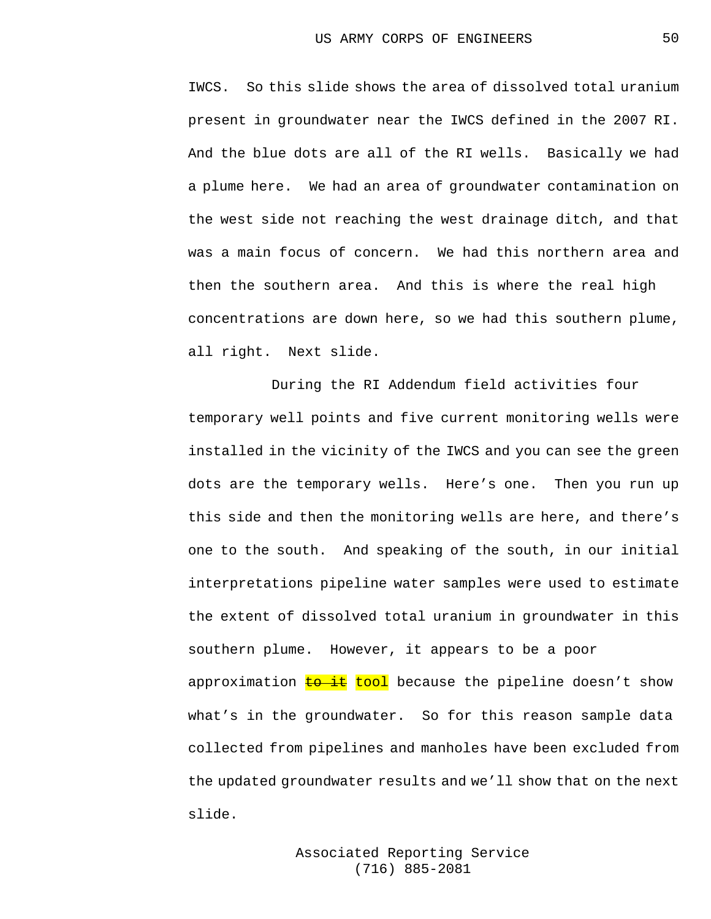IWCS. So this slide shows the area of dissolved total uranium present in groundwater near the IWCS defined in the 2007 RI. And the blue dots are all of the RI wells. Basically we had a plume here. We had an area of groundwater contamination on the west side not reaching the west drainage ditch, and that was a main focus of concern. We had this northern area and then the southern area. And this is where the real high concentrations are down here, so we had this southern plume, all right. Next slide.

During the RI Addendum field activities four temporary well points and five current monitoring wells were installed in the vicinity of the IWCS and you can see the green dots are the temporary wells. Here's one. Then you run up this side and then the monitoring wells are here, and there's one to the south. And speaking of the south, in our initial interpretations pipeline water samples were used to estimate the extent of dissolved total uranium in groundwater in this southern plume. However, it appears to be a poor approximation ~~to it~~ tool because the pipeline doesn't show what's in the groundwater. So for this reason sample data collected from pipelines and manholes have been excluded from the updated groundwater results and we'll show that on the next slide.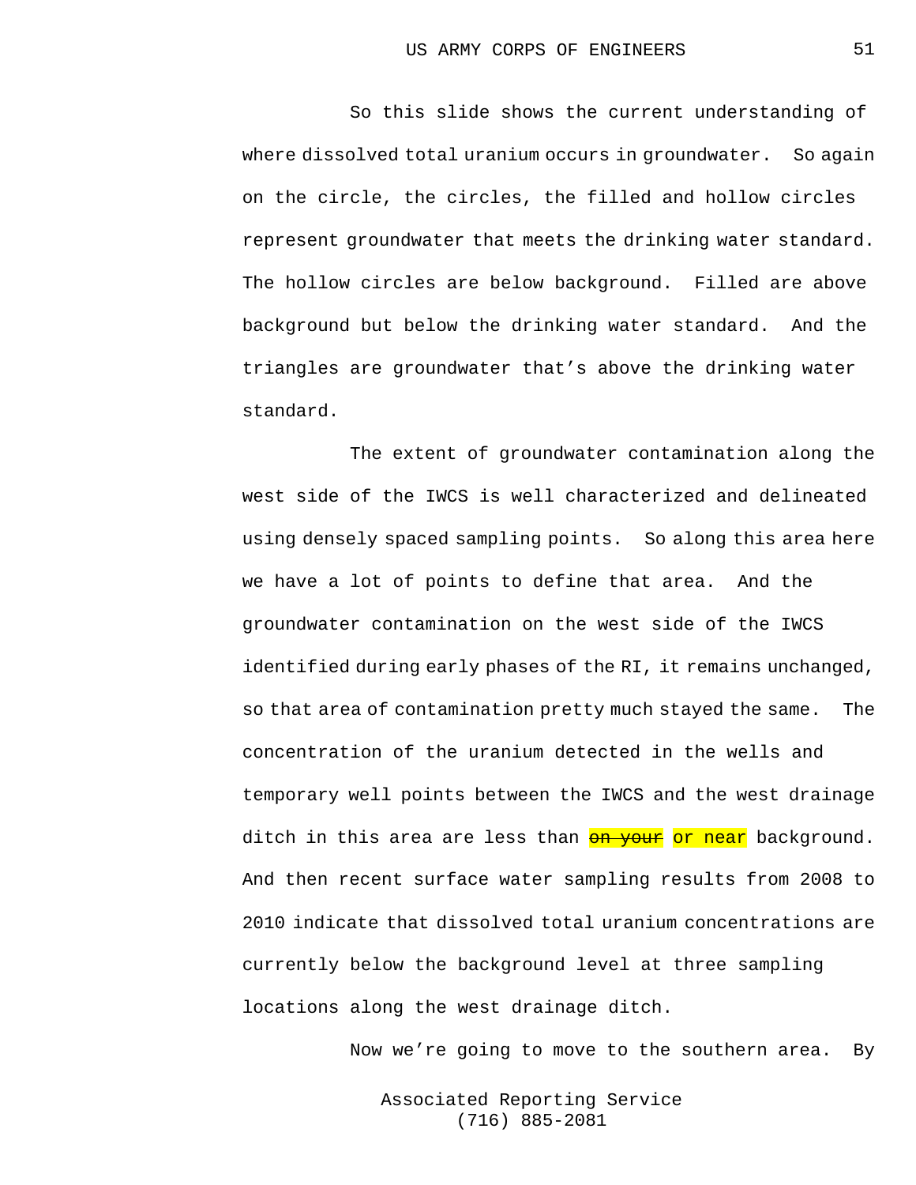So this slide shows the current understanding of where dissolved total uranium occurs in groundwater. So again on the circle, the circles, the filled and hollow circles represent groundwater that meets the drinking water standard. The hollow circles are below background. Filled are above background but below the drinking water standard. And the triangles are groundwater that's above the drinking water standard.

The extent of groundwater contamination along the west side of the IWCS is well characterized and delineated using densely spaced sampling points. So along this area here we have a lot of points to define that area. And the groundwater contamination on the west side of the IWCS identified during early phases of the RI, it remains unchanged, so that area of contamination pretty much stayed the same. The concentration of the uranium detected in the wells and temporary well points between the IWCS and the west drainage ditch in this area are less than ~~on your~~ or near background. And then recent surface water sampling results from 2008 to 2010 indicate that dissolved total uranium concentrations are currently below the background level at three sampling locations along the west drainage ditch.

Now we're going to move to the southern area. By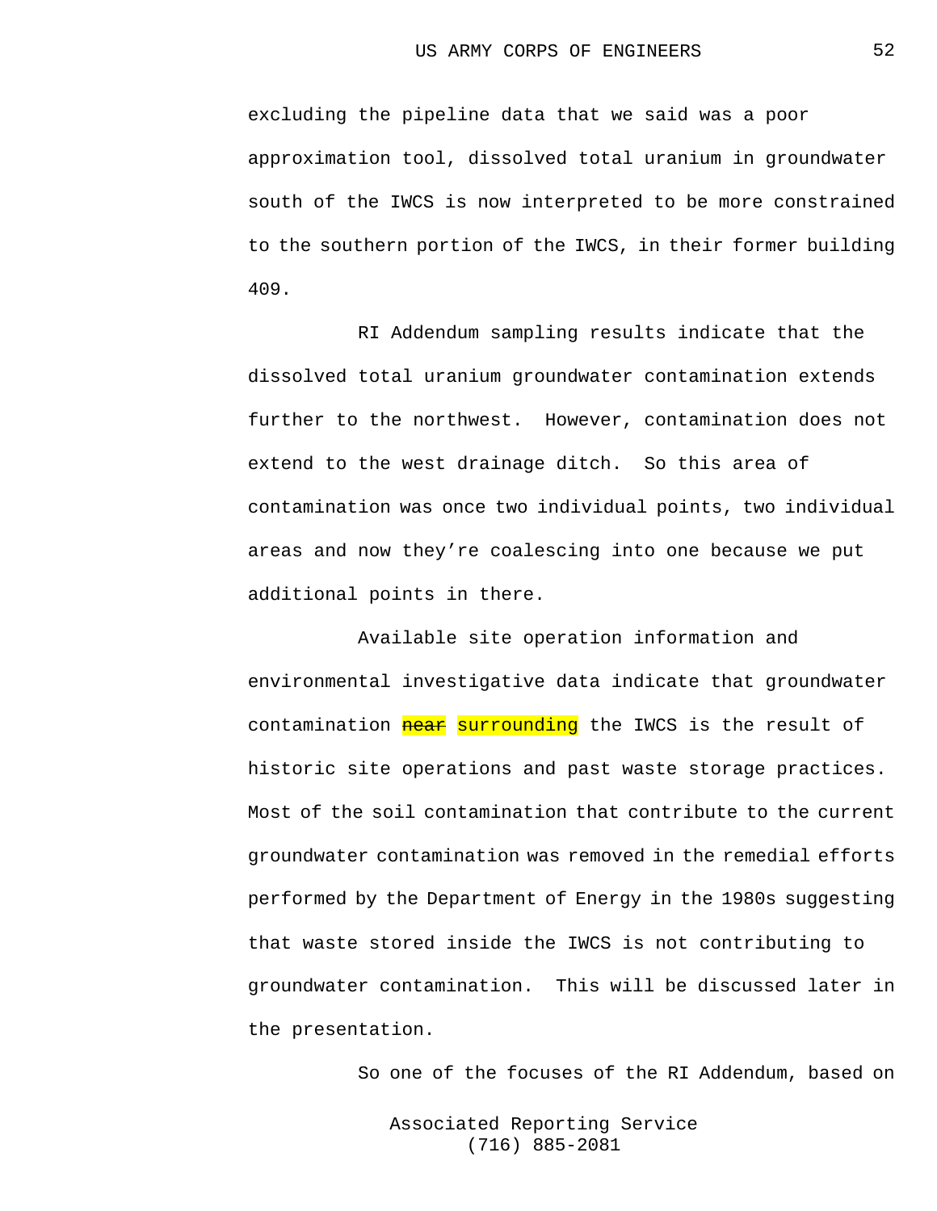excluding the pipeline data that we said was a poor approximation tool, dissolved total uranium in groundwater south of the IWCS is now interpreted to be more constrained to the southern portion of the IWCS, in their former building 409.

RI Addendum sampling results indicate that the dissolved total uranium groundwater contamination extends further to the northwest. However, contamination does not extend to the west drainage ditch. So this area of contamination was once two individual points, two individual areas and now they're coalescing into one because we put additional points in there.

Available site operation information and environmental investigative data indicate that groundwater contamination ~~near~~ surrounding the IWCS is the result of historic site operations and past waste storage practices. Most of the soil contamination that contribute to the current groundwater contamination was removed in the remedial efforts performed by the Department of Energy in the 1980s suggesting that waste stored inside the IWCS is not contributing to groundwater contamination. This will be discussed later in the presentation.

So one of the focuses of the RI Addendum, based on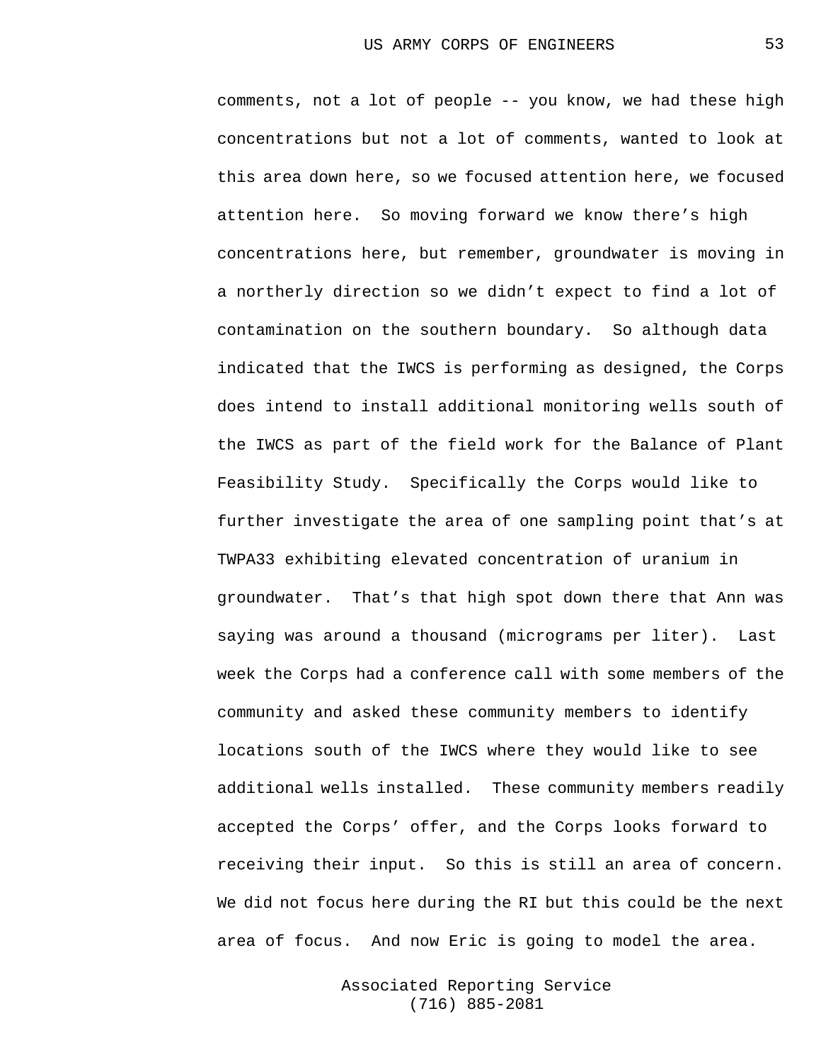comments, not a lot of people -- you know, we had these high concentrations but not a lot of comments, wanted to look at this area down here, so we focused attention here, we focused attention here. So moving forward we know there's high concentrations here, but remember, groundwater is moving in a northerly direction so we didn't expect to find a lot of contamination on the southern boundary. So although data indicated that the IWCS is performing as designed, the Corps does intend to install additional monitoring wells south of the IWCS as part of the field work for the Balance of Plant Feasibility Study. Specifically the Corps would like to further investigate the area of one sampling point that's at TWPA33 exhibiting elevated concentration of uranium in groundwater. That's that high spot down there that Ann was saying was around a thousand (micrograms per liter). Last week the Corps had a conference call with some members of the community and asked these community members to identify locations south of the IWCS where they would like to see additional wells installed. These community members readily accepted the Corps' offer, and the Corps looks forward to receiving their input. So this is still an area of concern. We did not focus here during the RI but this could be the next area of focus. And now Eric is going to model the area.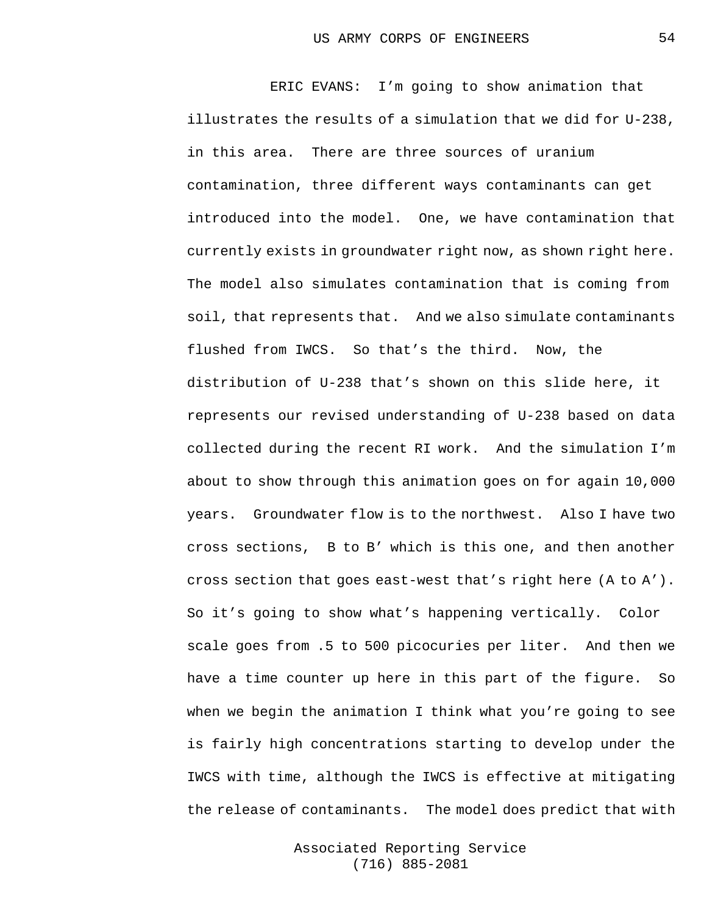ERIC EVANS: I’m going to show animation that illustrates the results of a simulation that we did for U-238, in this area. There are three sources of uranium contamination, three different ways contaminants can get introduced into the model. One, we have contamination that currently exists in groundwater right now, as shown right here. The model also simulates contamination that is coming from soil, that represents that. And we also simulate contaminants flushed from IWCS. So that’s the third. Now, the distribution of U-238 that’s shown on this slide here, it represents our revised understanding of U-238 based on data collected during the recent RI work. And the simulation I’m about to show through this animation goes on for again 10,000 years. Groundwater flow is to the northwest. Also I have two cross sections, B to B’ which is this one, and then another cross section that goes east-west that’s right here (A to A’). So it’s going to show what’s happening vertically. Color scale goes from .5 to 500 picocuries per liter. And then we have a time counter up here in this part of the figure. So when we begin the animation I think what you’re going to see is fairly high concentrations starting to develop under the IWCS with time, although the IWCS is effective at mitigating the release of contaminants. The model does predict that with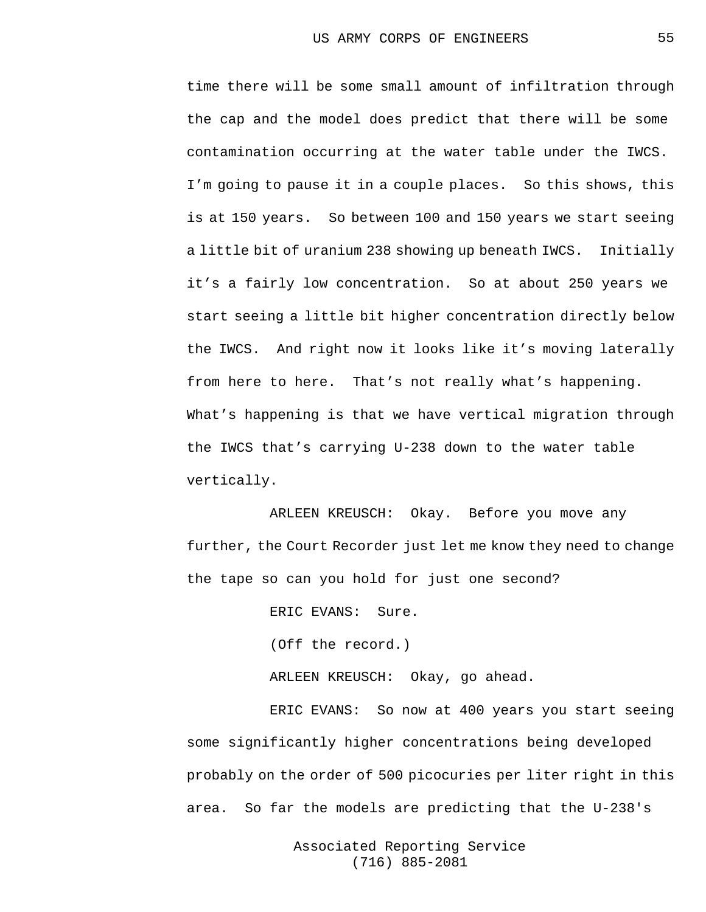time there will be some small amount of infiltration through the cap and the model does predict that there will be some contamination occurring at the water table under the IWCS. I'm going to pause it in a couple places. So this shows, this is at 150 years. So between 100 and 150 years we start seeing a little bit of uranium 238 showing up beneath IWCS. Initially it's a fairly low concentration. So at about 250 years we start seeing a little bit higher concentration directly below the IWCS. And right now it looks like it's moving laterally from here to here. That's not really what's happening. What's happening is that we have vertical migration through the IWCS that's carrying U-238 down to the water table vertically.

ARLEEN KREUSCH: Okay. Before you move any further, the Court Recorder just let me know they need to change the tape so can you hold for just one second?

ERIC EVANS: Sure.

(Off the record.)

ARLEEN KREUSCH: Okay, go ahead.

ERIC EVANS: So now at 400 years you start seeing some significantly higher concentrations being developed probably on the order of 500 picocuries per liter right in this area. So far the models are predicting that the U-238's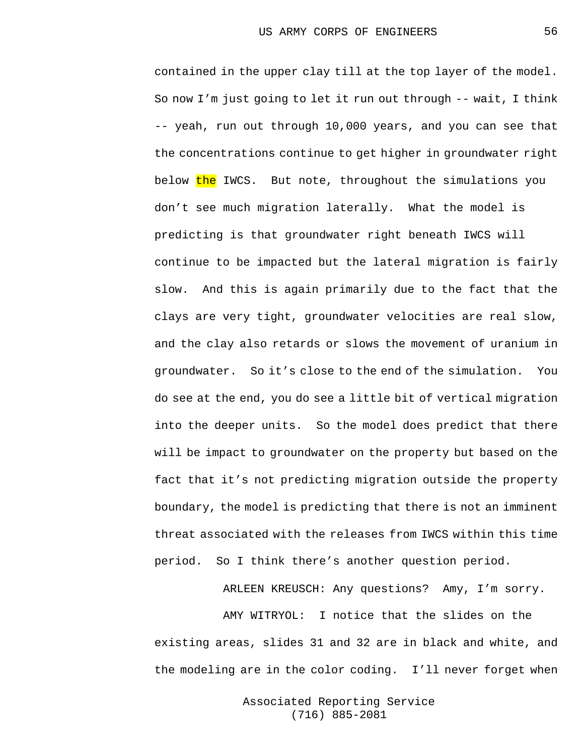contained in the upper clay till at the top layer of the model. So now I'm just going to let it run out through -- wait, I think -- yeah, run out through 10,000 years, and you can see that the concentrations continue to get higher in groundwater right below the IWCS. But note, throughout the simulations you don't see much migration laterally. What the model is predicting is that groundwater right beneath IWCS will continue to be impacted but the lateral migration is fairly slow. And this is again primarily due to the fact that the clays are very tight, groundwater velocities are real slow, and the clay also retards or slows the movement of uranium in groundwater. So it's close to the end of the simulation. You do see at the end, you do see a little bit of vertical migration into the deeper units. So the model does predict that there will be impact to groundwater on the property but based on the fact that it's not predicting migration outside the property boundary, the model is predicting that there is not an imminent threat associated with the releases from IWCS within this time period. So I think there's another question period.

ARLEEN KREUSCH: Any questions? Amy, I'm sorry.

AMY WITRYOL: I notice that the slides on the existing areas, slides 31 and 32 are in black and white, and the modeling are in the color coding. I'll never forget when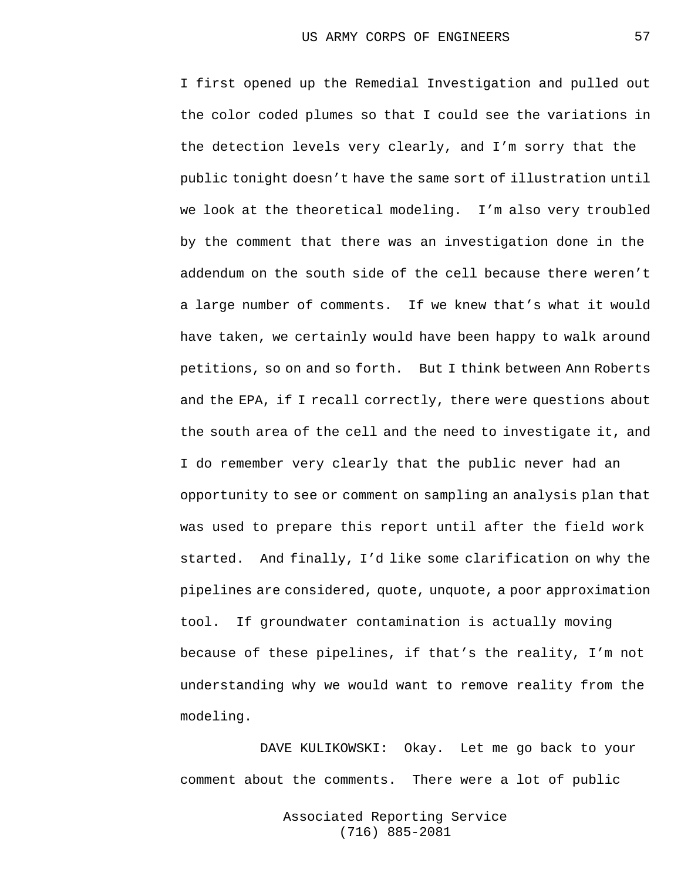I first opened up the Remedial Investigation and pulled out the color coded plumes so that I could see the variations in the detection levels very clearly, and I'm sorry that the public tonight doesn't have the same sort of illustration until we look at the theoretical modeling. I'm also very troubled by the comment that there was an investigation done in the addendum on the south side of the cell because there weren't a large number of comments. If we knew that's what it would have taken, we certainly would have been happy to walk around petitions, so on and so forth. But I think between Ann Roberts and the EPA, if I recall correctly, there were questions about the south area of the cell and the need to investigate it, and I do remember very clearly that the public never had an opportunity to see or comment on sampling an analysis plan that was used to prepare this report until after the field work started. And finally, I'd like some clarification on why the pipelines are considered, quote, unquote, a poor approximation tool. If groundwater contamination is actually moving because of these pipelines, if that's the reality, I'm not understanding why we would want to remove reality from the modeling.

DAVE KULIKOWSKI: Okay. Let me go back to your comment about the comments. There were a lot of public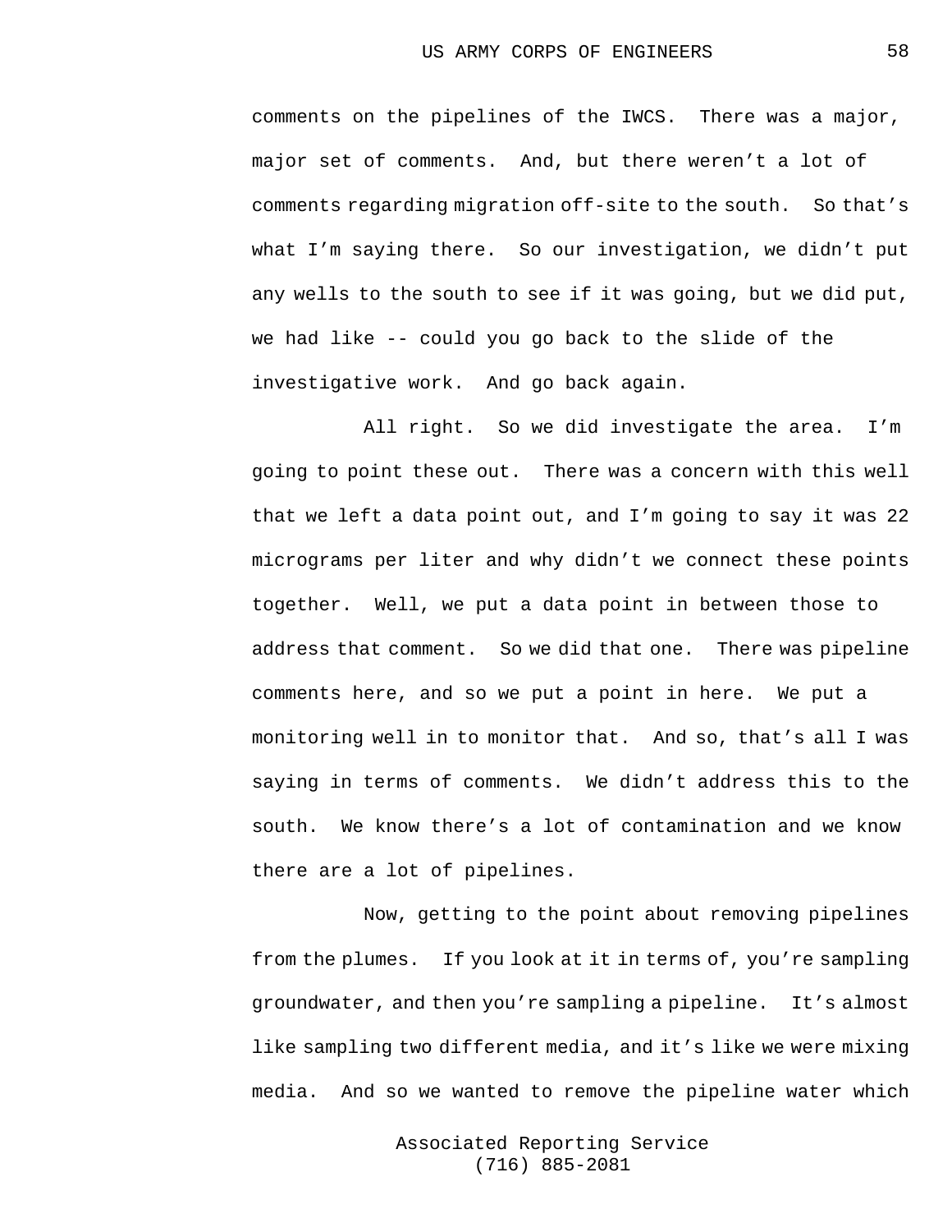comments on the pipelines of the IWCS. There was a major, major set of comments. And, but there weren't a lot of comments regarding migration off-site to the south. So that's what I'm saying there. So our investigation, we didn't put any wells to the south to see if it was going, but we did put, we had like -- could you go back to the slide of the investigative work. And go back again.

All right. So we did investigate the area. I'm going to point these out. There was a concern with this well that we left a data point out, and I'm going to say it was 22 micrograms per liter and why didn't we connect these points together. Well, we put a data point in between those to address that comment. So we did that one. There was pipeline comments here, and so we put a point in here. We put a monitoring well in to monitor that. And so, that's all I was saying in terms of comments. We didn't address this to the south. We know there's a lot of contamination and we know there are a lot of pipelines.

Now, getting to the point about removing pipelines from the plumes. If you look at it in terms of, you're sampling groundwater, and then you're sampling a pipeline. It's almost like sampling two different media, and it's like we were mixing media. And so we wanted to remove the pipeline water which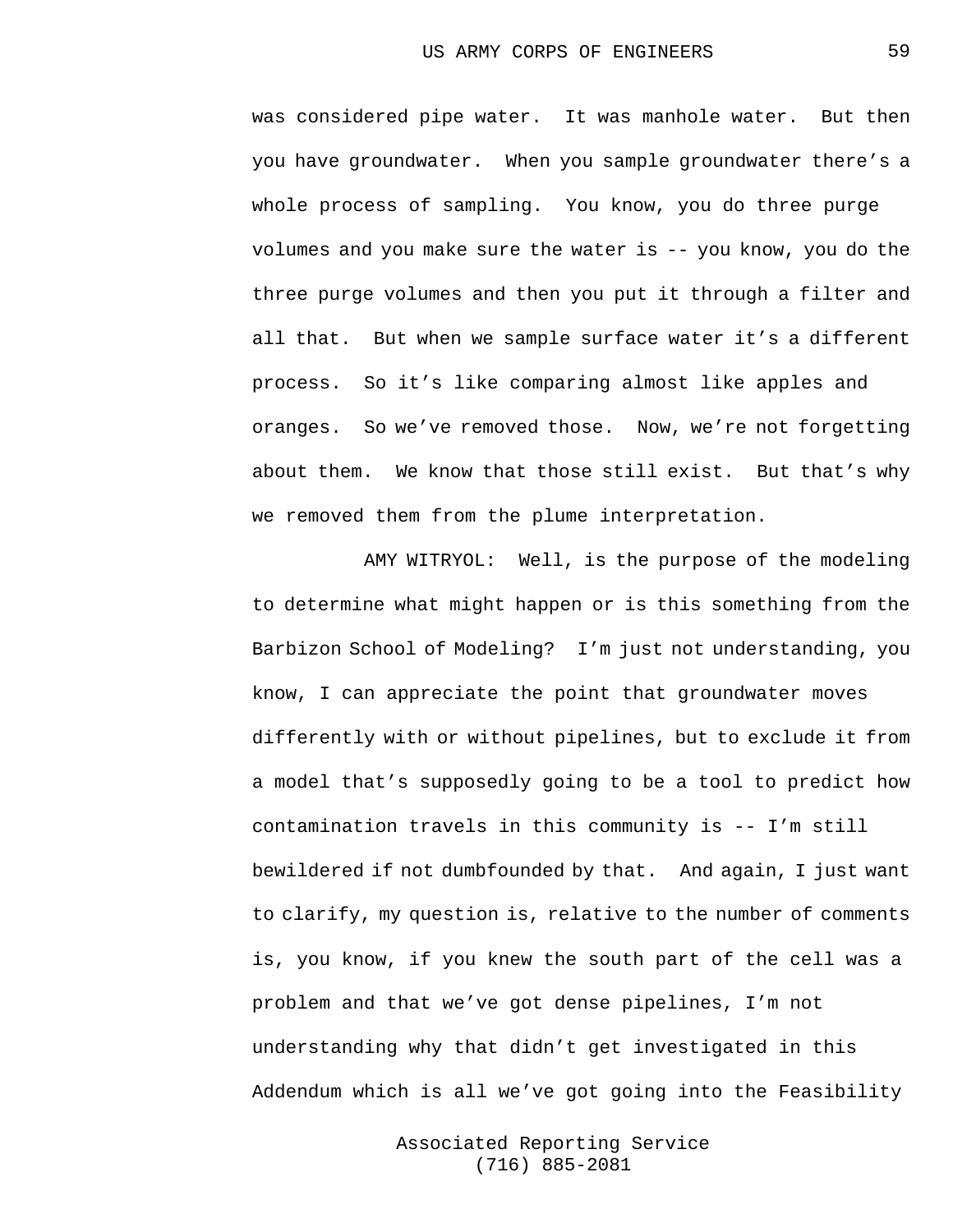was considered pipe water. It was manhole water. But then you have groundwater. When you sample groundwater there's a whole process of sampling. You know, you do three purge volumes and you make sure the water is -- you know, you do the three purge volumes and then you put it through a filter and all that. But when we sample surface water it's a different process. So it's like comparing almost like apples and oranges. So we've removed those. Now, we're not forgetting about them. We know that those still exist. But that's why we removed them from the plume interpretation.

AMY WITRYOL: Well, is the purpose of the modeling to determine what might happen or is this something from the Barbizon School of Modeling? I'm just not understanding, you know, I can appreciate the point that groundwater moves differently with or without pipelines, but to exclude it from a model that's supposedly going to be a tool to predict how contamination travels in this community is -- I'm still bewildered if not dumbfounded by that. And again, I just want to clarify, my question is, relative to the number of comments is, you know, if you knew the south part of the cell was a problem and that we've got dense pipelines, I'm not understanding why that didn't get investigated in this Addendum which is all we've got going into the Feasibility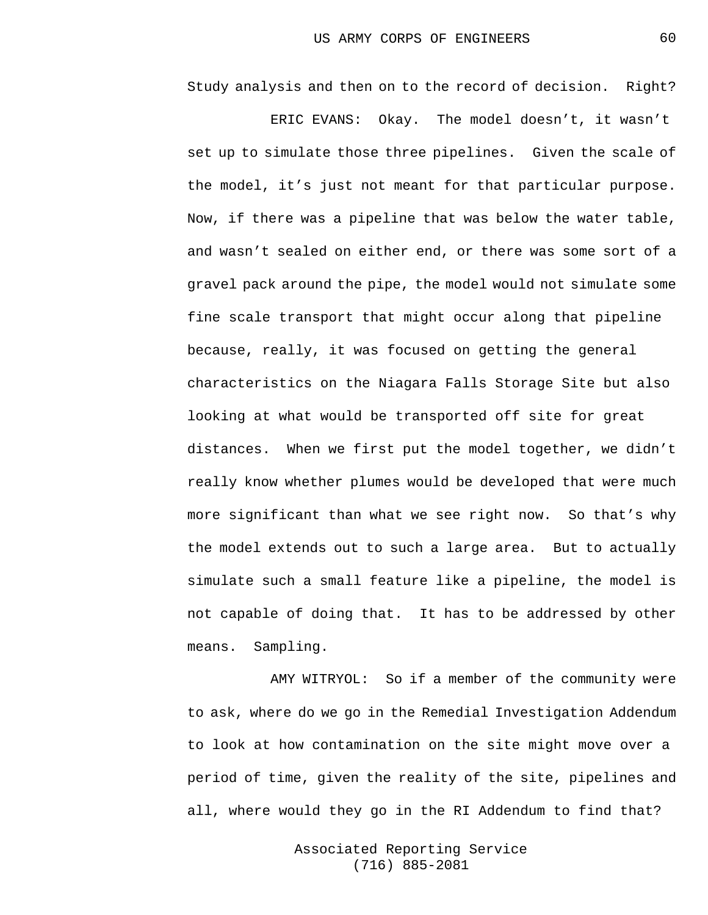Study analysis and then on to the record of decision. Right?

ERIC EVANS: Okay. The model doesn’t, it wasn’t set up to simulate those three pipelines. Given the scale of the model, it’s just not meant for that particular purpose. Now, if there was a pipeline that was below the water table, and wasn’t sealed on either end, or there was some sort of a gravel pack around the pipe, the model would not simulate some fine scale transport that might occur along that pipeline because, really, it was focused on getting the general characteristics on the Niagara Falls Storage Site but also looking at what would be transported off site for great distances. When we first put the model together, we didn’t really know whether plumes would be developed that were much more significant than what we see right now. So that’s why the model extends out to such a large area. But to actually simulate such a small feature like a pipeline, the model is not capable of doing that. It has to be addressed by other means. Sampling.

AMY WITRYOL: So if a member of the community were to ask, where do we go in the Remedial Investigation Addendum to look at how contamination on the site might move over a period of time, given the reality of the site, pipelines and all, where would they go in the RI Addendum to find that?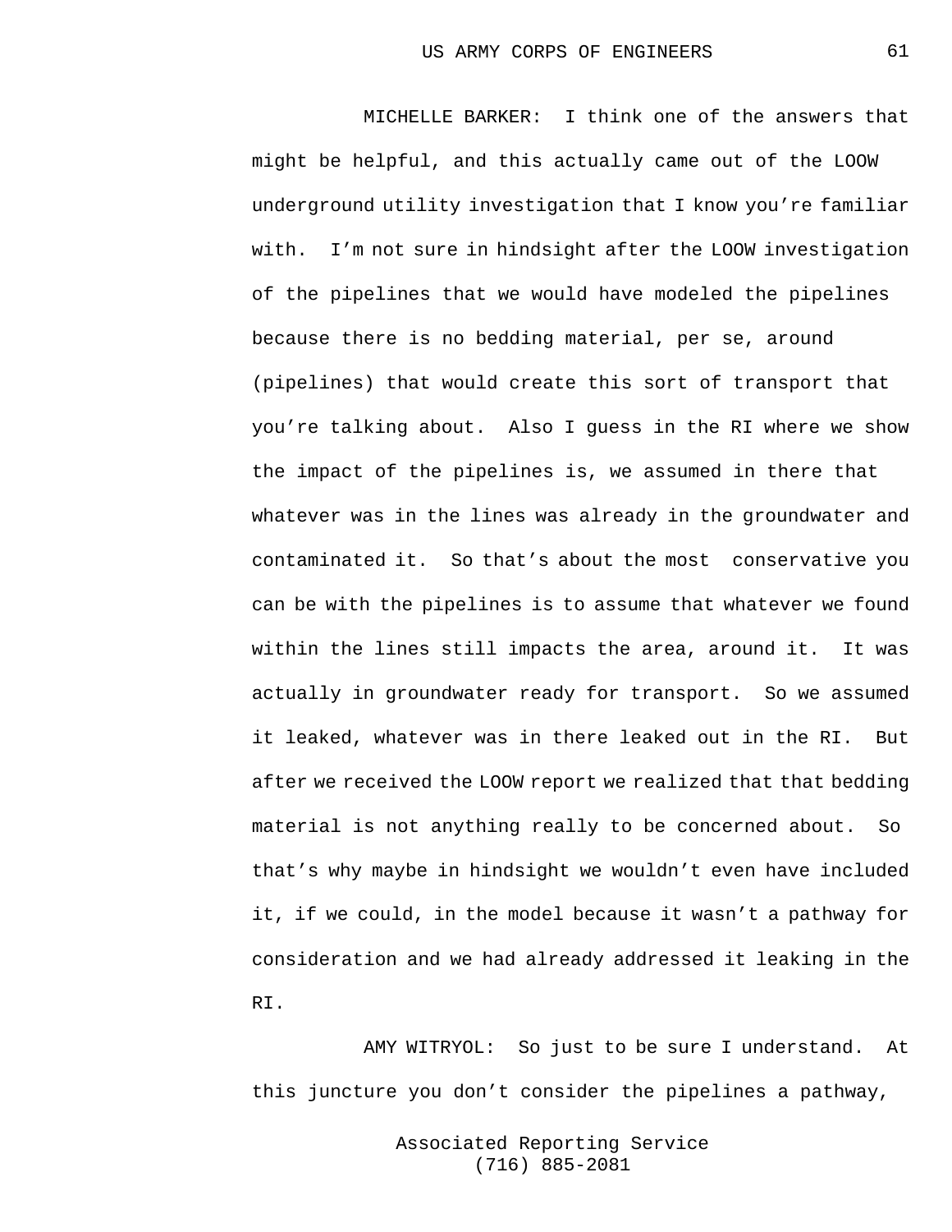MICHELLE BARKER: I think one of the answers that might be helpful, and this actually came out of the LOOW underground utility investigation that I know you're familiar with. I'm not sure in hindsight after the LOOW investigation of the pipelines that we would have modeled the pipelines because there is no bedding material, per se, around (pipelines) that would create this sort of transport that you're talking about. Also I guess in the RI where we show the impact of the pipelines is, we assumed in there that whatever was in the lines was already in the groundwater and contaminated it. So that's about the most conservative you can be with the pipelines is to assume that whatever we found within the lines still impacts the area, around it. It was actually in groundwater ready for transport. So we assumed it leaked, whatever was in there leaked out in the RI. But after we received the LOOW report we realized that that bedding material is not anything really to be concerned about. So that's why maybe in hindsight we wouldn't even have included it, if we could, in the model because it wasn't a pathway for consideration and we had already addressed it leaking in the RI.

AMY WITRYOL: So just to be sure I understand. At this juncture you don't consider the pipelines a pathway,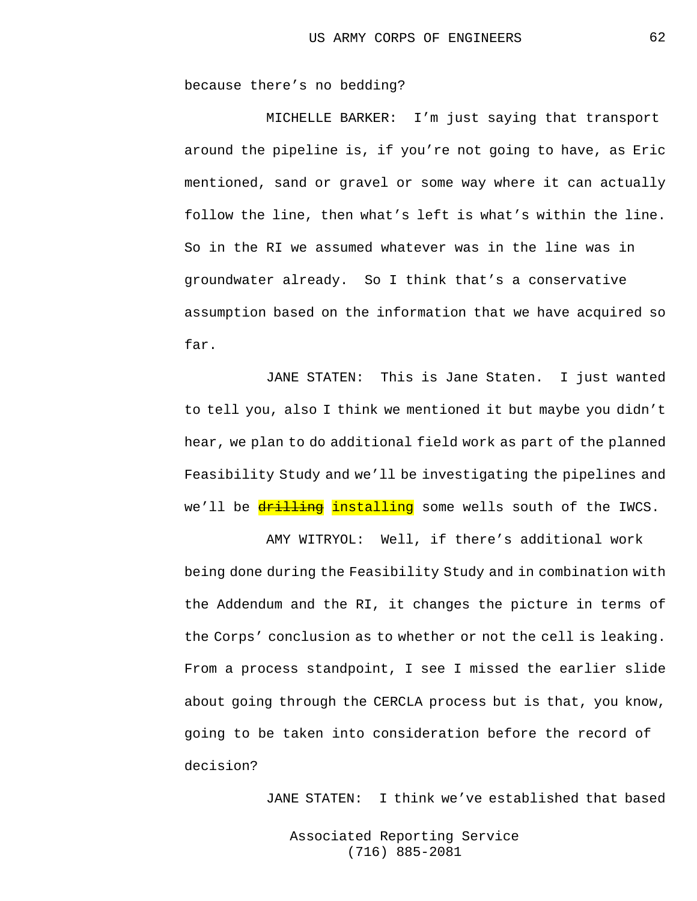because there's no bedding?

MICHELLE BARKER: I'm just saying that transport around the pipeline is, if you're not going to have, as Eric mentioned, sand or gravel or some way where it can actually follow the line, then what's left is what's within the line. So in the RI we assumed whatever was in the line was in groundwater already. So I think that's a conservative assumption based on the information that we have acquired so far.

JANE STATEN: This is Jane Staten. I just wanted to tell you, also I think we mentioned it but maybe you didn't hear, we plan to do additional field work as part of the planned Feasibility Study and we'll be investigating the pipelines and we'll be ~~drilling~~ installing some wells south of the IWCS.

AMY WITRYOL: Well, if there's additional work being done during the Feasibility Study and in combination with the Addendum and the RI, it changes the picture in terms of the Corps' conclusion as to whether or not the cell is leaking. From a process standpoint, I see I missed the earlier slide about going through the CERCLA process but is that, you know, going to be taken into consideration before the record of decision?

JANE STATEN: I think we've established that based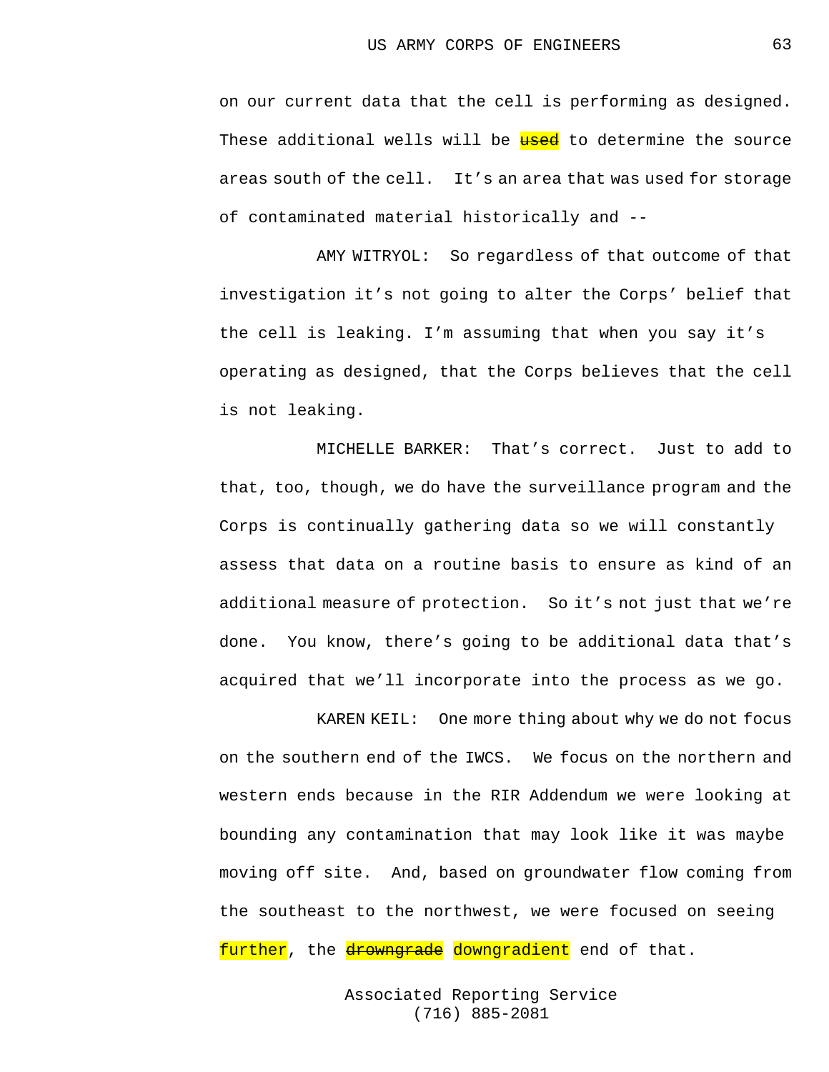on our current data that the cell is performing as designed. These additional wells will be ~~used~~ to determine the source areas south of the cell. It's an area that was used for storage of contaminated material historically and --

AMY WITRYOL: So regardless of that outcome of that investigation it's not going to alter the Corps' belief that the cell is leaking. I'm assuming that when you say it's operating as designed, that the Corps believes that the cell is not leaking.

MICHELLE BARKER: That's correct. Just to add to that, too, though, we do have the surveillance program and the Corps is continually gathering data so we will constantly assess that data on a routine basis to ensure as kind of an additional measure of protection. So it's not just that we're done. You know, there's going to be additional data that's acquired that we'll incorporate into the process as we go.

KAREN KEIL: One more thing about why we do not focus on the southern end of the IWCS. We focus on the northern and western ends because in the RIR Addendum we were looking at bounding any contamination that may look like it was maybe moving off site. And, based on groundwater flow coming from the southeast to the northwest, we were focused on seeing further, the ~~drowngrade~~ downgradient end of that.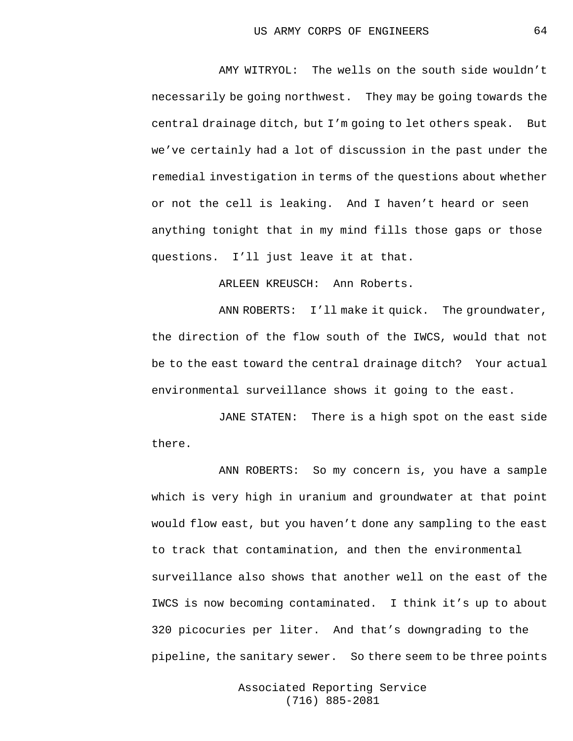AMY WITRYOL: The wells on the south side wouldn't necessarily be going northwest. They may be going towards the central drainage ditch, but I'm going to let others speak. But we've certainly had a lot of discussion in the past under the remedial investigation in terms of the questions about whether or not the cell is leaking. And I haven't heard or seen anything tonight that in my mind fills those gaps or those questions. I'll just leave it at that.

ARLEEN KREUSCH: Ann Roberts.

ANN ROBERTS: I'll make it quick. The groundwater, the direction of the flow south of the IWCS, would that not be to the east toward the central drainage ditch? Your actual environmental surveillance shows it going to the east.

JANE STATEN: There is a high spot on the east side there.

ANN ROBERTS: So my concern is, you have a sample which is very high in uranium and groundwater at that point would flow east, but you haven't done any sampling to the east to track that contamination, and then the environmental surveillance also shows that another well on the east of the IWCS is now becoming contaminated. I think it's up to about 320 picocuries per liter. And that's downgrading to the pipeline, the sanitary sewer. So there seem to be three points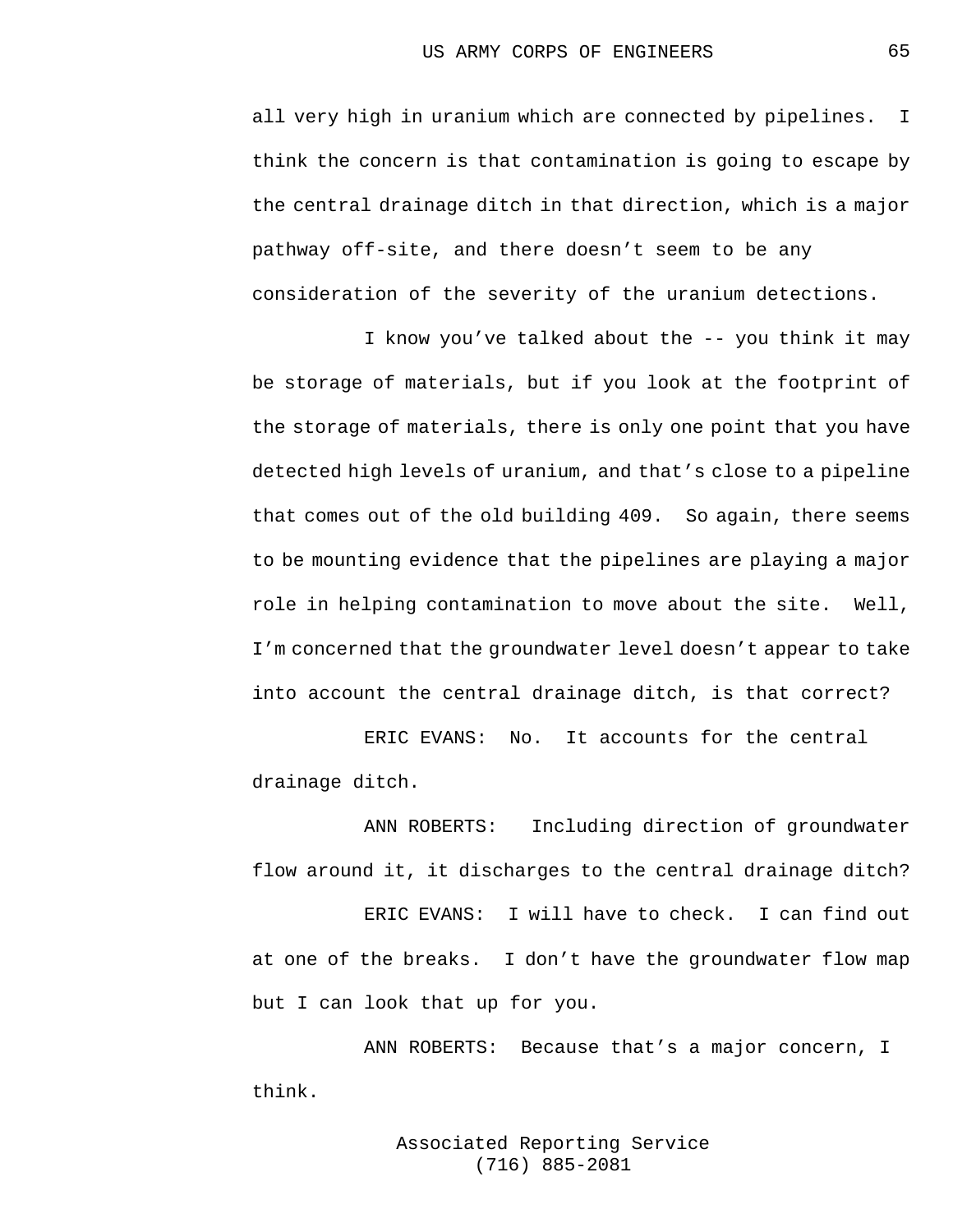all very high in uranium which are connected by pipelines. I think the concern is that contamination is going to escape by the central drainage ditch in that direction, which is a major pathway off-site, and there doesn't seem to be any consideration of the severity of the uranium detections.

I know you've talked about the -- you think it may be storage of materials, but if you look at the footprint of the storage of materials, there is only one point that you have detected high levels of uranium, and that's close to a pipeline that comes out of the old building 409. So again, there seems to be mounting evidence that the pipelines are playing a major role in helping contamination to move about the site. Well, I'm concerned that the groundwater level doesn't appear to take into account the central drainage ditch, is that correct?

ERIC EVANS: No. It accounts for the central drainage ditch.

ANN ROBERTS: Including direction of groundwater flow around it, it discharges to the central drainage ditch?

ERIC EVANS: I will have to check. I can find out at one of the breaks. I don't have the groundwater flow map but I can look that up for you.

ANN ROBERTS: Because that's a major concern, I think.

Associated Reporting Service
(716) 885-2081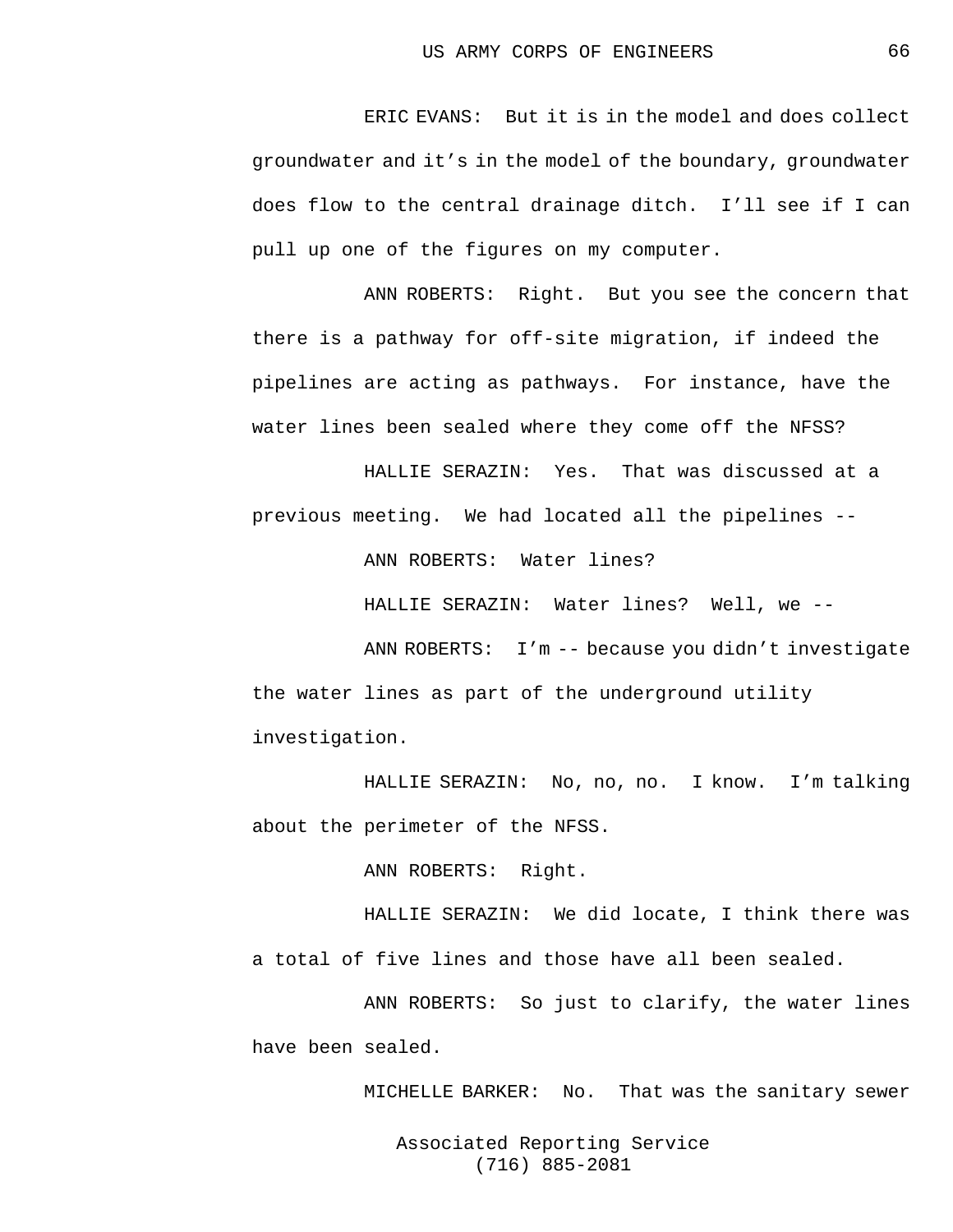ERIC EVANS: But it is in the model and does collect groundwater and it's in the model of the boundary, groundwater does flow to the central drainage ditch. I'll see if I can pull up one of the figures on my computer.

ANN ROBERTS: Right. But you see the concern that there is a pathway for off-site migration, if indeed the pipelines are acting as pathways. For instance, have the water lines been sealed where they come off the NFSS?

HALLIE SERAZIN: Yes. That was discussed at a previous meeting. We had located all the pipelines --

ANN ROBERTS: Water lines?

HALLIE SERAZIN: Water lines? Well, we --

ANN ROBERTS: I'm -- because you didn't investigate the water lines as part of the underground utility investigation.

HALLIE SERAZIN: No, no, no. I know. I'm talking about the perimeter of the NFSS.

ANN ROBERTS: Right.

HALLIE SERAZIN: We did locate, I think there was a total of five lines and those have all been sealed.

ANN ROBERTS: So just to clarify, the water lines have been sealed.

MICHELLE BARKER: No. That was the sanitary sewer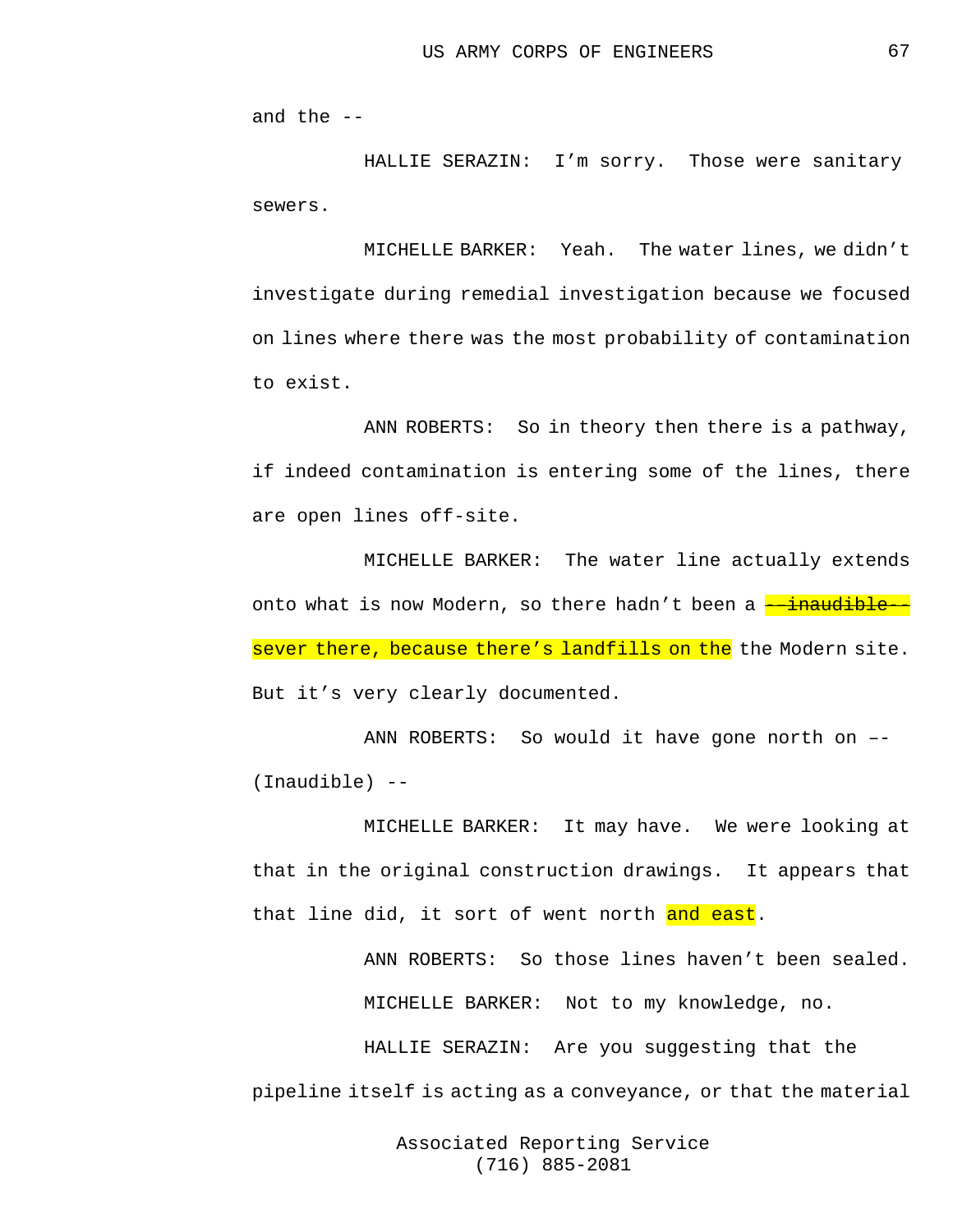and the --

HALLIE SERAZIN: I'm sorry. Those were sanitary sewers.

MICHELLE BARKER: Yeah. The water lines, we didn't investigate during remedial investigation because we focused on lines where there was the most probability of contamination to exist.

ANN ROBERTS: So in theory then there is a pathway, if indeed contamination is entering some of the lines, there are open lines off-site.

MICHELLE BARKER: The water line actually extends onto what is now Modern, so there hadn't been a ~~--inaudible--~~ sever there, because there's landfills on the the Modern site. But it's very clearly documented.

ANN ROBERTS: So would it have gone north on –- (Inaudible) --

MICHELLE BARKER: It may have. We were looking at that in the original construction drawings. It appears that that line did, it sort of went north and east.

ANN ROBERTS: So those lines haven't been sealed.

MICHELLE BARKER: Not to my knowledge, no.

HALLIE SERAZIN: Are you suggesting that the pipeline itself is acting as a conveyance, or that the material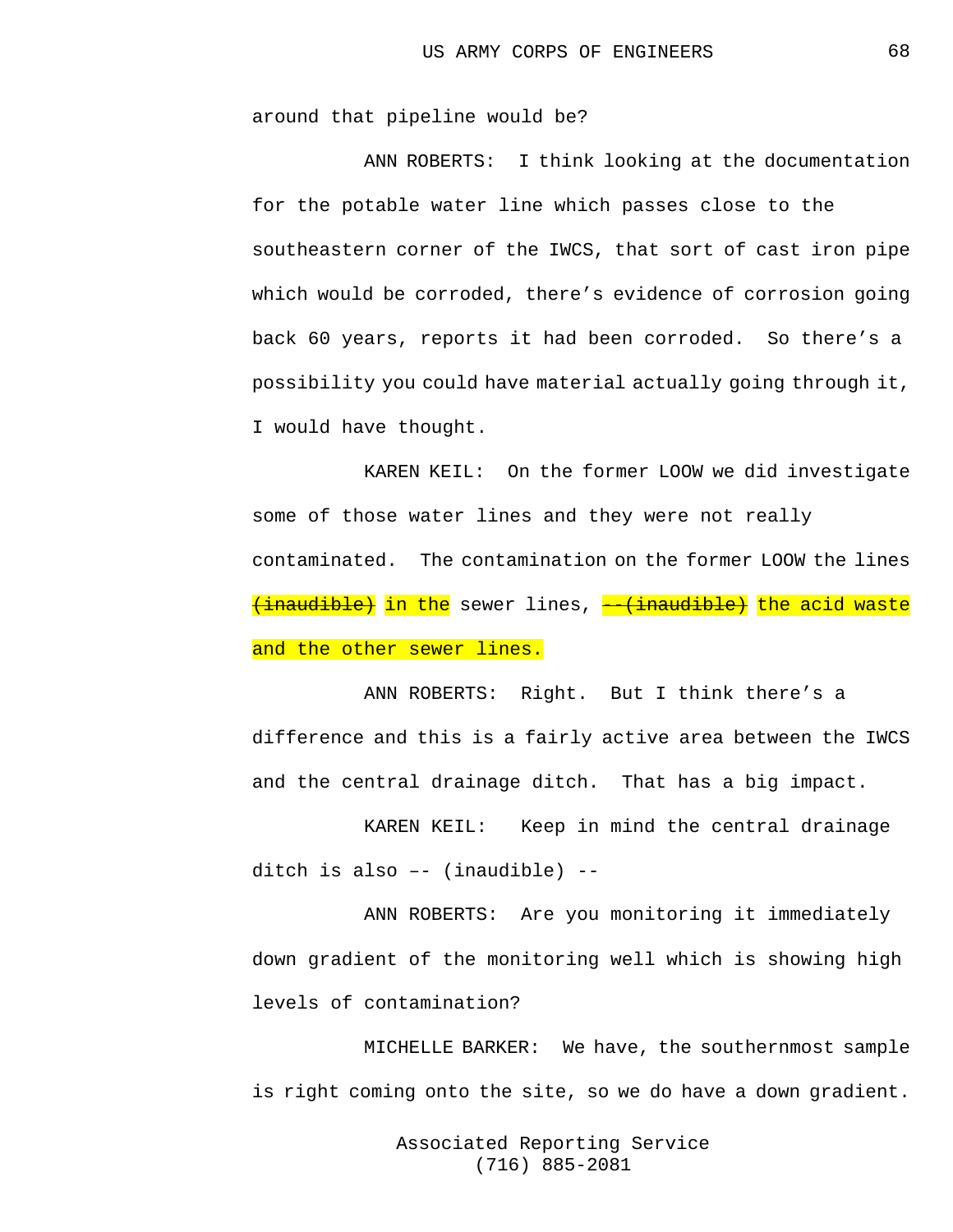around that pipeline would be?

ANN ROBERTS: I think looking at the documentation for the potable water line which passes close to the southeastern corner of the IWCS, that sort of cast iron pipe which would be corroded, there's evidence of corrosion going back 60 years, reports it had been corroded. So there's a possibility you could have material actually going through it, I would have thought.

KAREN KEIL: On the former LOOW we did investigate some of those water lines and they were not really contaminated. The contamination on the former LOOW the lines ~~(inaudible)~~ in the sewer lines, ~~--(inaudible)~~ the acid waste and the other sewer lines.

ANN ROBERTS: Right. But I think there's a difference and this is a fairly active area between the IWCS and the central drainage ditch. That has a big impact.

KAREN KEIL: Keep in mind the central drainage ditch is also –- (inaudible) --

ANN ROBERTS: Are you monitoring it immediately down gradient of the monitoring well which is showing high levels of contamination?

MICHELLE BARKER: We have, the southernmost sample is right coming onto the site, so we do have a down gradient.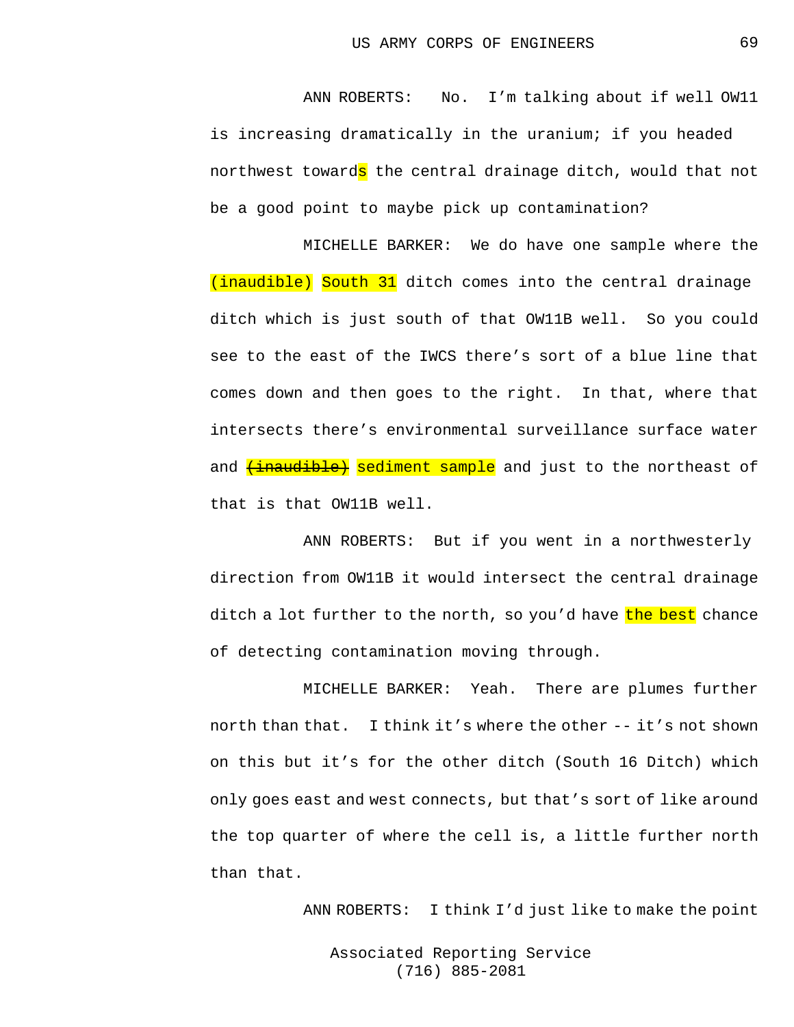ANN ROBERTS: No. I'm talking about if well OW11 is increasing dramatically in the uranium; if you headed northwest towards the central drainage ditch, would that not be a good point to maybe pick up contamination?

MICHELLE BARKER: We do have one sample where the (inaudible) South 31 ditch comes into the central drainage ditch which is just south of that OW11B well. So you could see to the east of the IWCS there's sort of a blue line that comes down and then goes to the right. In that, where that intersects there's environmental surveillance surface water and ~~(inaudible)~~ sediment sample and just to the northeast of that is that OW11B well.

ANN ROBERTS: But if you went in a northwesterly direction from OW11B it would intersect the central drainage ditch a lot further to the north, so you'd have the best chance of detecting contamination moving through.

MICHELLE BARKER: Yeah. There are plumes further north than that. I think it's where the other -- it's not shown on this but it's for the other ditch (South 16 Ditch) which only goes east and west connects, but that's sort of like around the top quarter of where the cell is, a little further north than that.

ANN ROBERTS: I think I'd just like to make the point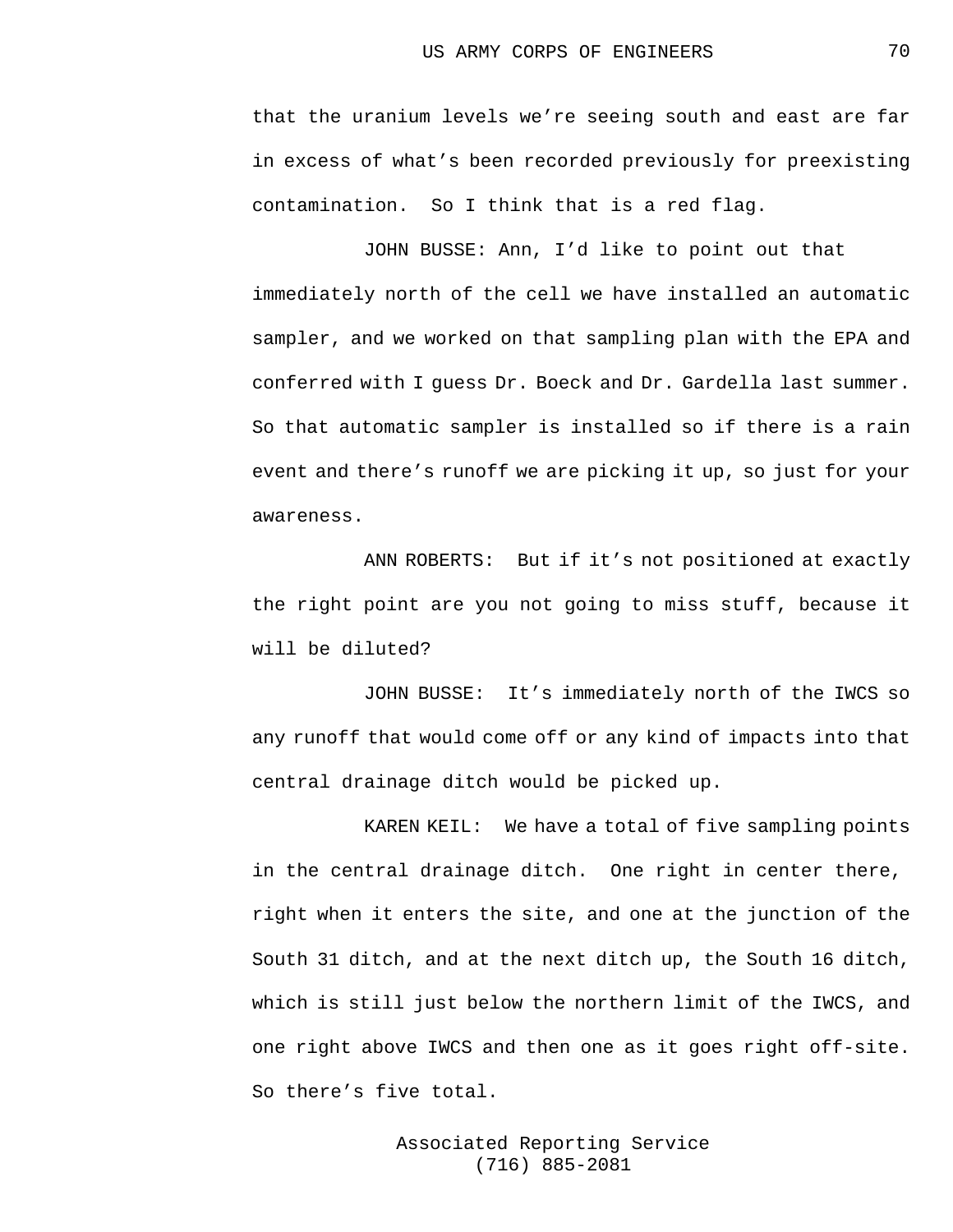that the uranium levels we're seeing south and east are far in excess of what's been recorded previously for preexisting contamination. So I think that is a red flag.

JOHN BUSSE: Ann, I'd like to point out that immediately north of the cell we have installed an automatic sampler, and we worked on that sampling plan with the EPA and conferred with I guess Dr. Boeck and Dr. Gardella last summer. So that automatic sampler is installed so if there is a rain event and there's runoff we are picking it up, so just for your awareness.

ANN ROBERTS: But if it's not positioned at exactly the right point are you not going to miss stuff, because it will be diluted?

JOHN BUSSE: It's immediately north of the IWCS so any runoff that would come off or any kind of impacts into that central drainage ditch would be picked up.

KAREN KEIL: We have a total of five sampling points in the central drainage ditch. One right in center there, right when it enters the site, and one at the junction of the South 31 ditch, and at the next ditch up, the South 16 ditch, which is still just below the northern limit of the IWCS, and one right above IWCS and then one as it goes right off-site. So there's five total.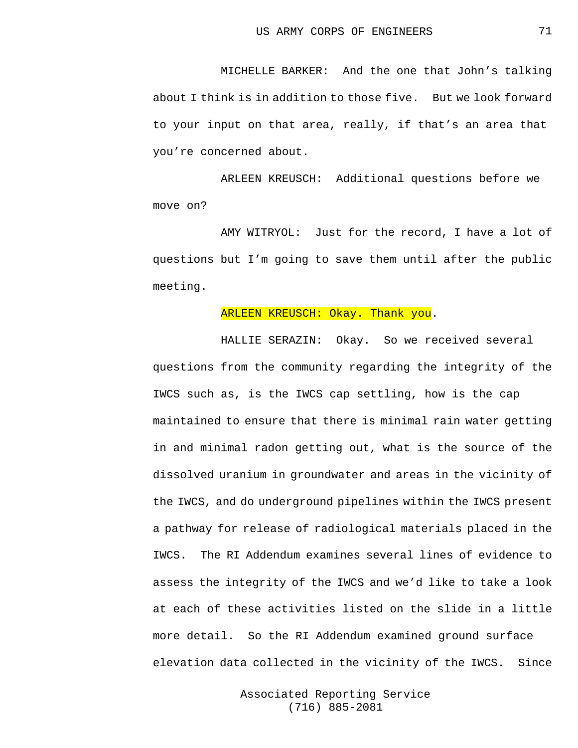MICHELLE BARKER: And the one that John's talking about I think is in addition to those five. But we look forward to your input on that area, really, if that's an area that you're concerned about.

ARLEEN KREUSCH: Additional questions before we move on?

AMY WITRYOL: Just for the record, I have a lot of questions but I'm going to save them until after the public meeting.

ARLEEN KREUSCH: Okay. Thank you.

HALLIE SERAZIN: Okay. So we received several questions from the community regarding the integrity of the IWCS such as, is the IWCS cap settling, how is the cap maintained to ensure that there is minimal rain water getting in and minimal radon getting out, what is the source of the dissolved uranium in groundwater and areas in the vicinity of the IWCS, and do underground pipelines within the IWCS present a pathway for release of radiological materials placed in the IWCS. The RI Addendum examines several lines of evidence to assess the integrity of the IWCS and we'd like to take a look at each of these activities listed on the slide in a little more detail. So the RI Addendum examined ground surface elevation data collected in the vicinity of the IWCS. Since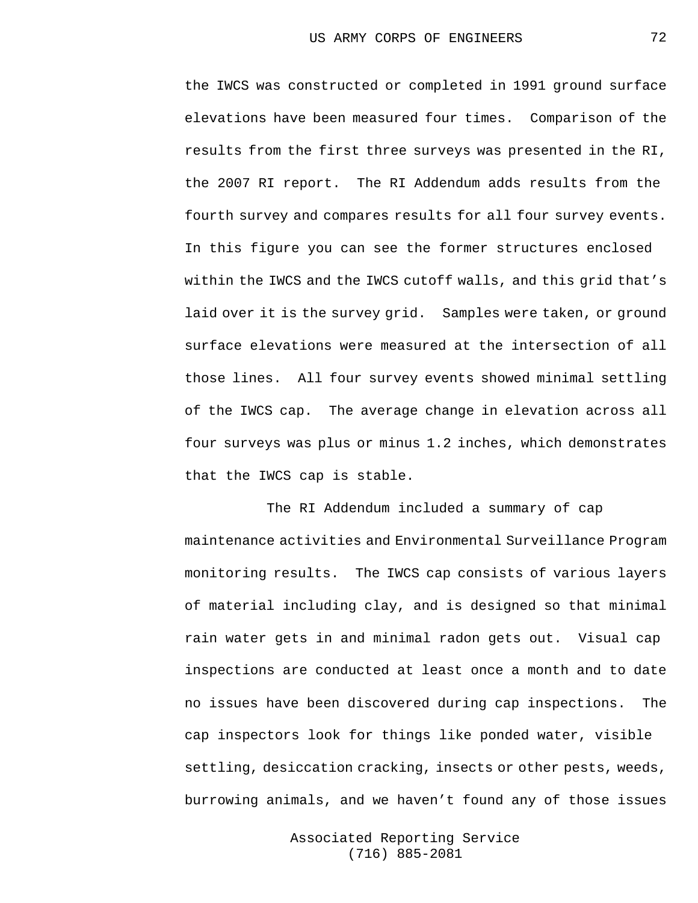the IWCS was constructed or completed in 1991 ground surface elevations have been measured four times. Comparison of the results from the first three surveys was presented in the RI, the 2007 RI report. The RI Addendum adds results from the fourth survey and compares results for all four survey events. In this figure you can see the former structures enclosed within the IWCS and the IWCS cutoff walls, and this grid that's laid over it is the survey grid. Samples were taken, or ground surface elevations were measured at the intersection of all those lines. All four survey events showed minimal settling of the IWCS cap. The average change in elevation across all four surveys was plus or minus 1.2 inches, which demonstrates that the IWCS cap is stable.

The RI Addendum included a summary of cap maintenance activities and Environmental Surveillance Program monitoring results. The IWCS cap consists of various layers of material including clay, and is designed so that minimal rain water gets in and minimal radon gets out. Visual cap inspections are conducted at least once a month and to date no issues have been discovered during cap inspections. The cap inspectors look for things like ponded water, visible settling, desiccation cracking, insects or other pests, weeds, burrowing animals, and we haven't found any of those issues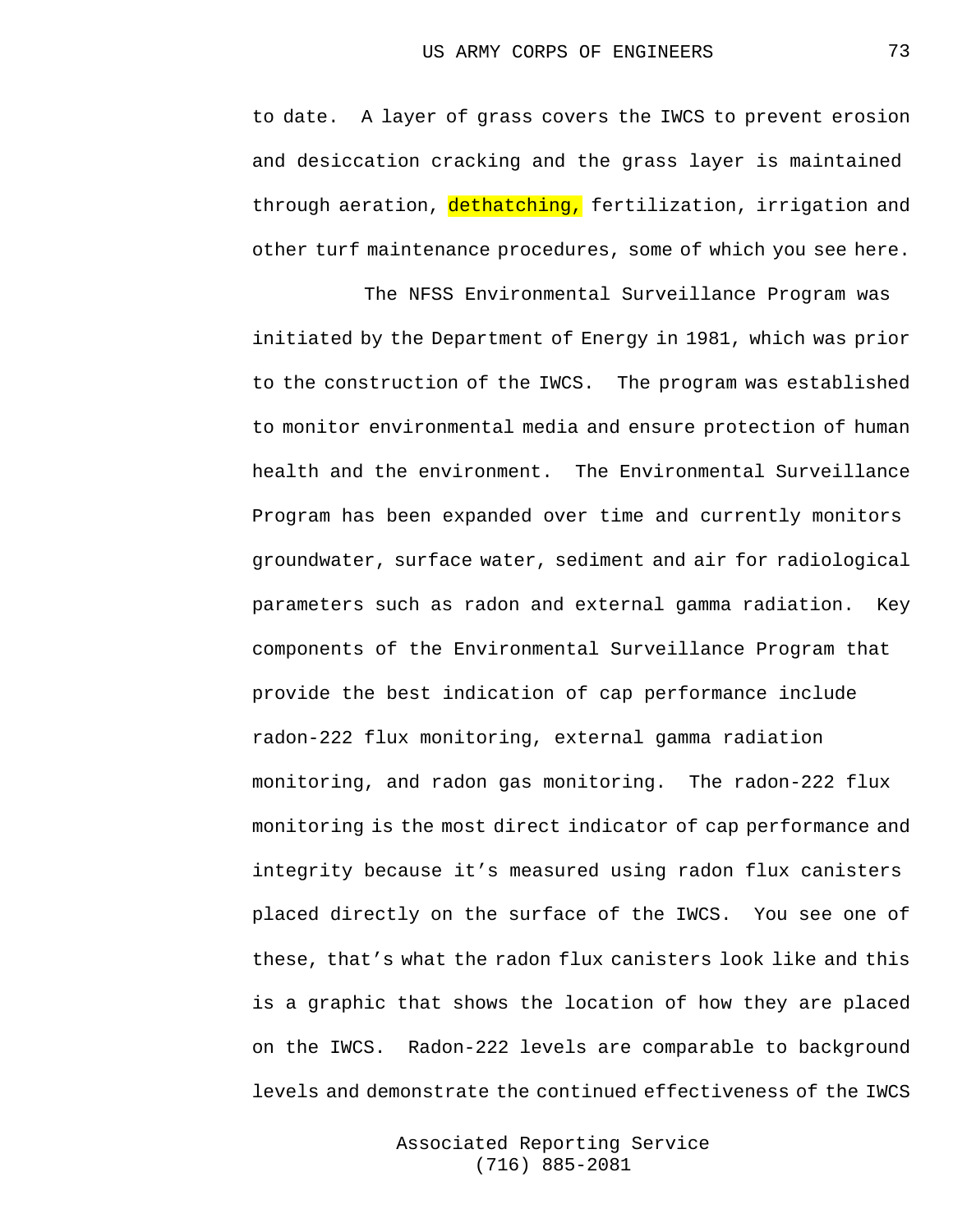to date. A layer of grass covers the IWCS to prevent erosion and desiccation cracking and the grass layer is maintained through aeration, dethatching, fertilization, irrigation and other turf maintenance procedures, some of which you see here.

The NFSS Environmental Surveillance Program was initiated by the Department of Energy in 1981, which was prior to the construction of the IWCS. The program was established to monitor environmental media and ensure protection of human health and the environment. The Environmental Surveillance Program has been expanded over time and currently monitors groundwater, surface water, sediment and air for radiological parameters such as radon and external gamma radiation. Key components of the Environmental Surveillance Program that provide the best indication of cap performance include radon-222 flux monitoring, external gamma radiation monitoring, and radon gas monitoring. The radon-222 flux monitoring is the most direct indicator of cap performance and integrity because it's measured using radon flux canisters placed directly on the surface of the IWCS. You see one of these, that's what the radon flux canisters look like and this is a graphic that shows the location of how they are placed on the IWCS. Radon-222 levels are comparable to background levels and demonstrate the continued effectiveness of the IWCS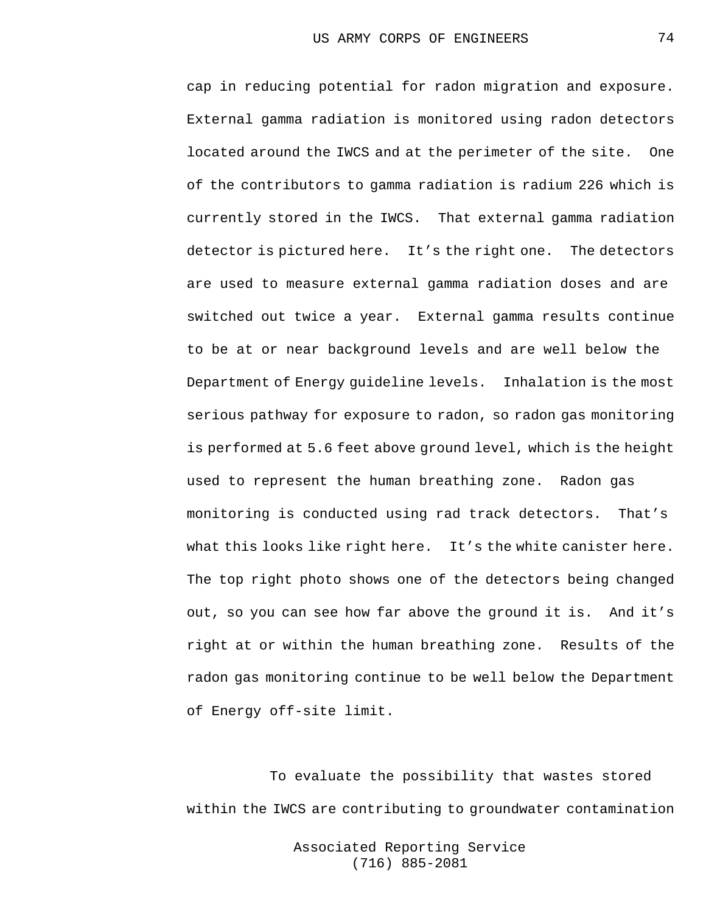cap in reducing potential for radon migration and exposure. External gamma radiation is monitored using radon detectors located around the IWCS and at the perimeter of the site. One of the contributors to gamma radiation is radium 226 which is currently stored in the IWCS. That external gamma radiation detector is pictured here. It’s the right one. The detectors are used to measure external gamma radiation doses and are switched out twice a year. External gamma results continue to be at or near background levels and are well below the Department of Energy guideline levels. Inhalation is the most serious pathway for exposure to radon, so radon gas monitoring is performed at 5.6 feet above ground level, which is the height used to represent the human breathing zone. Radon gas monitoring is conducted using rad track detectors. That’s what this looks like right here. It’s the white canister here. The top right photo shows one of the detectors being changed out, so you can see how far above the ground it is. And it’s right at or within the human breathing zone. Results of the radon gas monitoring continue to be well below the Department of Energy off-site limit.

To evaluate the possibility that wastes stored within the IWCS are contributing to groundwater contamination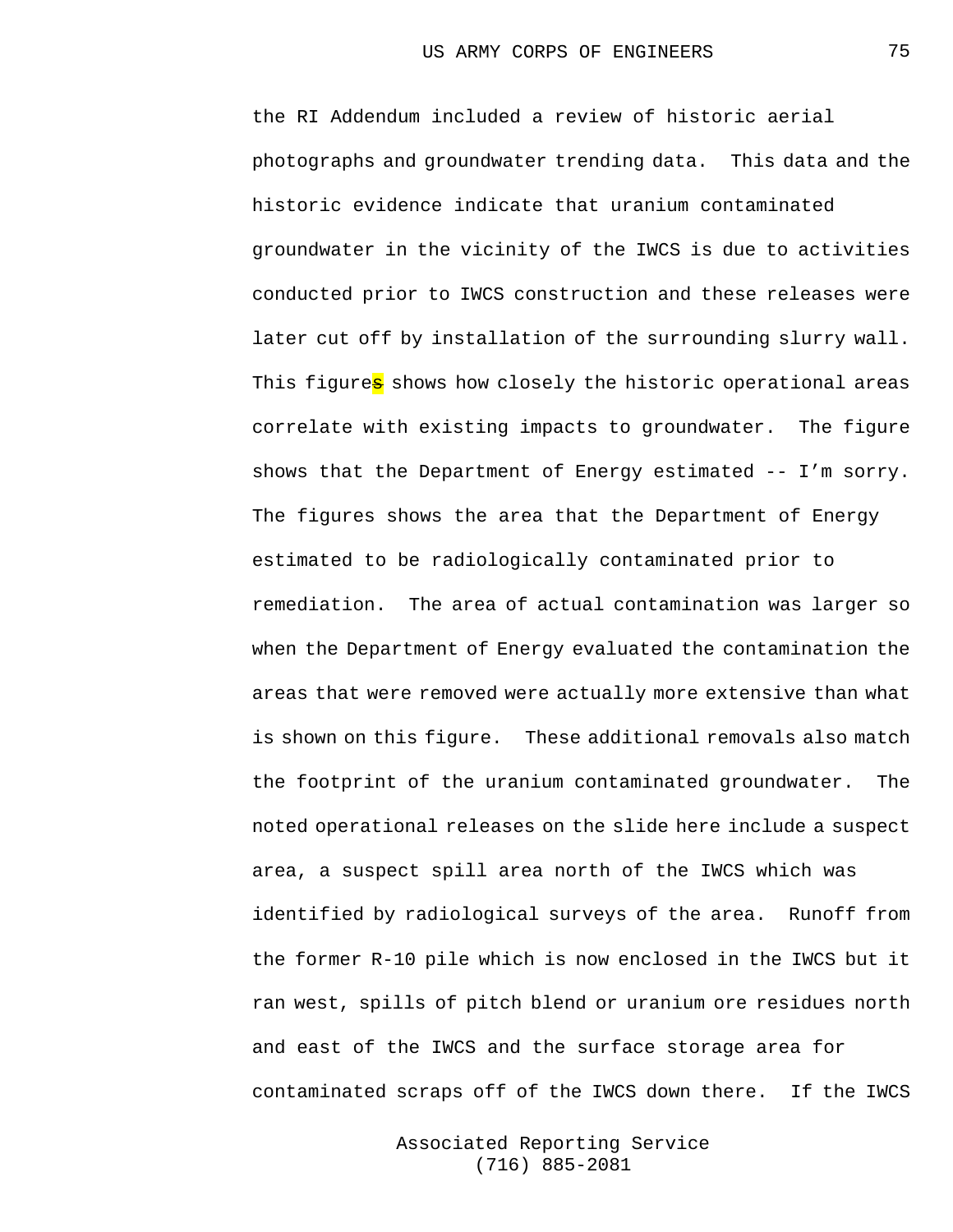the RI Addendum included a review of historic aerial photographs and groundwater trending data. This data and the historic evidence indicate that uranium contaminated groundwater in the vicinity of the IWCS is due to activities conducted prior to IWCS construction and these releases were later cut off by installation of the surrounding slurry wall. This figure~~s~~ shows how closely the historic operational areas correlate with existing impacts to groundwater. The figure shows that the Department of Energy estimated -- I'm sorry. The figures shows the area that the Department of Energy estimated to be radiologically contaminated prior to remediation. The area of actual contamination was larger so when the Department of Energy evaluated the contamination the areas that were removed were actually more extensive than what is shown on this figure. These additional removals also match the footprint of the uranium contaminated groundwater. The noted operational releases on the slide here include a suspect area, a suspect spill area north of the IWCS which was identified by radiological surveys of the area. Runoff from the former R-10 pile which is now enclosed in the IWCS but it ran west, spills of pitch blend or uranium ore residues north and east of the IWCS and the surface storage area for contaminated scraps off of the IWCS down there. If the IWCS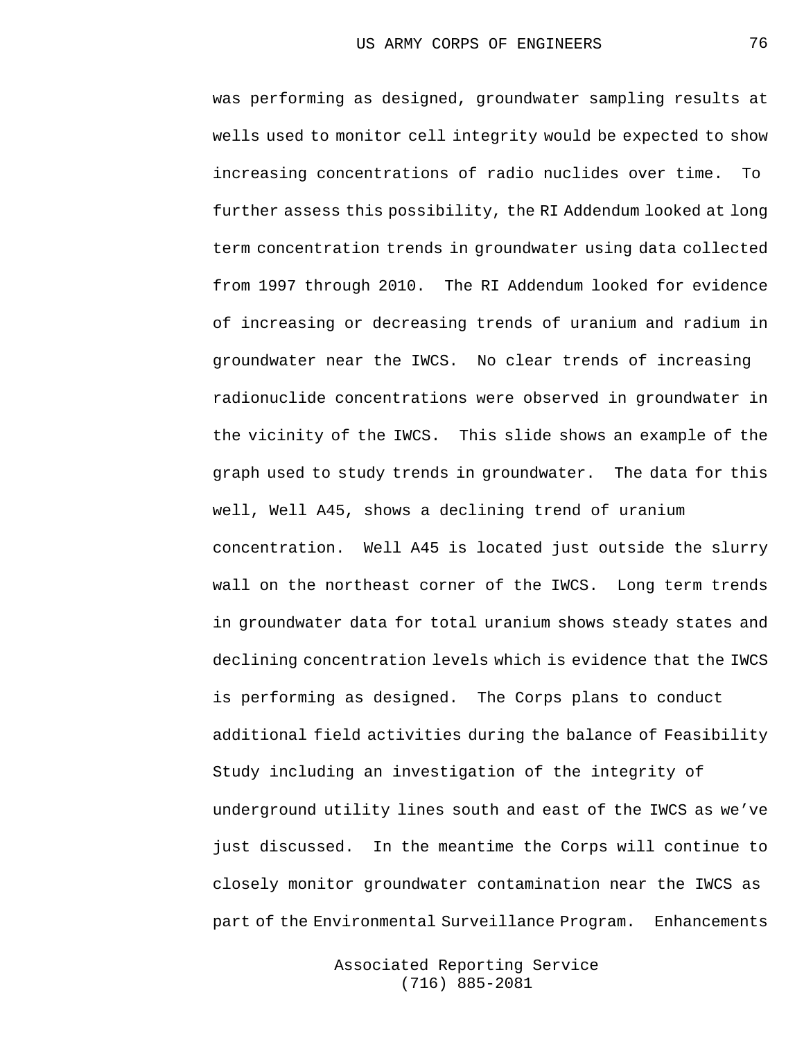was performing as designed, groundwater sampling results at wells used to monitor cell integrity would be expected to show increasing concentrations of radio nuclides over time. To further assess this possibility, the RI Addendum looked at long term concentration trends in groundwater using data collected from 1997 through 2010. The RI Addendum looked for evidence of increasing or decreasing trends of uranium and radium in groundwater near the IWCS. No clear trends of increasing radionuclide concentrations were observed in groundwater in the vicinity of the IWCS. This slide shows an example of the graph used to study trends in groundwater. The data for this well, Well A45, shows a declining trend of uranium concentration. Well A45 is located just outside the slurry wall on the northeast corner of the IWCS. Long term trends in groundwater data for total uranium shows steady states and declining concentration levels which is evidence that the IWCS is performing as designed. The Corps plans to conduct additional field activities during the balance of Feasibility Study including an investigation of the integrity of underground utility lines south and east of the IWCS as we've just discussed. In the meantime the Corps will continue to closely monitor groundwater contamination near the IWCS as part of the Environmental Surveillance Program. Enhancements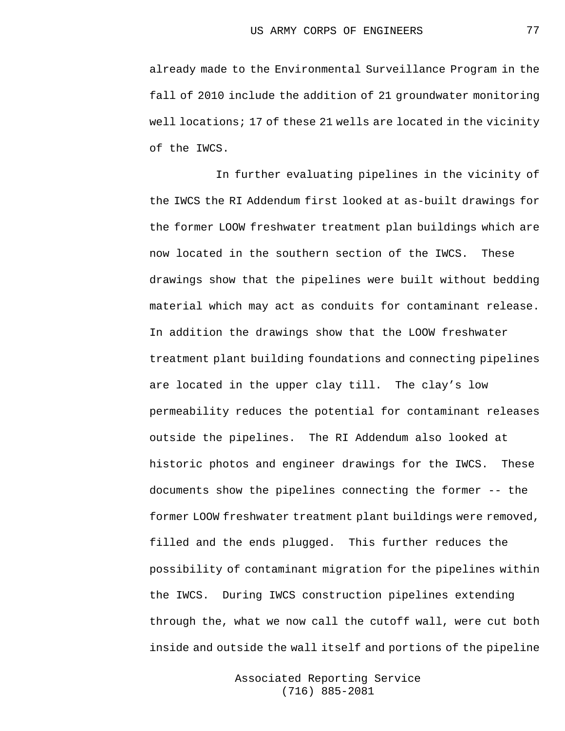already made to the Environmental Surveillance Program in the fall of 2010 include the addition of 21 groundwater monitoring well locations; 17 of these 21 wells are located in the vicinity of the IWCS.

In further evaluating pipelines in the vicinity of the IWCS the RI Addendum first looked at as-built drawings for the former LOOW freshwater treatment plan buildings which are now located in the southern section of the IWCS. These drawings show that the pipelines were built without bedding material which may act as conduits for contaminant release. In addition the drawings show that the LOOW freshwater treatment plant building foundations and connecting pipelines are located in the upper clay till. The clay's low permeability reduces the potential for contaminant releases outside the pipelines. The RI Addendum also looked at historic photos and engineer drawings for the IWCS. These documents show the pipelines connecting the former -- the former LOOW freshwater treatment plant buildings were removed, filled and the ends plugged. This further reduces the possibility of contaminant migration for the pipelines within the IWCS. During IWCS construction pipelines extending through the, what we now call the cutoff wall, were cut both inside and outside the wall itself and portions of the pipeline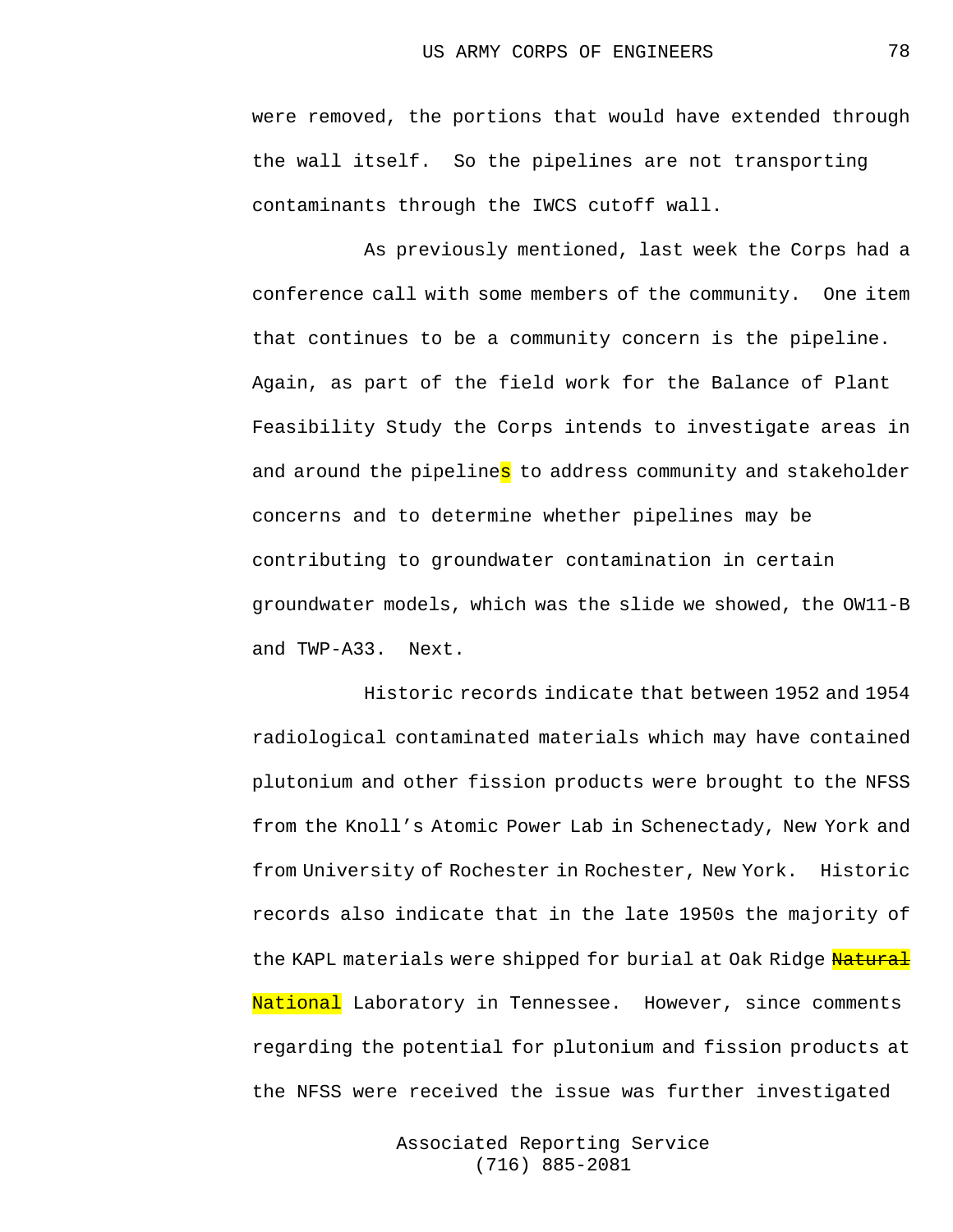were removed, the portions that would have extended through the wall itself. So the pipelines are not transporting contaminants through the IWCS cutoff wall.

As previously mentioned, last week the Corps had a conference call with some members of the community. One item that continues to be a community concern is the pipeline. Again, as part of the field work for the Balance of Plant Feasibility Study the Corps intends to investigate areas in and around the pipelines to address community and stakeholder concerns and to determine whether pipelines may be contributing to groundwater contamination in certain groundwater models, which was the slide we showed, the OW11-B and TWP-A33. Next.

Historic records indicate that between 1952 and 1954 radiological contaminated materials which may have contained plutonium and other fission products were brought to the NFSS from the Knoll's Atomic Power Lab in Schenectady, New York and from University of Rochester in Rochester, New York. Historic records also indicate that in the late 1950s the majority of the KAPL materials were shipped for burial at Oak Ridge ~~Natural~~ National Laboratory in Tennessee. However, since comments regarding the potential for plutonium and fission products at the NFSS were received the issue was further investigated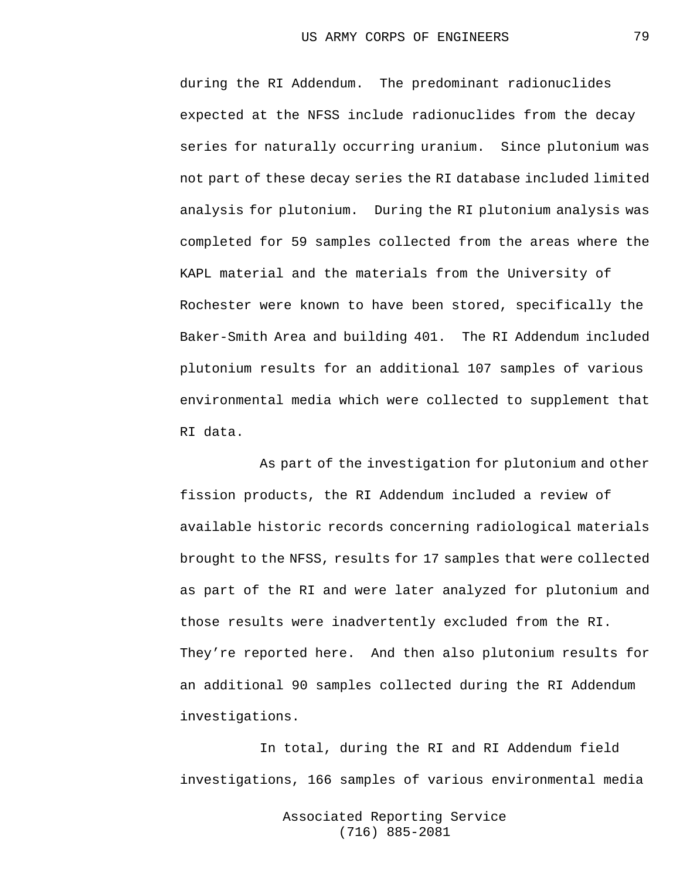during the RI Addendum. The predominant radionuclides expected at the NFSS include radionuclides from the decay series for naturally occurring uranium. Since plutonium was not part of these decay series the RI database included limited analysis for plutonium. During the RI plutonium analysis was completed for 59 samples collected from the areas where the KAPL material and the materials from the University of Rochester were known to have been stored, specifically the Baker-Smith Area and building 401. The RI Addendum included plutonium results for an additional 107 samples of various environmental media which were collected to supplement that RI data.

As part of the investigation for plutonium and other fission products, the RI Addendum included a review of available historic records concerning radiological materials brought to the NFSS, results for 17 samples that were collected as part of the RI and were later analyzed for plutonium and those results were inadvertently excluded from the RI. They're reported here. And then also plutonium results for an additional 90 samples collected during the RI Addendum investigations.

In total, during the RI and RI Addendum field investigations, 166 samples of various environmental media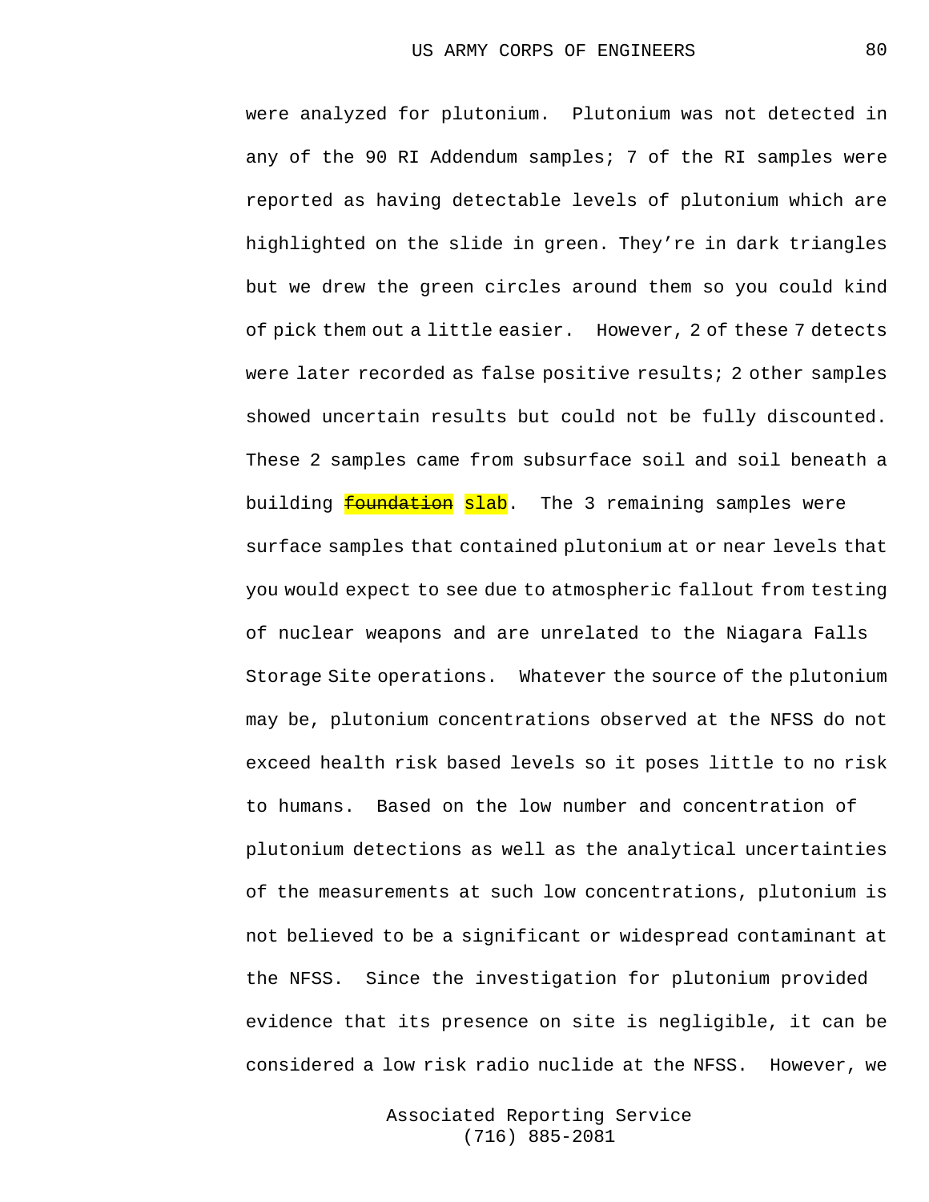were analyzed for plutonium. Plutonium was not detected in any of the 90 RI Addendum samples; 7 of the RI samples were reported as having detectable levels of plutonium which are highlighted on the slide in green. They're in dark triangles but we drew the green circles around them so you could kind of pick them out a little easier. However, 2 of these 7 detects were later recorded as false positive results; 2 other samples showed uncertain results but could not be fully discounted. These 2 samples came from subsurface soil and soil beneath a building ~~foundation~~ slab. The 3 remaining samples were surface samples that contained plutonium at or near levels that you would expect to see due to atmospheric fallout from testing of nuclear weapons and are unrelated to the Niagara Falls Storage Site operations. Whatever the source of the plutonium may be, plutonium concentrations observed at the NFSS do not exceed health risk based levels so it poses little to no risk to humans. Based on the low number and concentration of plutonium detections as well as the analytical uncertainties of the measurements at such low concentrations, plutonium is not believed to be a significant or widespread contaminant at the NFSS. Since the investigation for plutonium provided evidence that its presence on site is negligible, it can be considered a low risk radio nuclide at the NFSS. However, we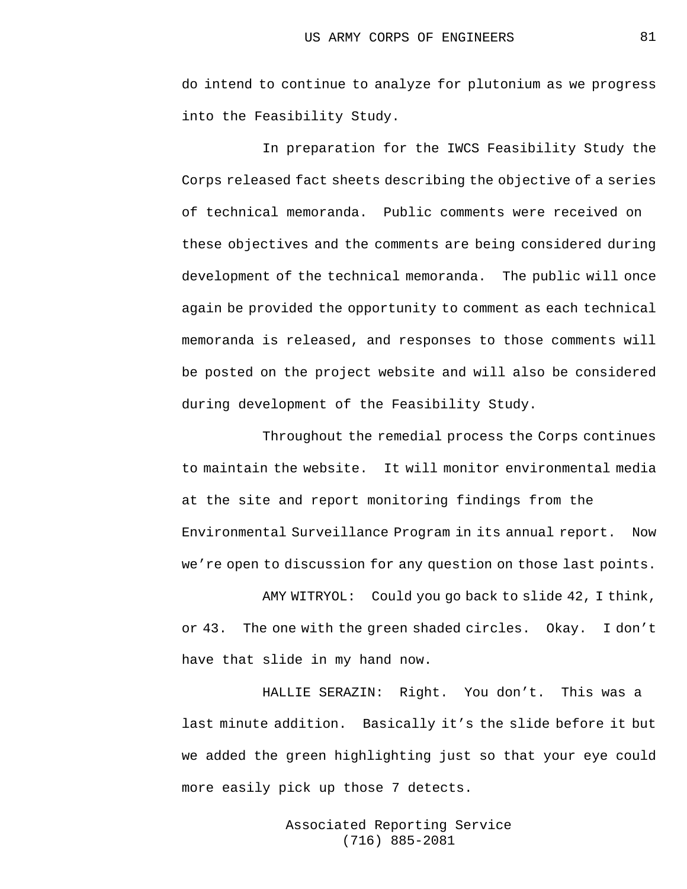do intend to continue to analyze for plutonium as we progress into the Feasibility Study.

In preparation for the IWCS Feasibility Study the Corps released fact sheets describing the objective of a series of technical memoranda. Public comments were received on these objectives and the comments are being considered during development of the technical memoranda. The public will once again be provided the opportunity to comment as each technical memoranda is released, and responses to those comments will be posted on the project website and will also be considered during development of the Feasibility Study.

Throughout the remedial process the Corps continues to maintain the website. It will monitor environmental media at the site and report monitoring findings from the Environmental Surveillance Program in its annual report. Now we're open to discussion for any question on those last points.

AMY WITRYOL: Could you go back to slide 42, I think, or 43. The one with the green shaded circles. Okay. I don't have that slide in my hand now.

HALLIE SERAZIN: Right. You don't. This was a last minute addition. Basically it's the slide before it but we added the green highlighting just so that your eye could more easily pick up those 7 detects.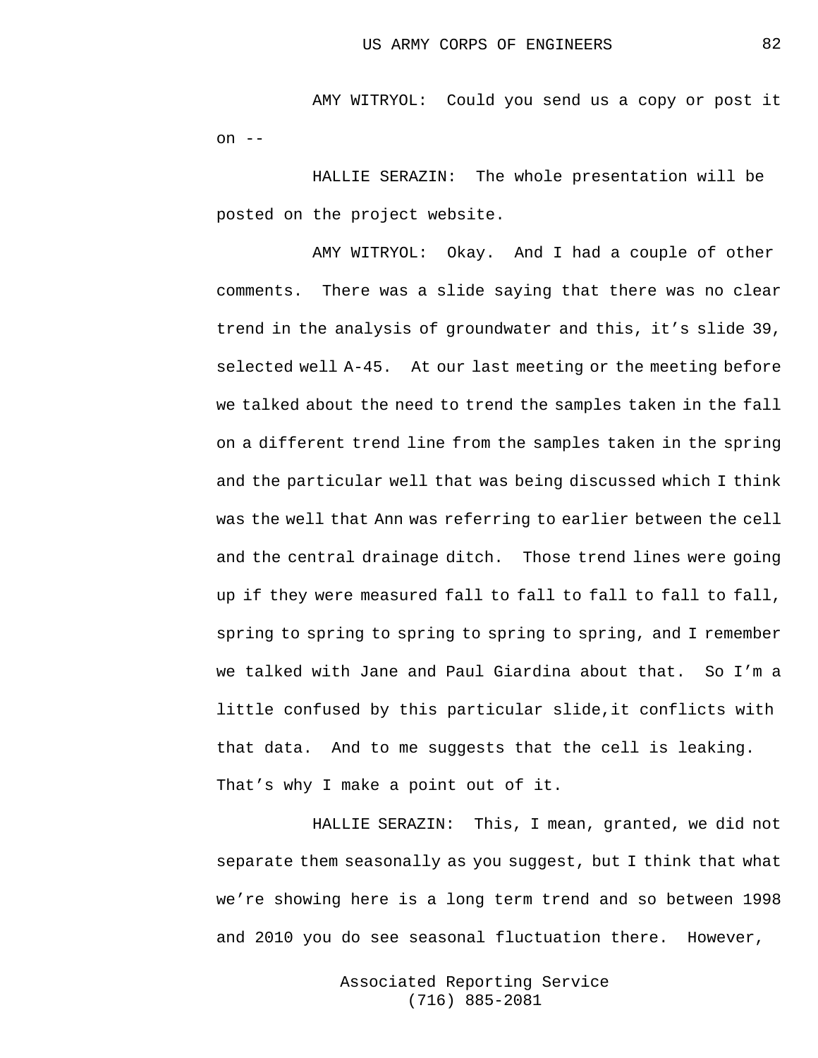AMY WITRYOL: Could you send us a copy or post it on --

HALLIE SERAZIN: The whole presentation will be posted on the project website.

AMY WITRYOL: Okay. And I had a couple of other comments. There was a slide saying that there was no clear trend in the analysis of groundwater and this, it's slide 39, selected well A-45. At our last meeting or the meeting before we talked about the need to trend the samples taken in the fall on a different trend line from the samples taken in the spring and the particular well that was being discussed which I think was the well that Ann was referring to earlier between the cell and the central drainage ditch. Those trend lines were going up if they were measured fall to fall to fall to fall to fall, spring to spring to spring to spring to spring, and I remember we talked with Jane and Paul Giardina about that. So I'm a little confused by this particular slide,it conflicts with that data. And to me suggests that the cell is leaking. That's why I make a point out of it.

HALLIE SERAZIN: This, I mean, granted, we did not separate them seasonally as you suggest, but I think that what we're showing here is a long term trend and so between 1998 and 2010 you do see seasonal fluctuation there. However,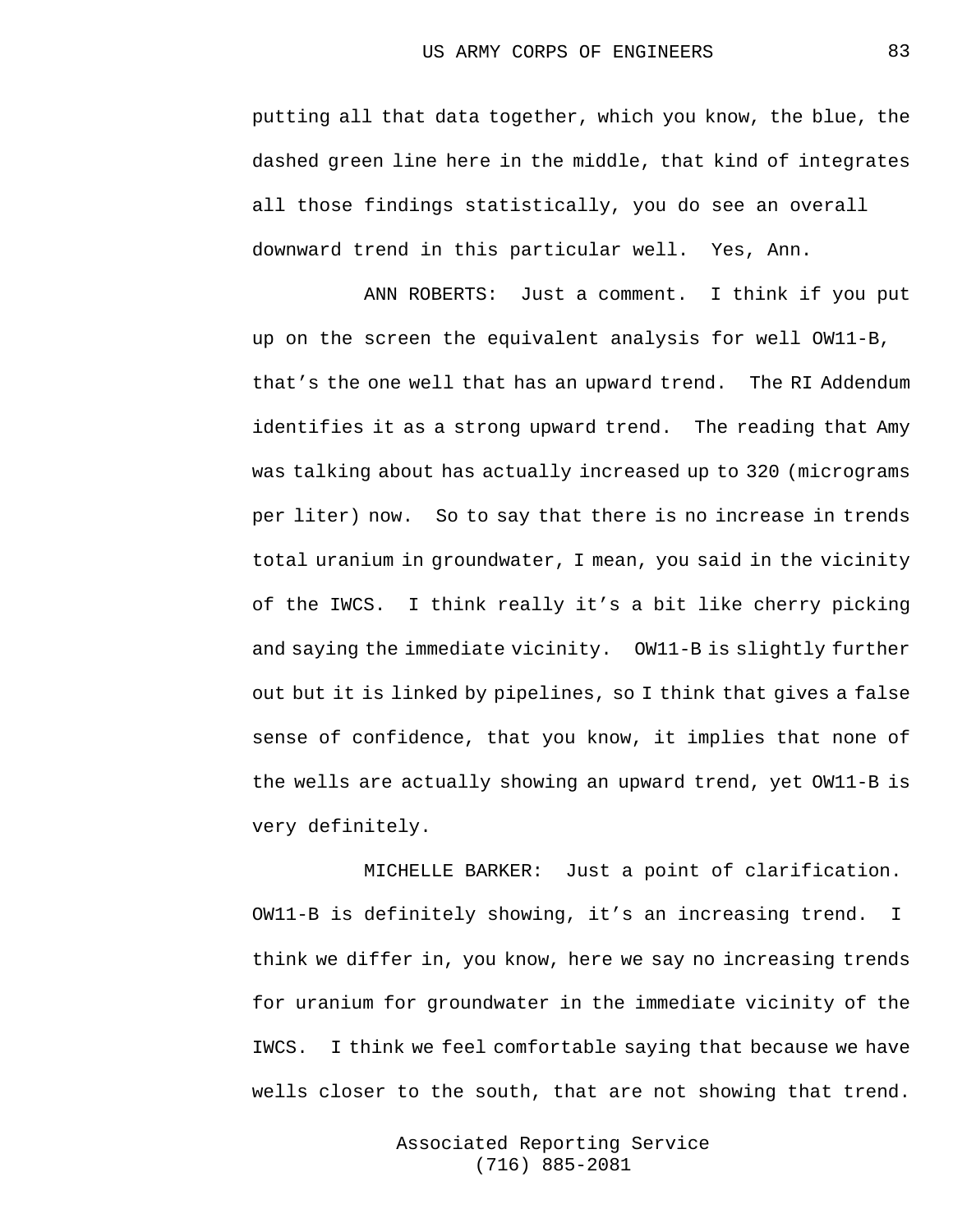putting all that data together, which you know, the blue, the dashed green line here in the middle, that kind of integrates all those findings statistically, you do see an overall downward trend in this particular well. Yes, Ann.

ANN ROBERTS: Just a comment. I think if you put up on the screen the equivalent analysis for well OW11-B, that's the one well that has an upward trend. The RI Addendum identifies it as a strong upward trend. The reading that Amy was talking about has actually increased up to 320 (micrograms per liter) now. So to say that there is no increase in trends total uranium in groundwater, I mean, you said in the vicinity of the IWCS. I think really it's a bit like cherry picking and saying the immediate vicinity. OW11-B is slightly further out but it is linked by pipelines, so I think that gives a false sense of confidence, that you know, it implies that none of the wells are actually showing an upward trend, yet OW11-B is very definitely.

MICHELLE BARKER: Just a point of clarification. OW11-B is definitely showing, it's an increasing trend. I think we differ in, you know, here we say no increasing trends for uranium for groundwater in the immediate vicinity of the IWCS. I think we feel comfortable saying that because we have wells closer to the south, that are not showing that trend.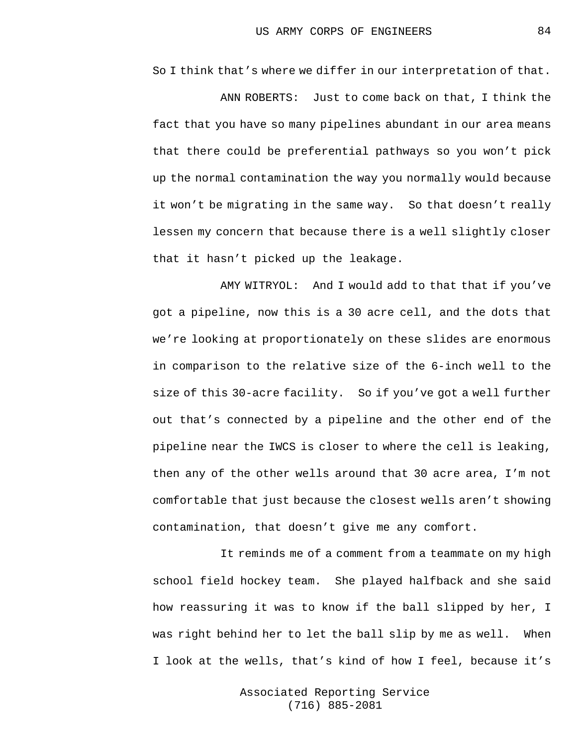So I think that's where we differ in our interpretation of that.

ANN ROBERTS: Just to come back on that, I think the fact that you have so many pipelines abundant in our area means that there could be preferential pathways so you won't pick up the normal contamination the way you normally would because it won't be migrating in the same way. So that doesn't really lessen my concern that because there is a well slightly closer that it hasn't picked up the leakage.

AMY WITRYOL: And I would add to that that if you've got a pipeline, now this is a 30 acre cell, and the dots that we're looking at proportionately on these slides are enormous in comparison to the relative size of the 6-inch well to the size of this 30-acre facility. So if you've got a well further out that's connected by a pipeline and the other end of the pipeline near the IWCS is closer to where the cell is leaking, then any of the other wells around that 30 acre area, I'm not comfortable that just because the closest wells aren't showing contamination, that doesn't give me any comfort.

It reminds me of a comment from a teammate on my high school field hockey team. She played halfback and she said how reassuring it was to know if the ball slipped by her, I was right behind her to let the ball slip by me as well. When I look at the wells, that's kind of how I feel, because it's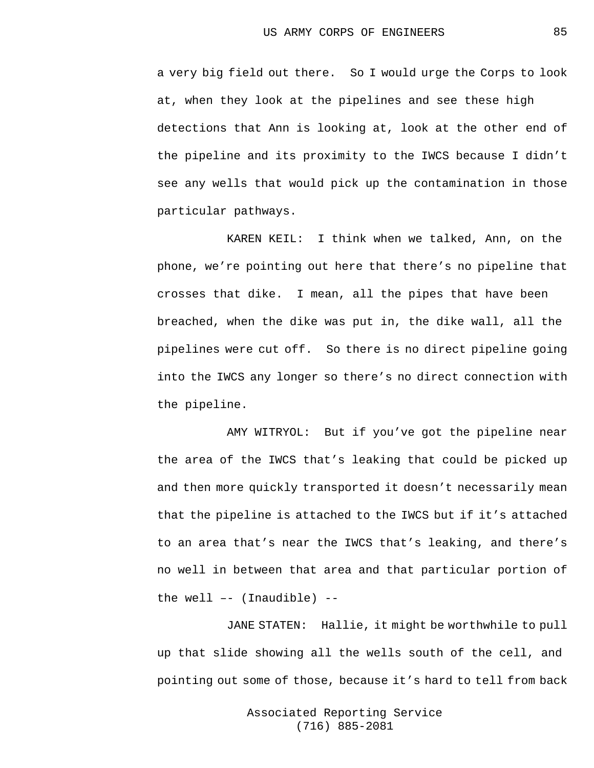a very big field out there. So I would urge the Corps to look at, when they look at the pipelines and see these high detections that Ann is looking at, look at the other end of the pipeline and its proximity to the IWCS because I didn't see any wells that would pick up the contamination in those particular pathways.

KAREN KEIL: I think when we talked, Ann, on the phone, we're pointing out here that there's no pipeline that crosses that dike. I mean, all the pipes that have been breached, when the dike was put in, the dike wall, all the pipelines were cut off. So there is no direct pipeline going into the IWCS any longer so there's no direct connection with the pipeline.

AMY WITRYOL: But if you've got the pipeline near the area of the IWCS that's leaking that could be picked up and then more quickly transported it doesn't necessarily mean that the pipeline is attached to the IWCS but if it's attached to an area that's near the IWCS that's leaking, and there's no well in between that area and that particular portion of the well –- (Inaudible) --

JANE STATEN: Hallie, it might be worthwhile to pull up that slide showing all the wells south of the cell, and pointing out some of those, because it's hard to tell from back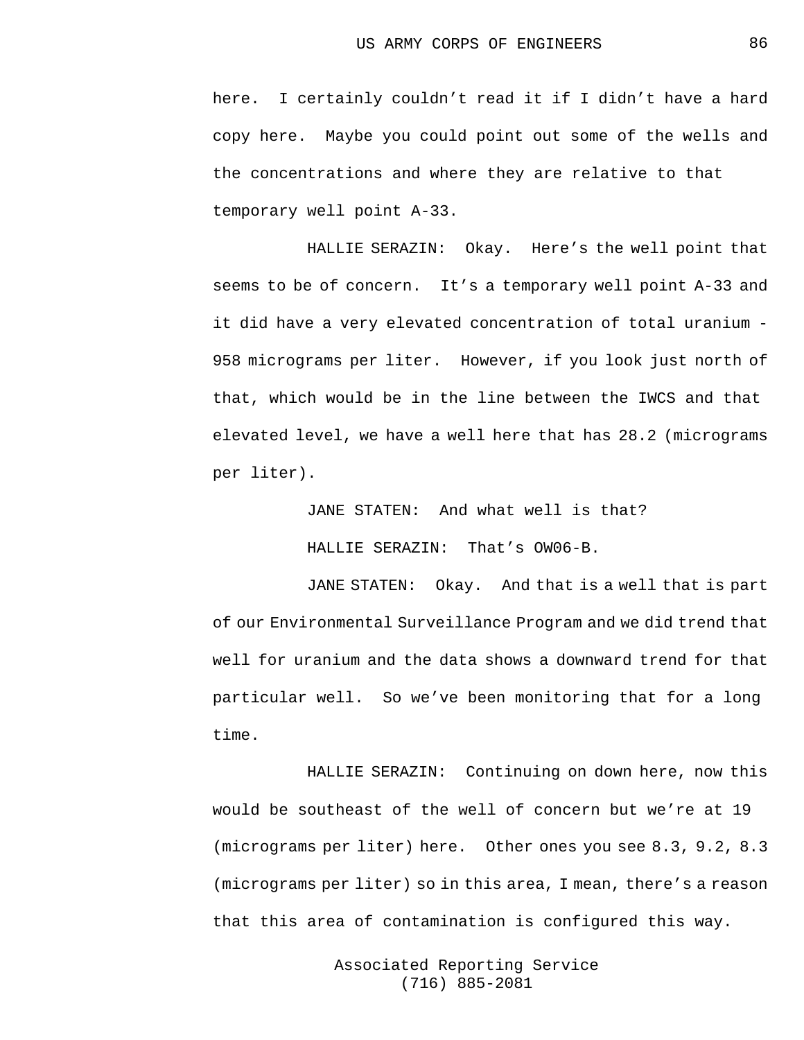here. I certainly couldn't read it if I didn't have a hard copy here. Maybe you could point out some of the wells and the concentrations and where they are relative to that temporary well point A-33.

HALLIE SERAZIN: Okay. Here's the well point that seems to be of concern. It's a temporary well point A-33 and it did have a very elevated concentration of total uranium - 958 micrograms per liter. However, if you look just north of that, which would be in the line between the IWCS and that elevated level, we have a well here that has 28.2 (micrograms per liter).

JANE STATEN: And what well is that?

HALLIE SERAZIN: That's OW06-B.

JANE STATEN: Okay. And that is a well that is part of our Environmental Surveillance Program and we did trend that well for uranium and the data shows a downward trend for that particular well. So we've been monitoring that for a long time.

HALLIE SERAZIN: Continuing on down here, now this would be southeast of the well of concern but we're at 19 (micrograms per liter) here. Other ones you see 8.3, 9.2, 8.3 (micrograms per liter) so in this area, I mean, there's a reason that this area of contamination is configured this way.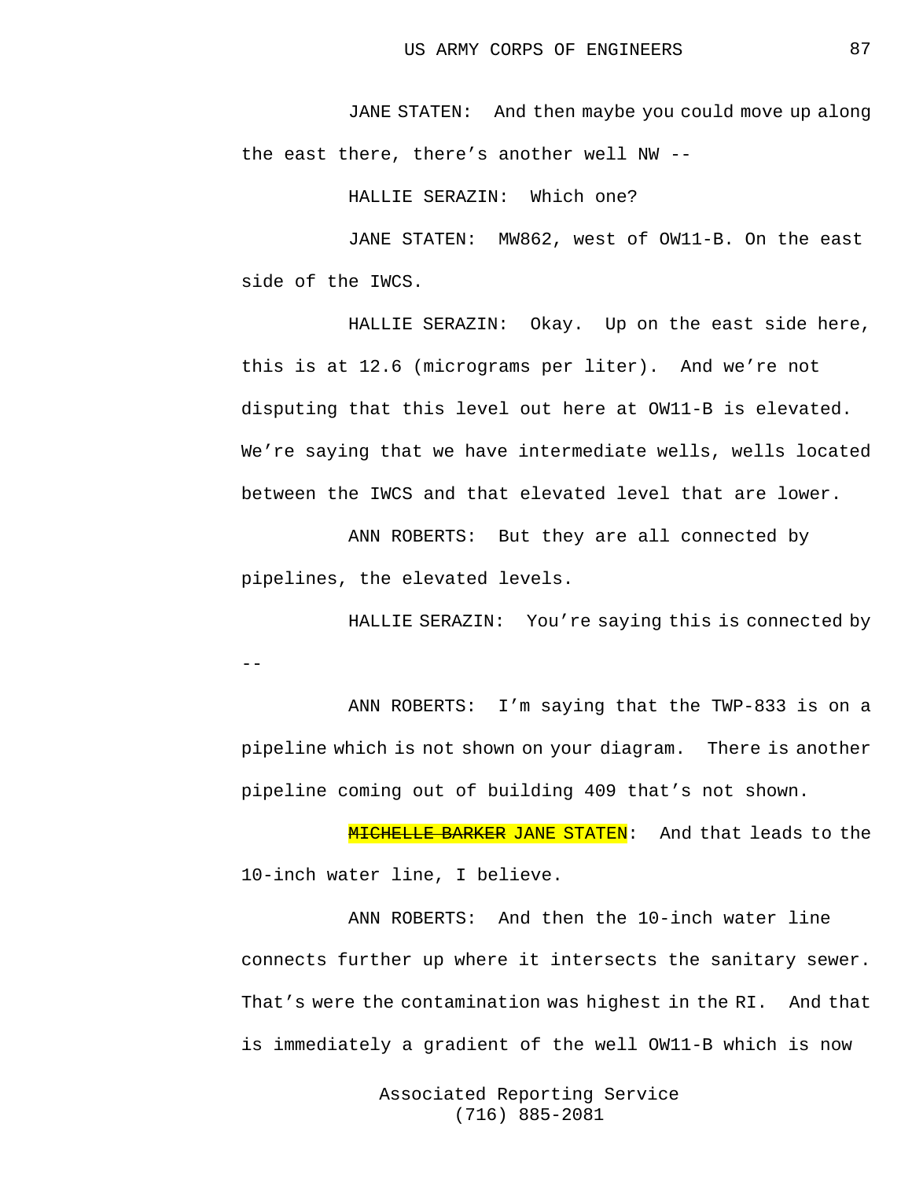JANE STATEN: And then maybe you could move up along the east there, there's another well NW --

HALLIE SERAZIN: Which one?

JANE STATEN: MW862, west of OW11-B. On the east side of the IWCS.

HALLIE SERAZIN: Okay. Up on the east side here, this is at 12.6 (micrograms per liter). And we're not disputing that this level out here at OW11-B is elevated. We're saying that we have intermediate wells, wells located between the IWCS and that elevated level that are lower.

ANN ROBERTS: But they are all connected by pipelines, the elevated levels.

HALLIE SERAZIN: You're saying this is connected by --

ANN ROBERTS: I'm saying that the TWP-833 is on a pipeline which is not shown on your diagram. There is another pipeline coming out of building 409 that's not shown.

~~MICHELLE BARKER~~ JANE STATEN: And that leads to the 10-inch water line, I believe.

ANN ROBERTS: And then the 10-inch water line connects further up where it intersects the sanitary sewer. That's were the contamination was highest in the RI. And that is immediately a gradient of the well OW11-B which is now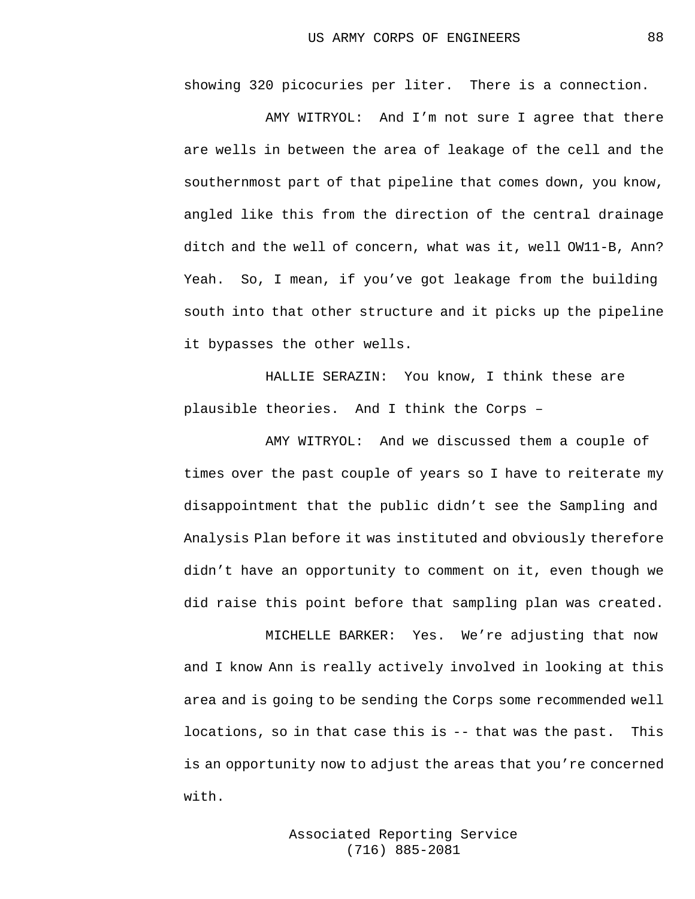showing 320 picocuries per liter. There is a connection.

AMY WITRYOL: And I'm not sure I agree that there are wells in between the area of leakage of the cell and the southernmost part of that pipeline that comes down, you know, angled like this from the direction of the central drainage ditch and the well of concern, what was it, well OW11-B, Ann? Yeah. So, I mean, if you've got leakage from the building south into that other structure and it picks up the pipeline it bypasses the other wells.

HALLIE SERAZIN: You know, I think these are plausible theories. And I think the Corps –

AMY WITRYOL: And we discussed them a couple of times over the past couple of years so I have to reiterate my disappointment that the public didn't see the Sampling and Analysis Plan before it was instituted and obviously therefore didn't have an opportunity to comment on it, even though we did raise this point before that sampling plan was created.

MICHELLE BARKER: Yes. We're adjusting that now and I know Ann is really actively involved in looking at this area and is going to be sending the Corps some recommended well locations, so in that case this is -- that was the past. This is an opportunity now to adjust the areas that you're concerned with.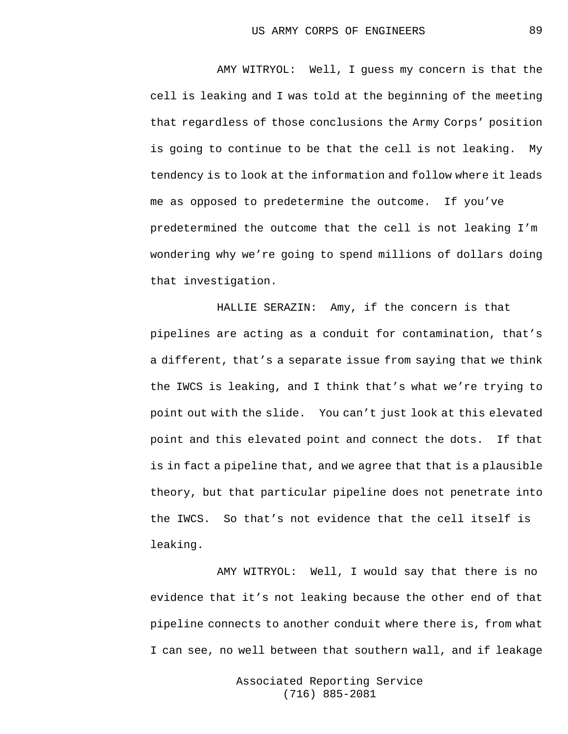AMY WITRYOL: Well, I guess my concern is that the cell is leaking and I was told at the beginning of the meeting that regardless of those conclusions the Army Corps' position is going to continue to be that the cell is not leaking. My tendency is to look at the information and follow where it leads me as opposed to predetermine the outcome. If you've predetermined the outcome that the cell is not leaking I'm wondering why we're going to spend millions of dollars doing that investigation.

HALLIE SERAZIN: Amy, if the concern is that pipelines are acting as a conduit for contamination, that's a different, that's a separate issue from saying that we think the IWCS is leaking, and I think that's what we're trying to point out with the slide. You can't just look at this elevated point and this elevated point and connect the dots. If that is in fact a pipeline that, and we agree that that is a plausible theory, but that particular pipeline does not penetrate into the IWCS. So that's not evidence that the cell itself is leaking.

AMY WITRYOL: Well, I would say that there is no evidence that it's not leaking because the other end of that pipeline connects to another conduit where there is, from what I can see, no well between that southern wall, and if leakage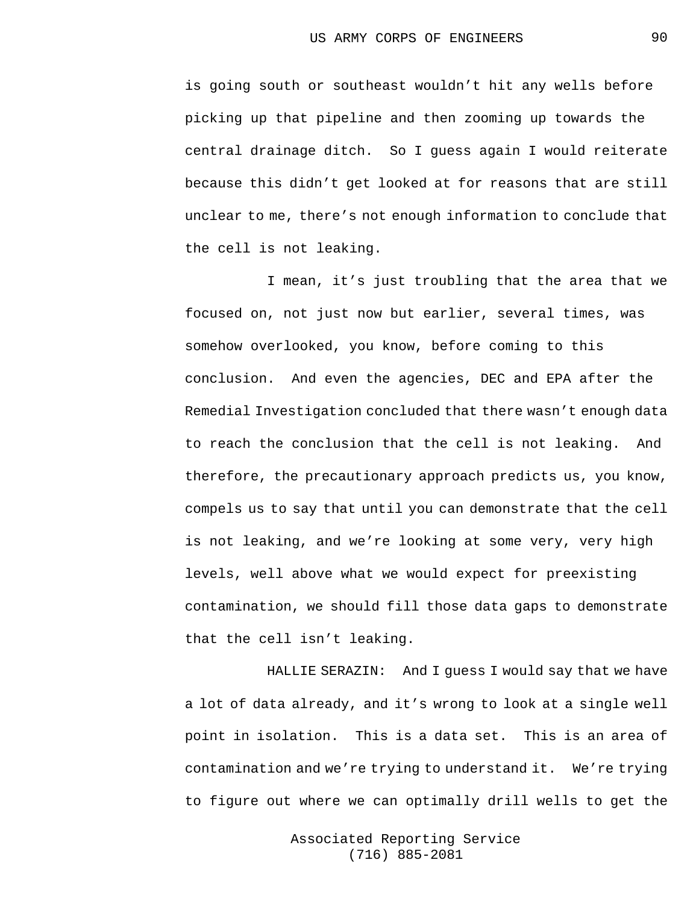is going south or southeast wouldn't hit any wells before picking up that pipeline and then zooming up towards the central drainage ditch. So I guess again I would reiterate because this didn't get looked at for reasons that are still unclear to me, there's not enough information to conclude that the cell is not leaking.

I mean, it's just troubling that the area that we focused on, not just now but earlier, several times, was somehow overlooked, you know, before coming to this conclusion. And even the agencies, DEC and EPA after the Remedial Investigation concluded that there wasn't enough data to reach the conclusion that the cell is not leaking. And therefore, the precautionary approach predicts us, you know, compels us to say that until you can demonstrate that the cell is not leaking, and we're looking at some very, very high levels, well above what we would expect for preexisting contamination, we should fill those data gaps to demonstrate that the cell isn't leaking.

HALLIE SERAZIN: And I guess I would say that we have a lot of data already, and it's wrong to look at a single well point in isolation. This is a data set. This is an area of contamination and we're trying to understand it. We're trying to figure out where we can optimally drill wells to get the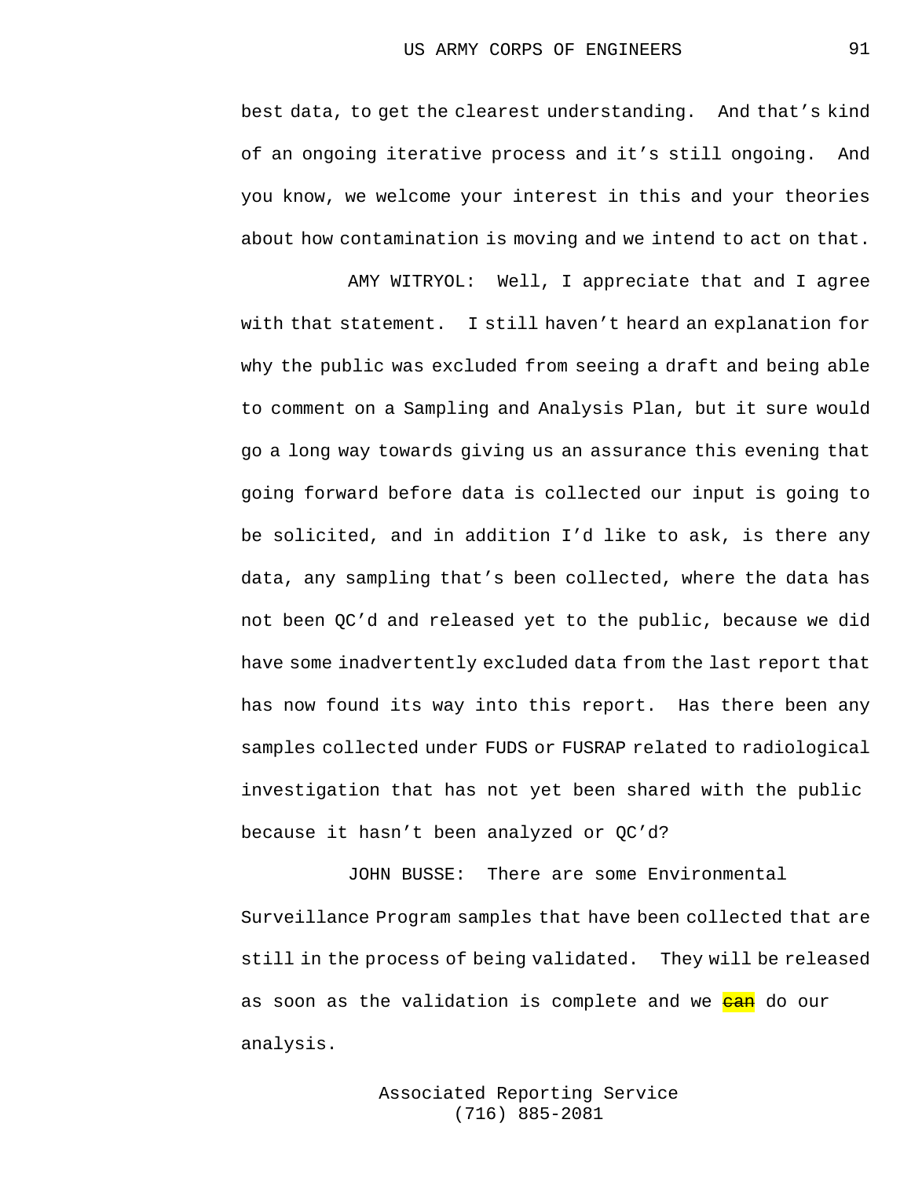best data, to get the clearest understanding. And that's kind of an ongoing iterative process and it's still ongoing. And you know, we welcome your interest in this and your theories about how contamination is moving and we intend to act on that.

AMY WITRYOL: Well, I appreciate that and I agree with that statement. I still haven't heard an explanation for why the public was excluded from seeing a draft and being able to comment on a Sampling and Analysis Plan, but it sure would go a long way towards giving us an assurance this evening that going forward before data is collected our input is going to be solicited, and in addition I'd like to ask, is there any data, any sampling that's been collected, where the data has not been QC'd and released yet to the public, because we did have some inadvertently excluded data from the last report that has now found its way into this report. Has there been any samples collected under FUDS or FUSRAP related to radiological investigation that has not yet been shared with the public because it hasn't been analyzed or QC'd?

JOHN BUSSE: There are some Environmental Surveillance Program samples that have been collected that are still in the process of being validated. They will be released as soon as the validation is complete and we ~~can~~ do our analysis.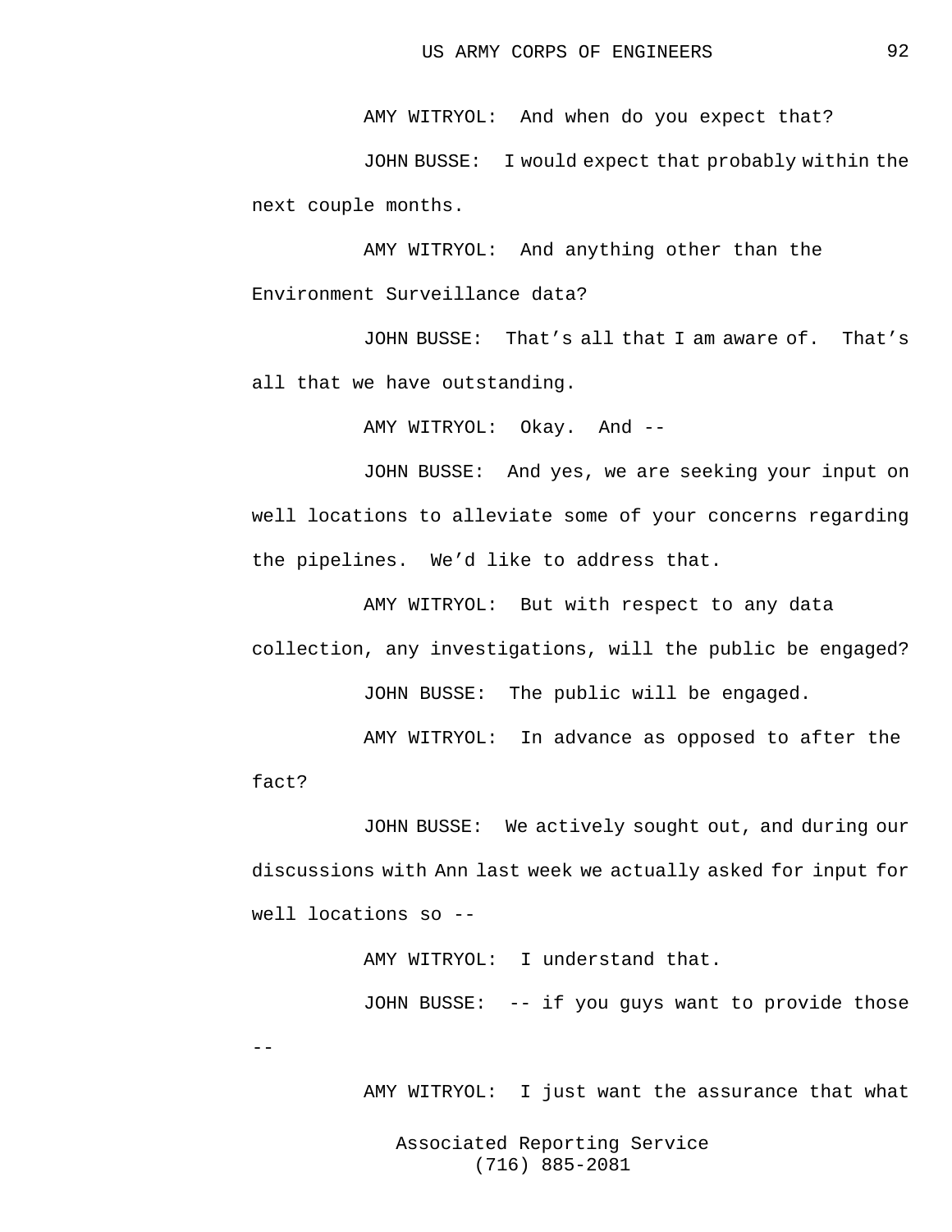AMY WITRYOL: And when do you expect that?

JOHN BUSSE: I would expect that probably within the next couple months.

AMY WITRYOL: And anything other than the Environment Surveillance data?

JOHN BUSSE: That’s all that I am aware of. That’s all that we have outstanding.

AMY WITRYOL: Okay. And --

JOHN BUSSE: And yes, we are seeking your input on well locations to alleviate some of your concerns regarding the pipelines. We’d like to address that.

AMY WITRYOL: But with respect to any data collection, any investigations, will the public be engaged?

JOHN BUSSE: The public will be engaged.

AMY WITRYOL: In advance as opposed to after the fact?

JOHN BUSSE: We actively sought out, and during our discussions with Ann last week we actually asked for input for well locations so --

AMY WITRYOL: I understand that.

JOHN BUSSE: -- if you guys want to provide those --

AMY WITRYOL: I just want the assurance that what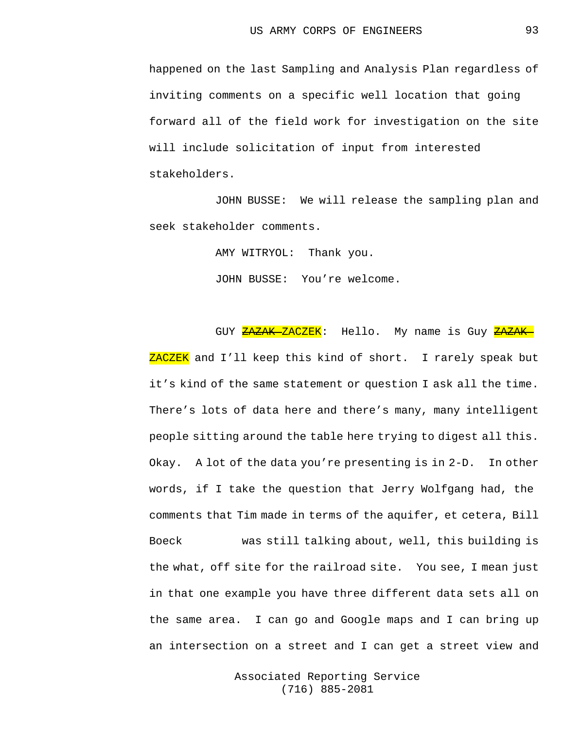happened on the last Sampling and Analysis Plan regardless of inviting comments on a specific well location that going forward all of the field work for investigation on the site will include solicitation of input from interested stakeholders.

JOHN BUSSE: We will release the sampling plan and seek stakeholder comments.

AMY WITRYOL: Thank you.

JOHN BUSSE: You're welcome.

GUY ~~ZAZAK~~ ZACZEK: Hello. My name is Guy ~~ZAZAK~~ ZACZEK and I'll keep this kind of short. I rarely speak but it's kind of the same statement or question I ask all the time. There's lots of data here and there's many, many intelligent people sitting around the table here trying to digest all this. Okay. A lot of the data you're presenting is in 2-D. In other words, if I take the question that Jerry Wolfgang had, the comments that Tim made in terms of the aquifer, et cetera, Bill Boeck was still talking about, well, this building is the what, off site for the railroad site. You see, I mean just in that one example you have three different data sets all on the same area. I can go and Google maps and I can bring up an intersection on a street and I can get a street view and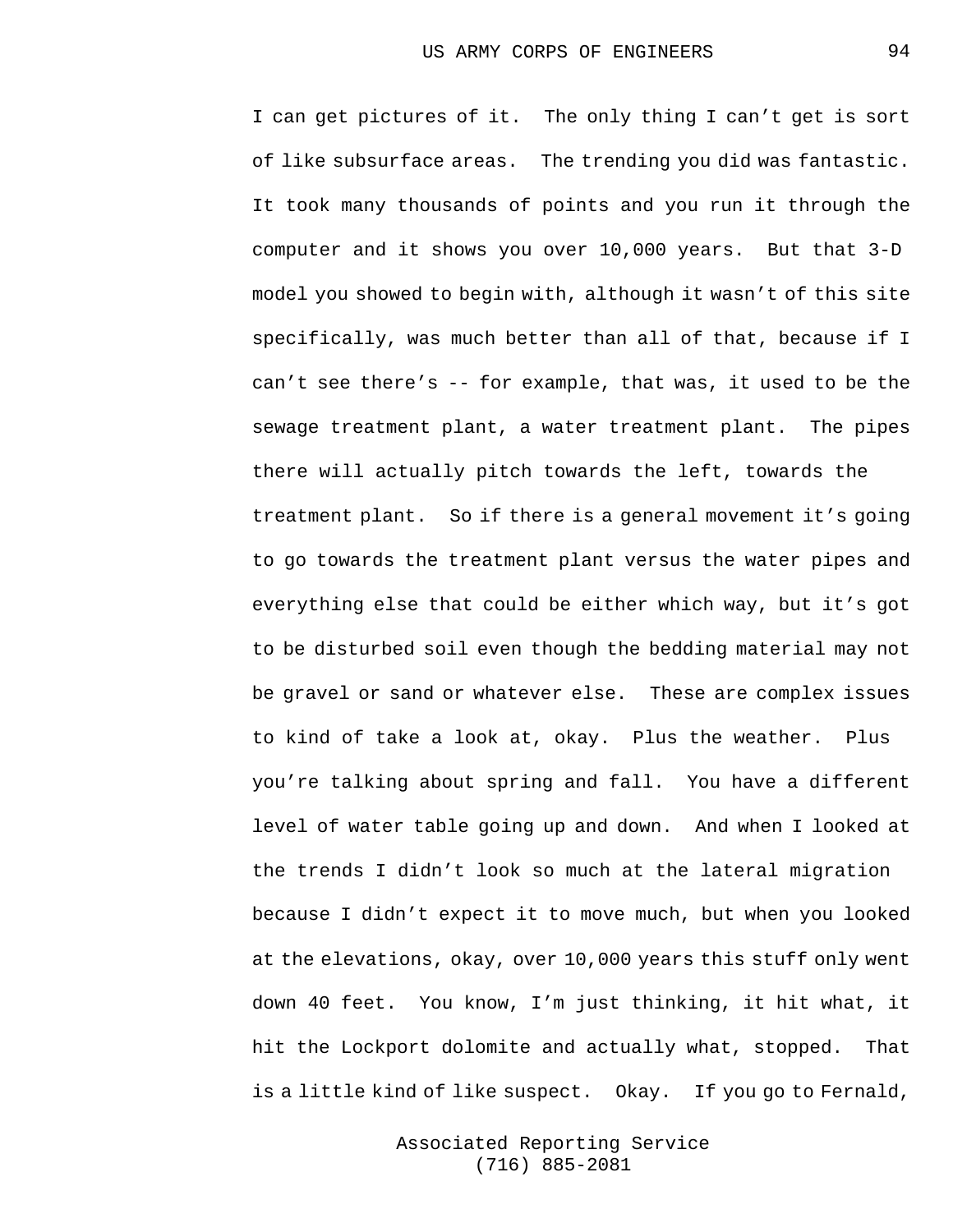I can get pictures of it. The only thing I can't get is sort of like subsurface areas. The trending you did was fantastic. It took many thousands of points and you run it through the computer and it shows you over 10,000 years. But that 3-D model you showed to begin with, although it wasn't of this site specifically, was much better than all of that, because if I can't see there's -- for example, that was, it used to be the sewage treatment plant, a water treatment plant. The pipes there will actually pitch towards the left, towards the treatment plant. So if there is a general movement it's going to go towards the treatment plant versus the water pipes and everything else that could be either which way, but it's got to be disturbed soil even though the bedding material may not be gravel or sand or whatever else. These are complex issues to kind of take a look at, okay. Plus the weather. Plus you're talking about spring and fall. You have a different level of water table going up and down. And when I looked at the trends I didn't look so much at the lateral migration because I didn't expect it to move much, but when you looked at the elevations, okay, over 10,000 years this stuff only went down 40 feet. You know, I'm just thinking, it hit what, it hit the Lockport dolomite and actually what, stopped. That is a little kind of like suspect. Okay. If you go to Fernald,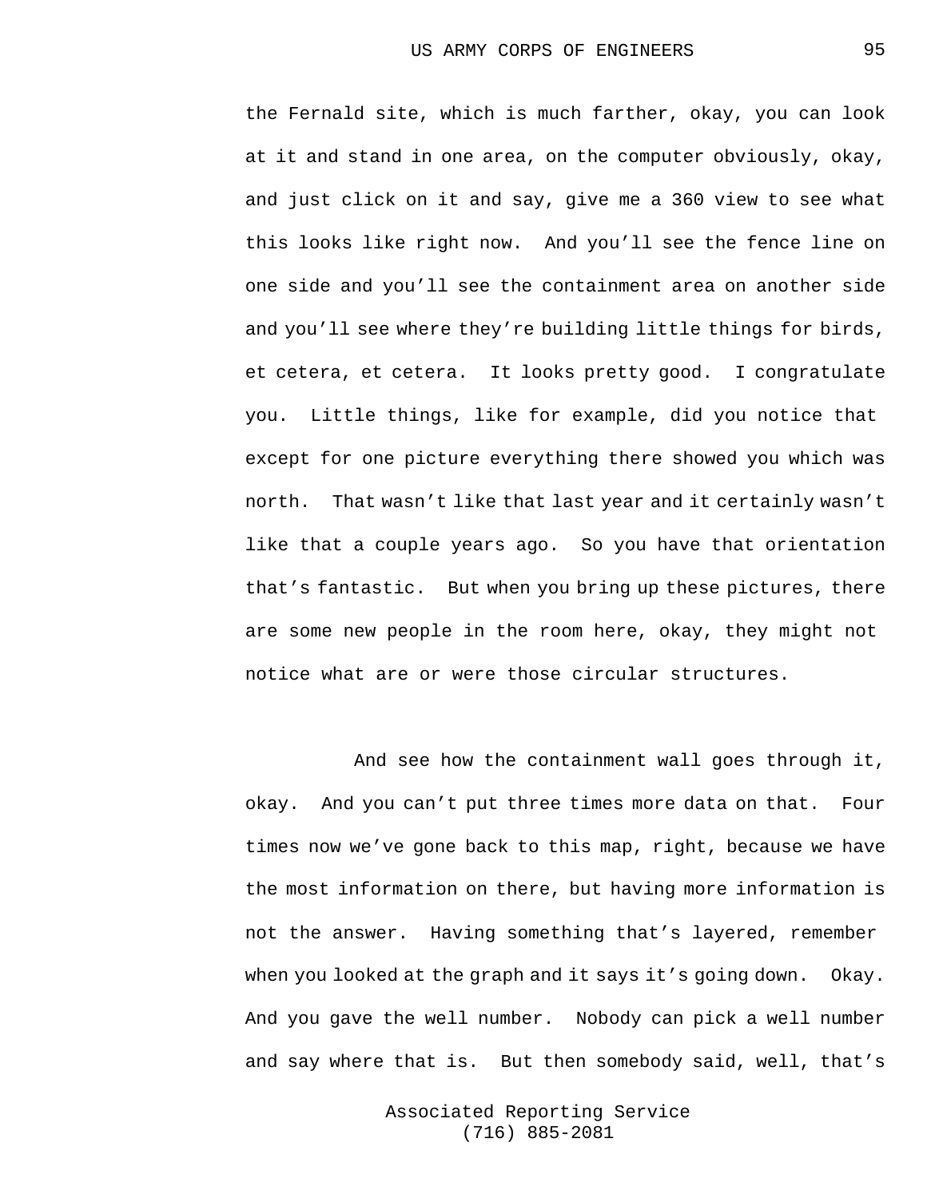the Fernald site, which is much farther, okay, you can look at it and stand in one area, on the computer obviously, okay, and just click on it and say, give me a 360 view to see what this looks like right now. And you'll see the fence line on one side and you'll see the containment area on another side and you'll see where they're building little things for birds, et cetera, et cetera. It looks pretty good. I congratulate you. Little things, like for example, did you notice that except for one picture everything there showed you which was north. That wasn't like that last year and it certainly wasn't like that a couple years ago. So you have that orientation that's fantastic. But when you bring up these pictures, there are some new people in the room here, okay, they might not notice what are or were those circular structures.

And see how the containment wall goes through it, okay. And you can't put three times more data on that. Four times now we've gone back to this map, right, because we have the most information on there, but having more information is not the answer. Having something that's layered, remember when you looked at the graph and it says it's going down. Okay. And you gave the well number. Nobody can pick a well number and say where that is. But then somebody said, well, that's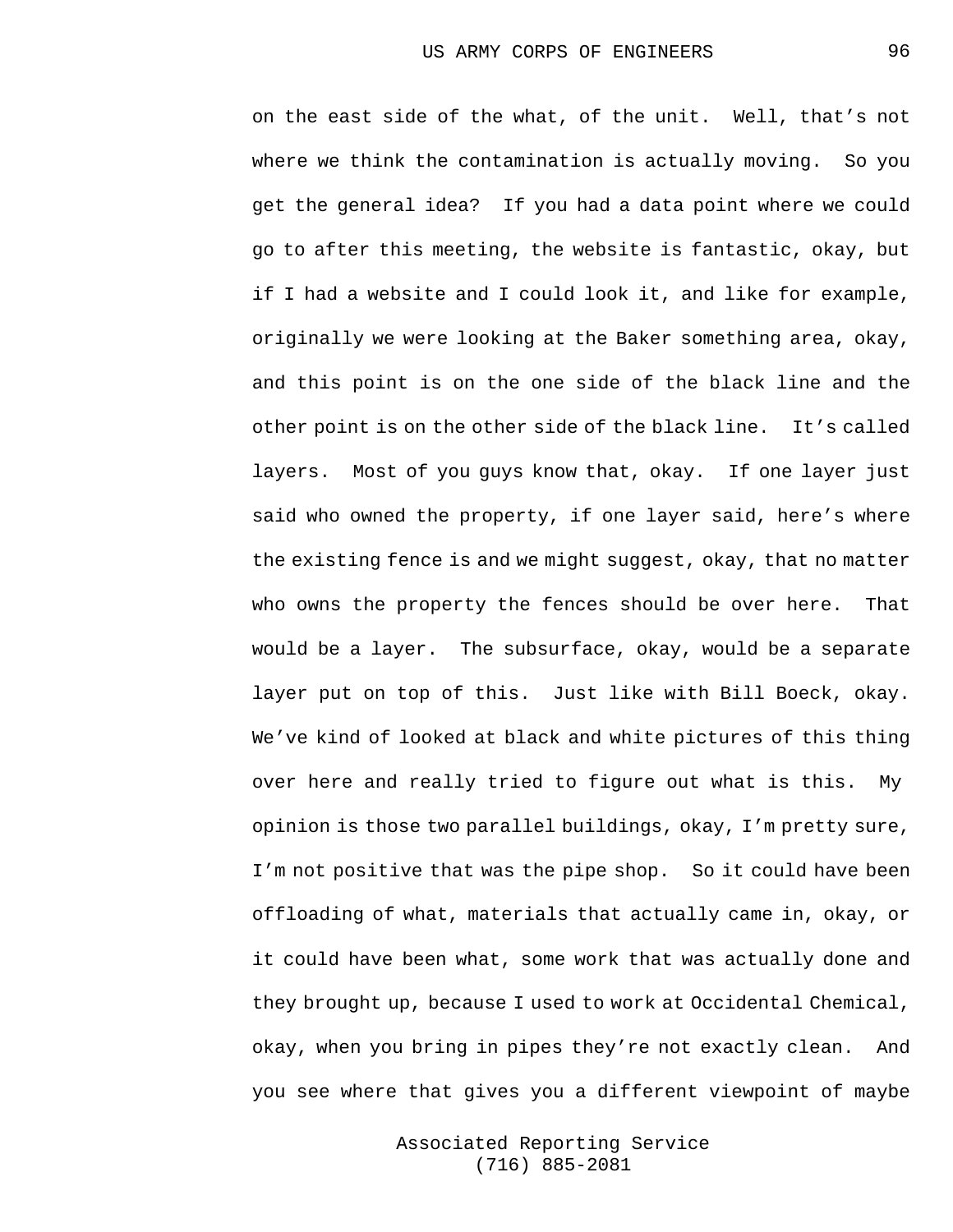on the east side of the what, of the unit. Well, that's not where we think the contamination is actually moving. So you get the general idea? If you had a data point where we could go to after this meeting, the website is fantastic, okay, but if I had a website and I could look it, and like for example, originally we were looking at the Baker something area, okay, and this point is on the one side of the black line and the other point is on the other side of the black line. It's called layers. Most of you guys know that, okay. If one layer just said who owned the property, if one layer said, here's where the existing fence is and we might suggest, okay, that no matter who owns the property the fences should be over here. That would be a layer. The subsurface, okay, would be a separate layer put on top of this. Just like with Bill Boeck, okay. We've kind of looked at black and white pictures of this thing over here and really tried to figure out what is this. My opinion is those two parallel buildings, okay, I'm pretty sure, I'm not positive that was the pipe shop. So it could have been offloading of what, materials that actually came in, okay, or it could have been what, some work that was actually done and they brought up, because I used to work at Occidental Chemical, okay, when you bring in pipes they're not exactly clean. And you see where that gives you a different viewpoint of maybe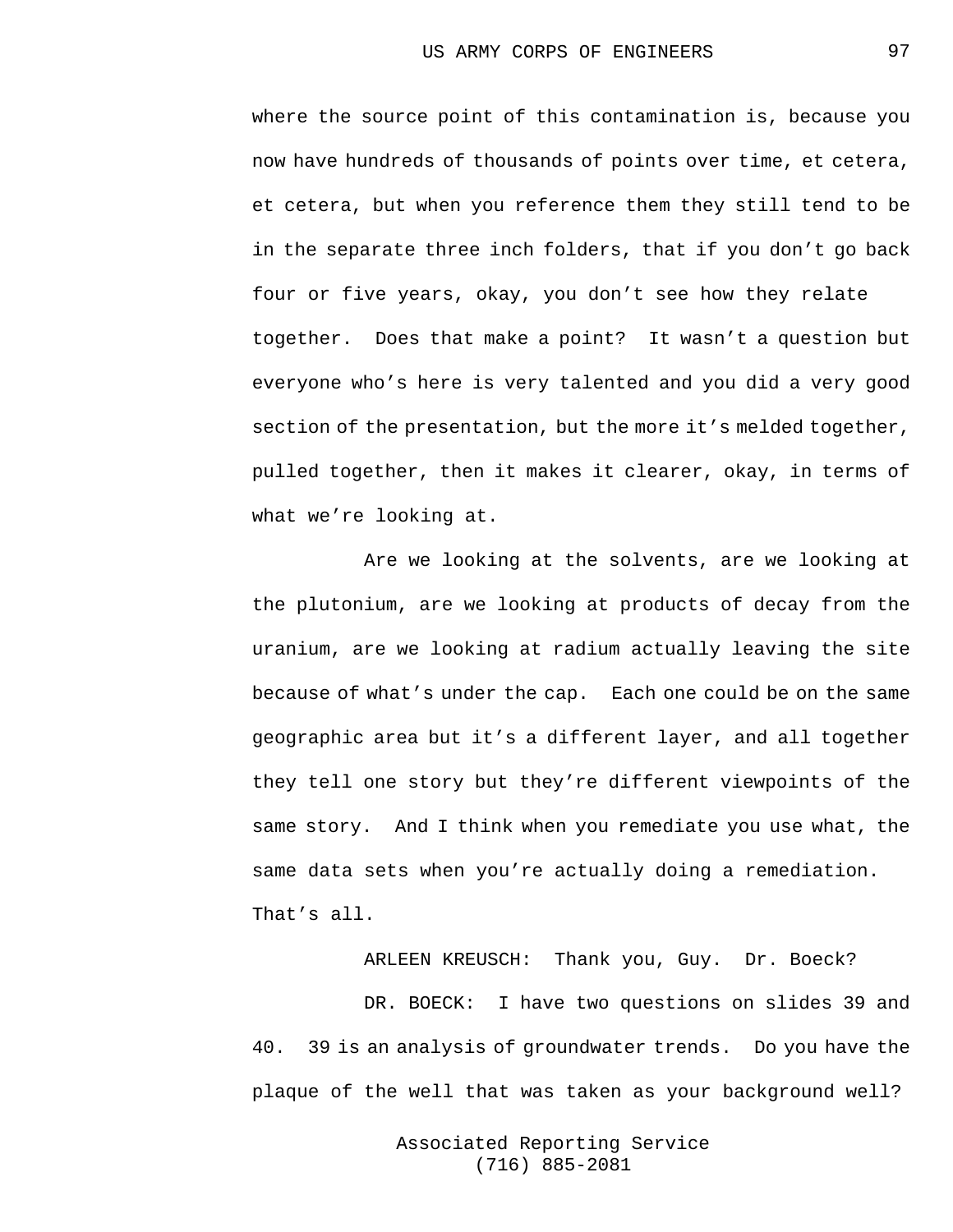where the source point of this contamination is, because you now have hundreds of thousands of points over time, et cetera, et cetera, but when you reference them they still tend to be in the separate three inch folders, that if you don't go back four or five years, okay, you don't see how they relate together. Does that make a point? It wasn't a question but everyone who's here is very talented and you did a very good section of the presentation, but the more it's melded together, pulled together, then it makes it clearer, okay, in terms of what we're looking at.

Are we looking at the solvents, are we looking at the plutonium, are we looking at products of decay from the uranium, are we looking at radium actually leaving the site because of what's under the cap. Each one could be on the same geographic area but it's a different layer, and all together they tell one story but they're different viewpoints of the same story. And I think when you remediate you use what, the same data sets when you're actually doing a remediation. That's all.

ARLEEN KREUSCH: Thank you, Guy. Dr. Boeck?

DR. BOECK: I have two questions on slides 39 and 40. 39 is an analysis of groundwater trends. Do you have the plaque of the well that was taken as your background well?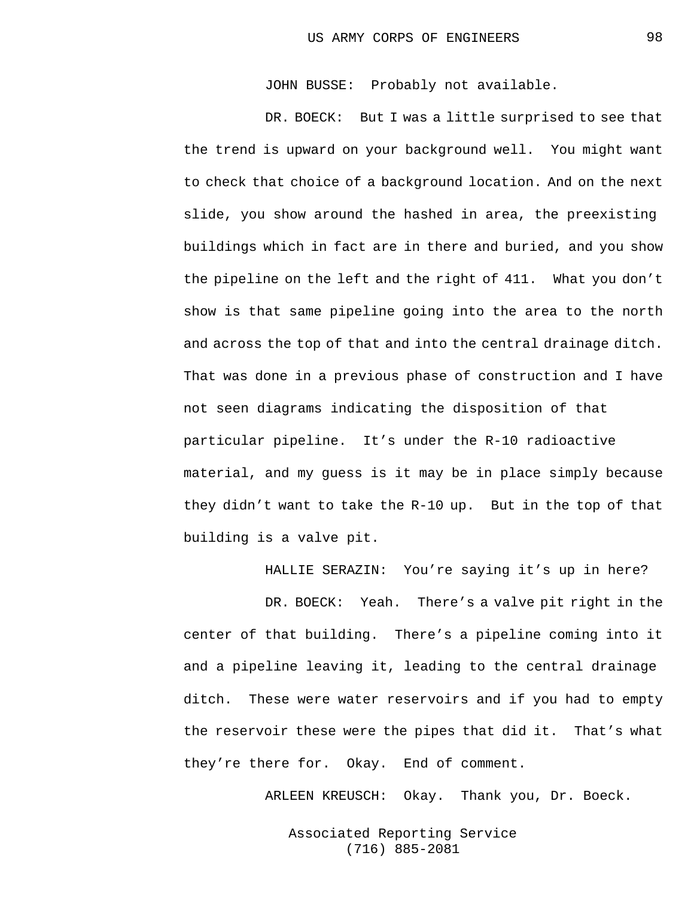JOHN BUSSE: Probably not available.

DR. BOECK: But I was a little surprised to see that the trend is upward on your background well. You might want to check that choice of a background location. And on the next slide, you show around the hashed in area, the preexisting buildings which in fact are in there and buried, and you show the pipeline on the left and the right of 411. What you don't show is that same pipeline going into the area to the north and across the top of that and into the central drainage ditch. That was done in a previous phase of construction and I have not seen diagrams indicating the disposition of that particular pipeline. It's under the R-10 radioactive material, and my guess is it may be in place simply because they didn't want to take the R-10 up. But in the top of that building is a valve pit.

HALLIE SERAZIN: You're saying it's up in here?

DR. BOECK: Yeah. There's a valve pit right in the center of that building. There's a pipeline coming into it and a pipeline leaving it, leading to the central drainage ditch. These were water reservoirs and if you had to empty the reservoir these were the pipes that did it. That's what they're there for. Okay. End of comment.

ARLEEN KREUSCH: Okay. Thank you, Dr. Boeck.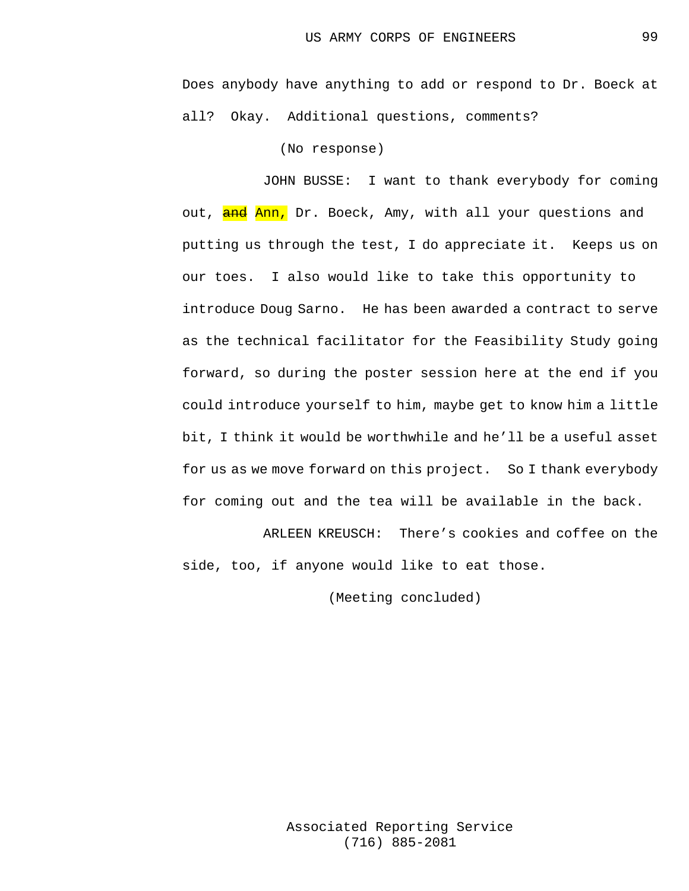Does anybody have anything to add or respond to Dr. Boeck at all? Okay. Additional questions, comments?

(No response)

JOHN BUSSE: I want to thank everybody for coming out, ~~and~~ Ann, Dr. Boeck, Amy, with all your questions and putting us through the test, I do appreciate it. Keeps us on our toes. I also would like to take this opportunity to introduce Doug Sarno. He has been awarded a contract to serve as the technical facilitator for the Feasibility Study going forward, so during the poster session here at the end if you could introduce yourself to him, maybe get to know him a little bit, I think it would be worthwhile and he'll be a useful asset for us as we move forward on this project. So I thank everybody for coming out and the tea will be available in the back.

ARLEEN KREUSCH: There's cookies and coffee on the side, too, if anyone would like to eat those.

(Meeting concluded)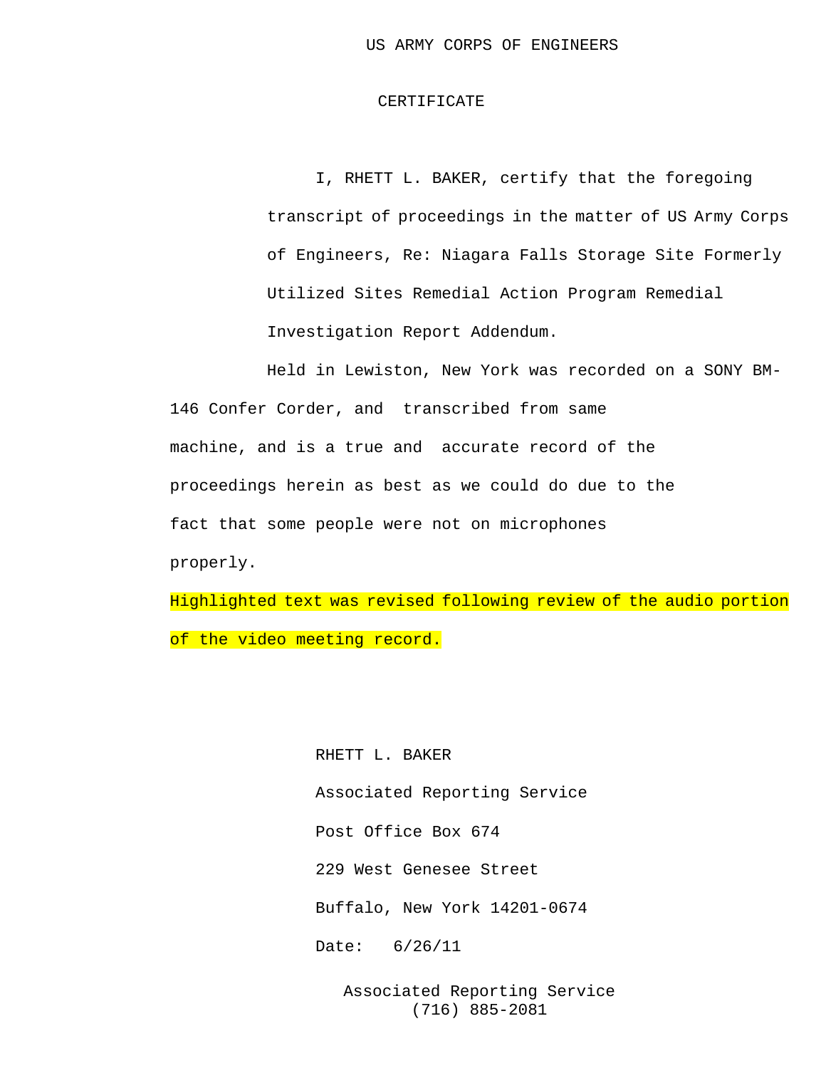US ARMY CORPS OF ENGINEERS

CERTIFICATE

I, RHETT L. BAKER, certify that the foregoing transcript of proceedings in the matter of US Army Corps of Engineers, Re: Niagara Falls Storage Site Formerly Utilized Sites Remedial Action Program Remedial Investigation Report Addendum.

Held in Lewiston, New York was recorded on a SONY BM-146 Confer Corder, and transcribed from same machine, and is a true and accurate record of the proceedings herein as best as we could do due to the fact that some people were not on microphones properly.

Highlighted text was revised following review of the audio portion of the video meeting record.

RHETT L. BAKER

Associated Reporting Service

Post Office Box 674

229 West Genesee Street

Buffalo, New York 14201-0674

Date: 6/26/11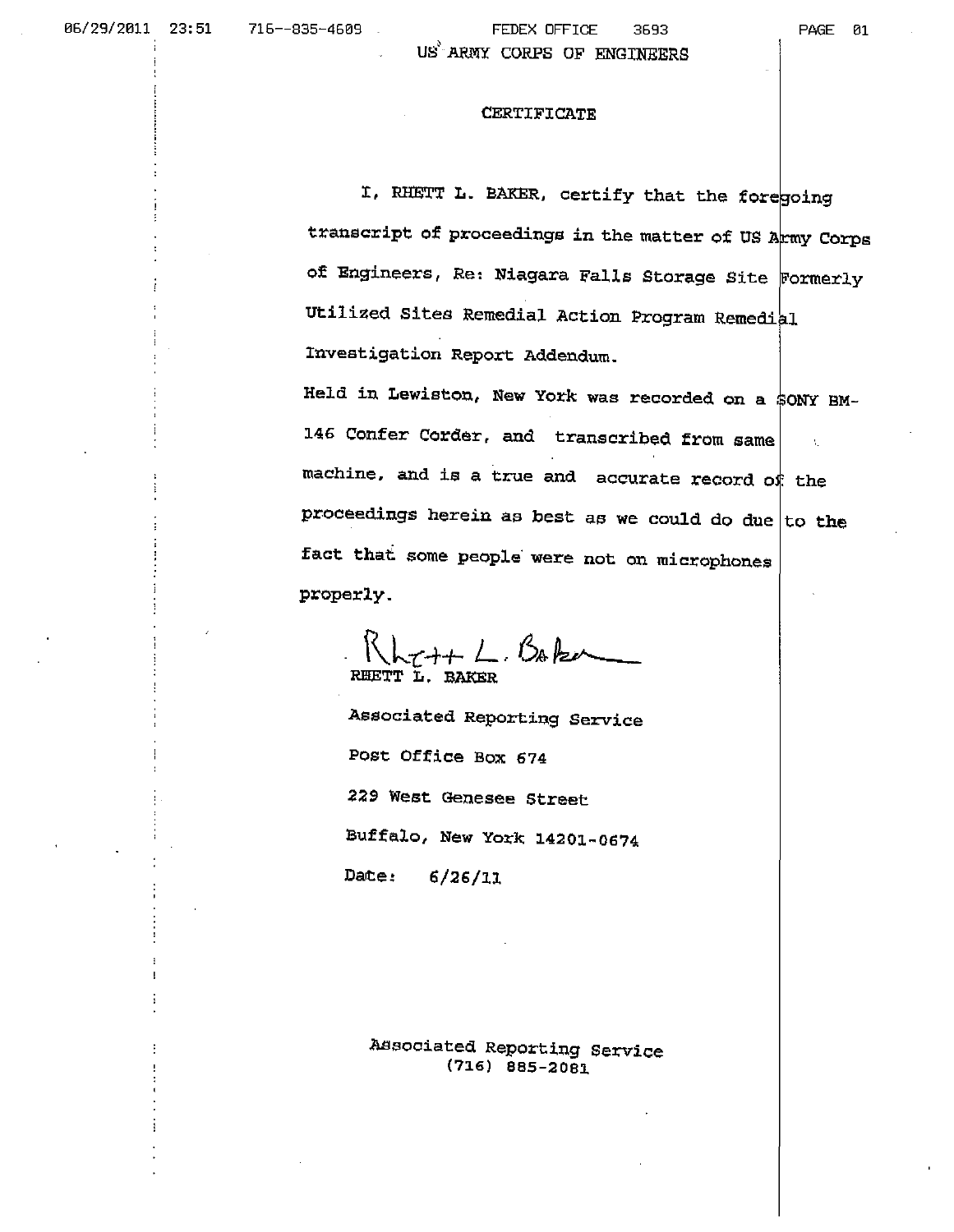US ARMY CORPS OF ENGINEERS

CERTIFICATE

I, RHETT L. BAKER, certify that the foregoing transcript of proceedings in the matter of US Army Corps of Engineers, Re: Niagara Falls Storage Site Formerly Utilized Sites Remedial Action Program Remedial Investigation Report Addendum.

Held in Lewiston, New York was recorded on a SONY BM-146 Confer Corder, and transcribed from same machine, and is a true and accurate record of the proceedings herein as best as we could do due to the fact that some people were not on microphones properly.

Rhett L. Baker
RHETT L. BAKER

Associated Reporting Service

Post Office Box 674

229 West Genesee Street

Buffalo, New York 14201-0674

Date: 6/26/11

Associated Reporting Service
(716) 885-2081